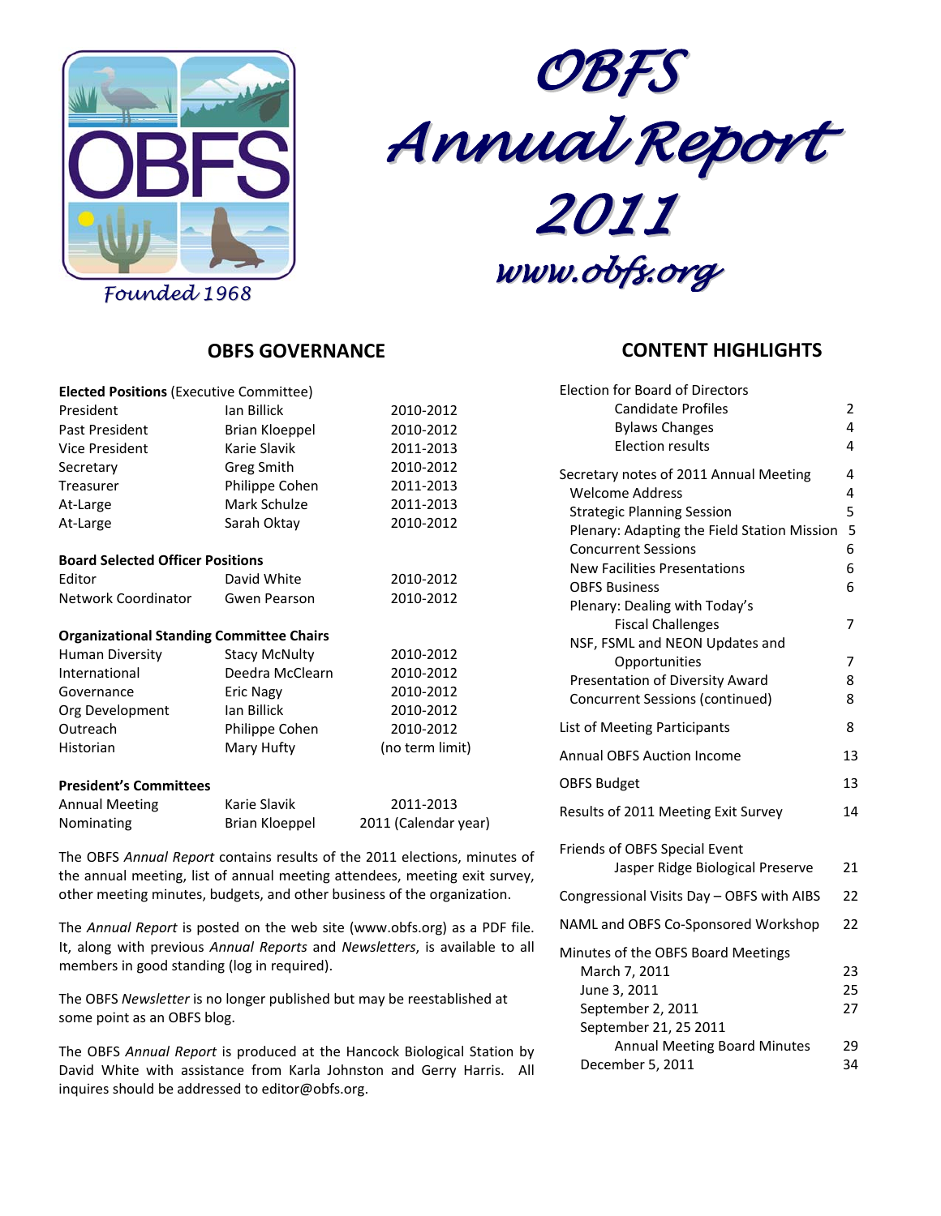# OBFS Annual Report 2011

www.obfs.org

Founded 1968

## OBFS GOVERNANCE

| **Elected Positions** (Executive Committee) | | |
|---|---|---|
| President | Ian Billick | 2010-2012 |
| Past President | Brian Kloeppel | 2010-2012 |
| Vice President | Karie Slavik | 2011-2013 |
| Secretary | Greg Smith | 2010-2012 |
| Treasurer | Philippe Cohen | 2011-2013 |
| At-Large | Mark Schulze | 2011-2013 |
| At-Large | Sarah Oktay | 2010-2012 |

| **Board Selected Officer Positions** | | |
|---|---|---|
| Editor | David White | 2010-2012 |
| Network Coordinator | Gwen Pearson | 2010-2012 |

| **Organizational Standing Committee Chairs** | | |
|---|---|---|
| Human Diversity | Stacy McNulty | 2010-2012 |
| International | Deedra McClearn | 2010-2012 |
| Governance | Eric Nagy | 2010-2012 |
| Org Development | Ian Billick | 2010-2012 |
| Outreach | Philippe Cohen | 2010-2012 |
| Historian | Mary Hufty | (no term limit) |

| **President's Committees** | | |
|---|---|---|
| Annual Meeting | Karie Slavik | 2011-2013 |
| Nominating | Brian Kloeppel | 2011 (Calendar year) |

The OBFS *Annual Report* contains results of the 2011 elections, minutes of the annual meeting, list of annual meeting attendees, meeting exit survey, other meeting minutes, budgets, and other business of the organization.

The *Annual Report* is posted on the web site (www.obfs.org) as a PDF file. It, along with previous *Annual Reports* and *Newsletters*, is available to all members in good standing (log in required).

The OBFS *Newsletter* is no longer published but may be reestablished at some point as an OBFS blog.

The OBFS *Annual Report* is produced at the Hancock Biological Station by David White with assistance from Karla Johnston and Gerry Harris. All inquires should be addressed to editor@obfs.org.

## CONTENT HIGHLIGHTS

| | |
|---|---|
| Election for Board of Directors | |
| Candidate Profiles | 2 |
| Bylaws Changes | 4 |
| Election results | 4 |
| Secretary notes of 2011 Annual Meeting | 4 |
| Welcome Address | 4 |
| Strategic Planning Session | 5 |
| Plenary: Adapting the Field Station Mission | 5 |
| Concurrent Sessions | 6 |
| New Facilities Presentations | 6 |
| OBFS Business | 6 |
| Plenary: Dealing with Today's Fiscal Challenges | 7 |
| NSF, FSML and NEON Updates and Opportunities | 7 |
| Presentation of Diversity Award | 8 |
| Concurrent Sessions (continued) | 8 |
| List of Meeting Participants | 8 |
| Annual OBFS Auction Income | 13 |
| OBFS Budget | 13 |
| Results of 2011 Meeting Exit Survey | 14 |
| Friends of OBFS Special Event Jasper Ridge Biological Preserve | 21 |
| Congressional Visits Day – OBFS with AIBS | 22 |
| NAML and OBFS Co-Sponsored Workshop | 22 |
| Minutes of the OBFS Board Meetings | |
| March 7, 2011 | 23 |
| June 3, 2011 | 25 |
| September 2, 2011 | 27 |
| September 21, 25 2011 Annual Meeting Board Minutes | 29 |
| December 5, 2011 | 34 |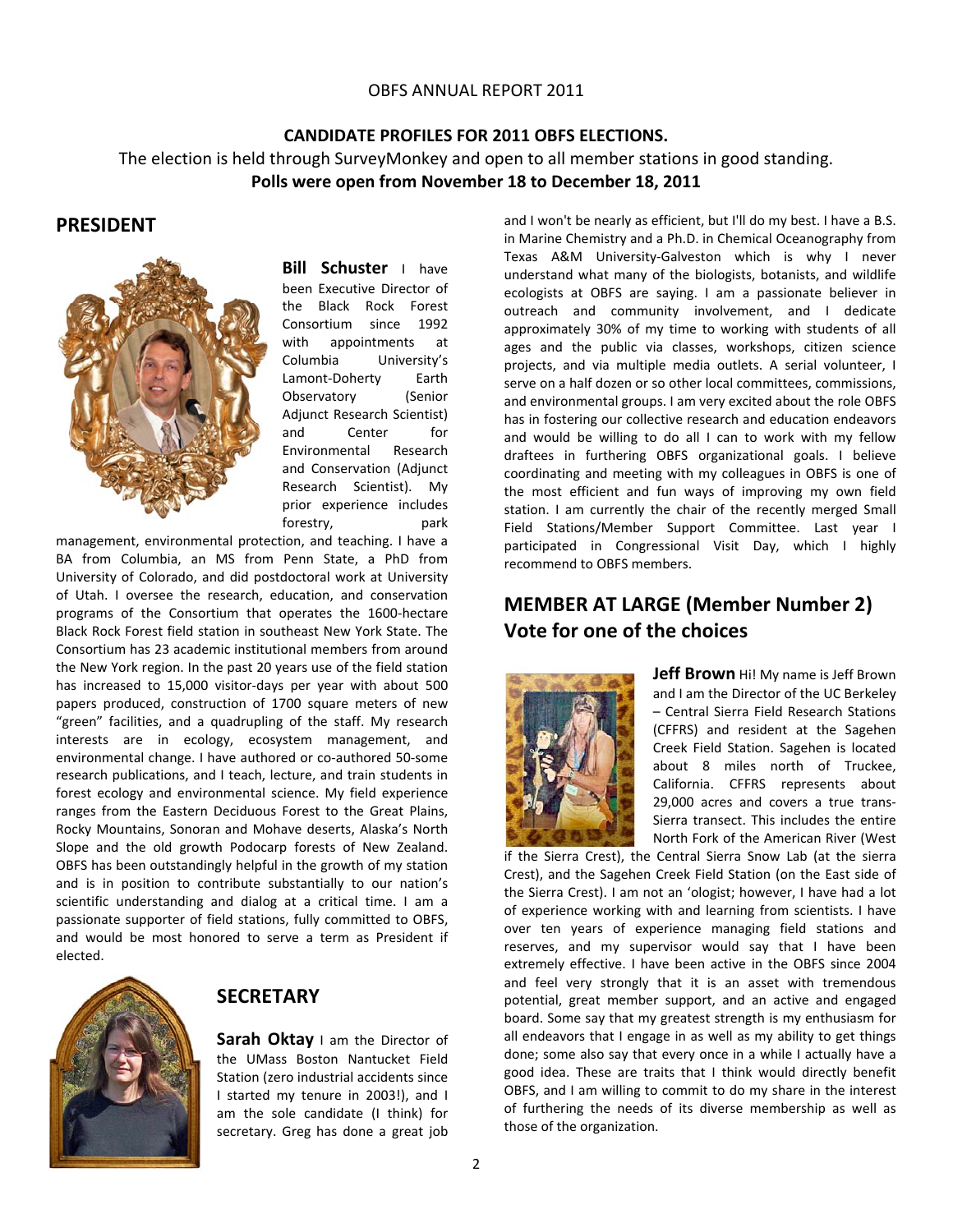## CANDIDATE PROFILES FOR 2011 OBFS ELECTIONS.

The election is held through SurveyMonkey and open to all member stations in good standing.

**Polls were open from November 18 to December 18, 2011**

## PRESIDENT

**Bill Schuster** I have been Executive Director of the Black Rock Forest Consortium since 1992 with appointments at Columbia University's Lamont-Doherty Earth Observatory (Senior Adjunct Research Scientist) and Center for Environmental Research and Conservation (Adjunct Research Scientist). My prior experience includes forestry, park management, environmental protection, and teaching. I have a BA from Columbia, an MS from Penn State, a PhD from University of Colorado, and did postdoctoral work at University of Utah. I oversee the research, education, and conservation programs of the Consortium that operates the 1600-hectare Black Rock Forest field station in southeast New York State. The Consortium has 23 academic institutional members from around the New York region. In the past 20 years use of the field station has increased to 15,000 visitor-days per year with about 500 papers produced, construction of 1700 square meters of new "green" facilities, and a quadrupling of the staff. My research interests are in ecology, ecosystem management, and environmental change. I have authored or co-authored 50-some research publications, and I teach, lecture, and train students in forest ecology and environmental science. My field experience ranges from the Eastern Deciduous Forest to the Great Plains, Rocky Mountains, Sonoran and Mohave deserts, Alaska's North Slope and the old growth Podocarp forests of New Zealand. OBFS has been outstandingly helpful in the growth of my station and is in position to contribute substantially to our nation's scientific understanding and dialog at a critical time. I am a passionate supporter of field stations, fully committed to OBFS, and would be most honored to serve a term as President if elected.

## SECRETARY

**Sarah Oktay** I am the Director of the UMass Boston Nantucket Field Station (zero industrial accidents since I started my tenure in 2003!), and I am the sole candidate (I think) for secretary. Greg has done a great job and I won't be nearly as efficient, but I'll do my best. I have a B.S. in Marine Chemistry and a Ph.D. in Chemical Oceanography from Texas A&M University-Galveston which is why I never understand what many of the biologists, botanists, and wildlife ecologists at OBFS are saying. I am a passionate believer in outreach and community involvement, and I dedicate approximately 30% of my time to working with students of all ages and the public via classes, workshops, citizen science projects, and via multiple media outlets. A serial volunteer, I serve on a half dozen or so other local committees, commissions, and environmental groups. I am very excited about the role OBFS has in fostering our collective research and education endeavors and would be willing to do all I can to work with my fellow draftees in furthering OBFS organizational goals. I believe coordinating and meeting with my colleagues in OBFS is one of the most efficient and fun ways of improving my own field station. I am currently the chair of the recently merged Small Field Stations/Member Support Committee. Last year I participated in Congressional Visit Day, which I highly recommend to OBFS members.

## MEMBER AT LARGE (Member Number 2) Vote for one of the choices

**Jeff Brown** Hi! My name is Jeff Brown and I am the Director of the UC Berkeley – Central Sierra Field Research Stations (CFFRS) and resident at the Sagehen Creek Field Station. Sagehen is located about 8 miles north of Truckee, California. CFFRS represents about 29,000 acres and covers a true trans-Sierra transect. This includes the entire North Fork of the American River (West if the Sierra Crest), the Central Sierra Snow Lab (at the sierra Crest), and the Sagehen Creek Field Station (on the East side of the Sierra Crest). I am not an 'ologist; however, I have had a lot of experience working with and learning from scientists. I have over ten years of experience managing field stations and reserves, and my supervisor would say that I have been extremely effective. I have been active in the OBFS since 2004 and feel very strongly that it is an asset with tremendous potential, great member support, and an active and engaged board. Some say that my greatest strength is my enthusiasm for all endeavors that I engage in as well as my ability to get things done; some also say that every once in a while I actually have a good idea. These are traits that I think would directly benefit OBFS, and I am willing to commit to do my share in the interest of furthering the needs of its diverse membership as well as those of the organization.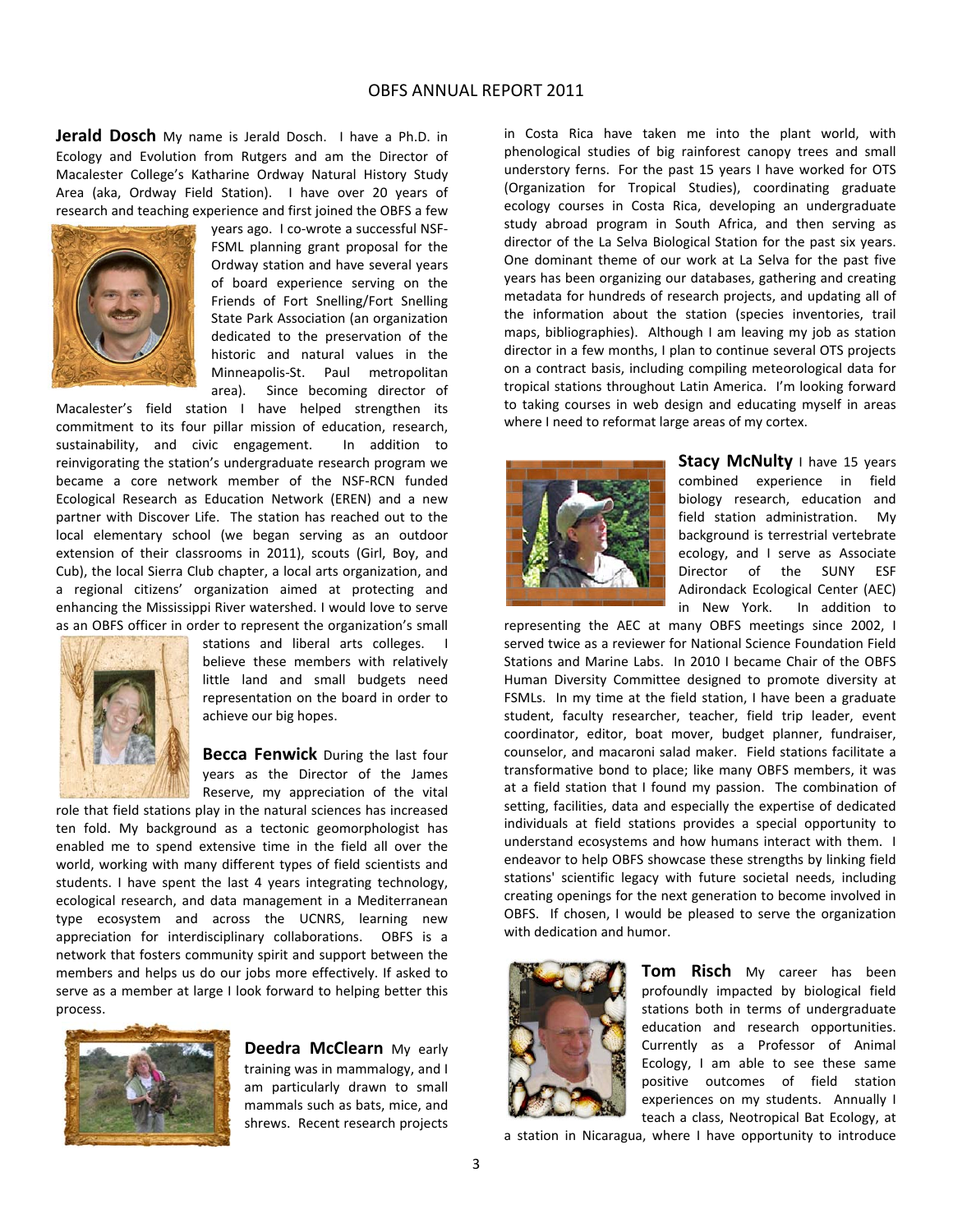**Jerald Dosch** My name is Jerald Dosch. I have a Ph.D. in Ecology and Evolution from Rutgers and am the Director of Macalester College's Katharine Ordway Natural History Study Area (aka, Ordway Field Station). I have over 20 years of research and teaching experience and first joined the OBFS a few years ago. I co-wrote a successful NSF-FSML planning grant proposal for the Ordway station and have several years of board experience serving on the Friends of Fort Snelling/Fort Snelling State Park Association (an organization dedicated to the preservation of the historic and natural values in the Minneapolis-St. Paul metropolitan area). Since becoming director of Macalester's field station I have helped strengthen its commitment to its four pillar mission of education, research, sustainability, and civic engagement. In addition to reinvigorating the station's undergraduate research program we became a core network member of the NSF-RCN funded Ecological Research as Education Network (EREN) and a new partner with Discover Life. The station has reached out to the local elementary school (we began serving as an outdoor extension of their classrooms in 2011), scouts (Girl, Boy, and Cub), the local Sierra Club chapter, a local arts organization, and a regional citizens' organization aimed at protecting and enhancing the Mississippi River watershed. I would love to serve as an OBFS officer in order to represent the organization's small stations and liberal arts colleges. I believe these members with relatively little land and small budgets need representation on the board in order to achieve our big hopes.

**Becca Fenwick** During the last four years as the Director of the James Reserve, my appreciation of the vital role that field stations play in the natural sciences has increased ten fold. My background as a tectonic geomorphologist has enabled me to spend extensive time in the field all over the world, working with many different types of field scientists and students. I have spent the last 4 years integrating technology, ecological research, and data management in a Mediterranean type ecosystem and across the UCNRS, learning new appreciation for interdisciplinary collaborations. OBFS is a network that fosters community spirit and support between the members and helps us do our jobs more effectively. If asked to serve as a member at large I look forward to helping better this process.

**Deedra McClearn** My early training was in mammalogy, and I am particularly drawn to small mammals such as bats, mice, and shrews. Recent research projects in Costa Rica have taken me into the plant world, with phenological studies of big rainforest canopy trees and small understory ferns. For the past 15 years I have worked for OTS (Organization for Tropical Studies), coordinating graduate ecology courses in Costa Rica, developing an undergraduate study abroad program in South Africa, and then serving as director of the La Selva Biological Station for the past six years. One dominant theme of our work at La Selva for the past five years has been organizing our databases, gathering and creating metadata for hundreds of research projects, and updating all of the information about the station (species inventories, trail maps, bibliographies). Although I am leaving my job as station director in a few months, I plan to continue several OTS projects on a contract basis, including compiling meteorological data for tropical stations throughout Latin America. I'm looking forward to taking courses in web design and educating myself in areas where I need to reformat large areas of my cortex.

**Stacy McNulty** I have 15 years combined experience in field biology research, education and field station administration. My background is terrestrial vertebrate ecology, and I serve as Associate Director of the SUNY ESF Adirondack Ecological Center (AEC) in New York. In addition to representing the AEC at many OBFS meetings since 2002, I served twice as a reviewer for National Science Foundation Field Stations and Marine Labs. In 2010 I became Chair of the OBFS Human Diversity Committee designed to promote diversity at FSMLs. In my time at the field station, I have been a graduate student, faculty researcher, teacher, field trip leader, event coordinator, editor, boat mover, budget planner, fundraiser, counselor, and macaroni salad maker. Field stations facilitate a transformative bond to place; like many OBFS members, it was at a field station that I found my passion. The combination of setting, facilities, data and especially the expertise of dedicated individuals at field stations provides a special opportunity to understand ecosystems and how humans interact with them. I endeavor to help OBFS showcase these strengths by linking field stations' scientific legacy with future societal needs, including creating openings for the next generation to become involved in OBFS. If chosen, I would be pleased to serve the organization with dedication and humor.

**Tom Risch** My career has been profoundly impacted by biological field stations both in terms of undergraduate education and research opportunities. Currently as a Professor of Animal Ecology, I am able to see these same positive outcomes of field station experiences on my students. Annually I teach a class, Neotropical Bat Ecology, at a station in Nicaragua, where I have opportunity to introduce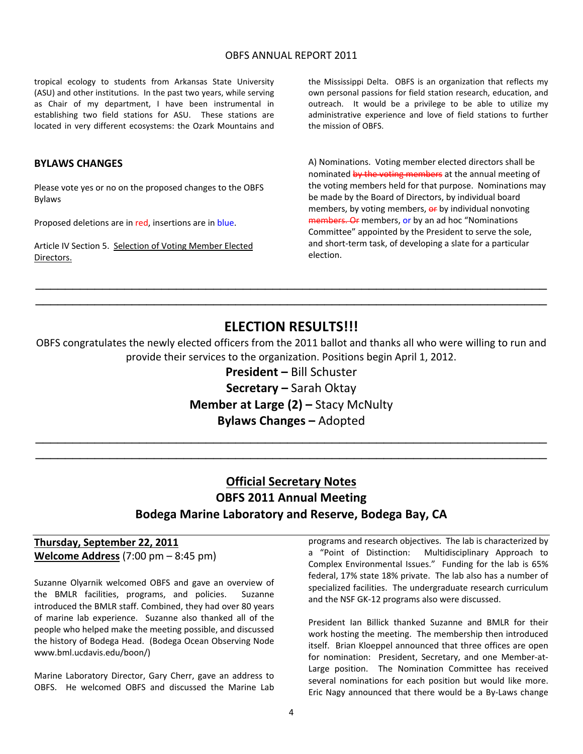tropical ecology to students from Arkansas State University (ASU) and other institutions. In the past two years, while serving as Chair of my department, I have been instrumental in establishing two field stations for ASU. These stations are located in very different ecosystems: the Ozark Mountains and the Mississippi Delta. OBFS is an organization that reflects my own personal passions for field station research, education, and outreach. It would be a privilege to be able to utilize my administrative experience and love of field stations to further the mission of OBFS.

## BYLAWS CHANGES

Please vote yes or no on the proposed changes to the OBFS Bylaws

Proposed deletions are in red, insertions are in blue.

Article IV Section 5. Selection of Voting Member Elected Directors.

A) Nominations. Voting member elected directors shall be nominated ~~by the voting members~~ at the annual meeting of the voting members held for that purpose. Nominations may be made by the Board of Directors, by individual board members, by voting members, ~~or~~ by individual nonvoting ~~members. Or~~ members, or by an ad hoc "Nominations Committee" appointed by the President to serve the sole, and short-term task, of developing a slate for a particular election.

---

## ELECTION RESULTS!!!

OBFS congratulates the newly elected officers from the 2011 ballot and thanks all who were willing to run and provide their services to the organization. Positions begin April 1, 2012.

**President –** Bill Schuster

**Secretary –** Sarah Oktay

**Member at Large (2) –** Stacy McNulty

**Bylaws Changes –** Adopted

---

## Official Secretary Notes

## OBFS 2011 Annual Meeting

## Bodega Marine Laboratory and Reserve, Bodega Bay, CA

**Thursday, September 22, 2011**

**Welcome Address** (7:00 pm – 8:45 pm)

Suzanne Olyarnik welcomed OBFS and gave an overview of the BMLR facilities, programs, and policies. Suzanne introduced the BMLR staff. Combined, they had over 80 years of marine lab experience. Suzanne also thanked all of the people who helped make the meeting possible, and discussed the history of Bodega Head. (Bodega Ocean Observing Node www.bml.ucdavis.edu/boon/)

Marine Laboratory Director, Gary Cherr, gave an address to OBFS. He welcomed OBFS and discussed the Marine Lab programs and research objectives. The lab is characterized by a "Point of Distinction: Multidisciplinary Approach to Complex Environmental Issues." Funding for the lab is 65% federal, 17% state 18% private. The lab also has a number of specialized facilities. The undergraduate research curriculum and the NSF GK-12 programs also were discussed.

President Ian Billick thanked Suzanne and BMLR for their work hosting the meeting. The membership then introduced itself. Brian Kloeppel announced that three offices are open for nomination: President, Secretary, and one Member-at-Large position. The Nomination Committee has received several nominations for each position but would like more. Eric Nagy announced that there would be a By-Laws change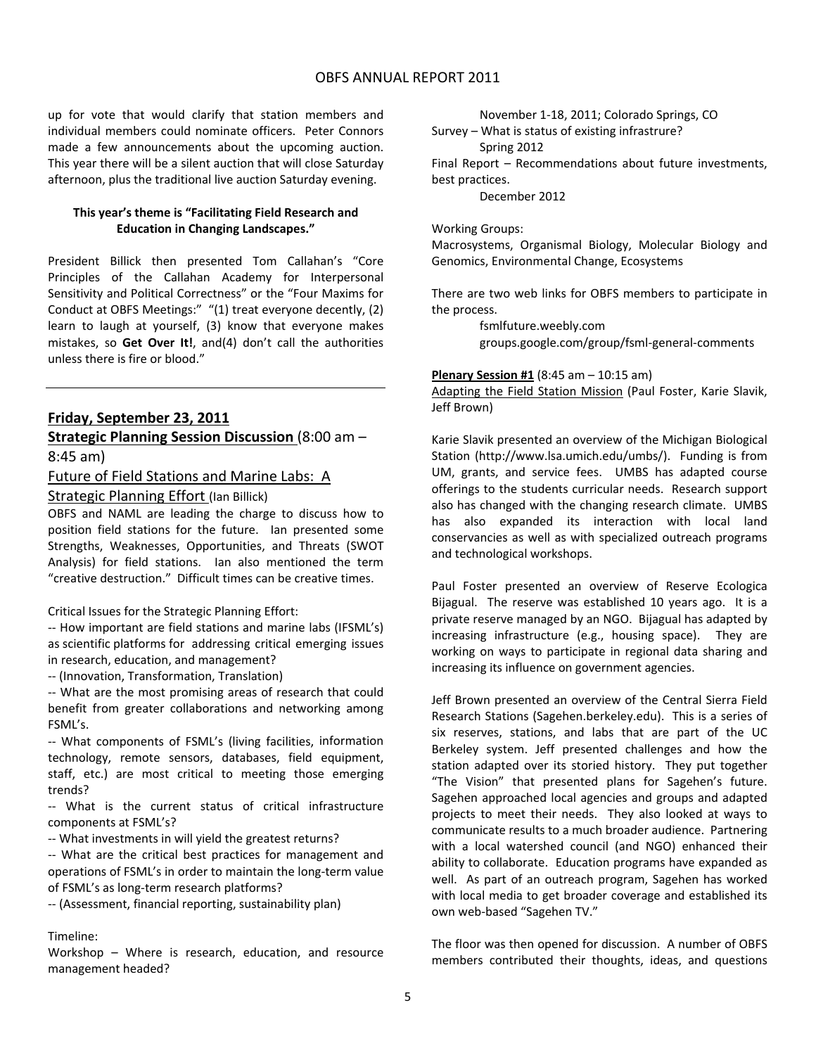up for vote that would clarify that station members and individual members could nominate officers. Peter Connors made a few announcements about the upcoming auction. This year there will be a silent auction that will close Saturday afternoon, plus the traditional live auction Saturday evening.

**This year's theme is "Facilitating Field Research and Education in Changing Landscapes."**

President Billick then presented Tom Callahan's "Core Principles of the Callahan Academy for Interpersonal Sensitivity and Political Correctness" or the "Four Maxims for Conduct at OBFS Meetings:" "(1) treat everyone decently, (2) learn to laugh at yourself, (3) know that everyone makes mistakes, so **Get Over It!**, and(4) don't call the authorities unless there is fire or blood."

---

## Friday, September 23, 2011

### Strategic Planning Session Discussion (8:00 am – 8:45 am)

Future of Field Stations and Marine Labs: A Strategic Planning Effort (Ian Billick)

OBFS and NAML are leading the charge to discuss how to position field stations for the future. Ian presented some Strengths, Weaknesses, Opportunities, and Threats (SWOT Analysis) for field stations. Ian also mentioned the term "creative destruction." Difficult times can be creative times.

Critical Issues for the Strategic Planning Effort:

-- How important are field stations and marine labs (IFSML's) as scientific platforms for addressing critical emerging issues in research, education, and management?

-- (Innovation, Transformation, Translation)

-- What are the most promising areas of research that could benefit from greater collaborations and networking among FSML's.

-- What components of FSML's (living facilities, information technology, remote sensors, databases, field equipment, staff, etc.) are most critical to meeting those emerging trends?

-- What is the current status of critical infrastructure components at FSML's?

-- What investments in will yield the greatest returns?

-- What are the critical best practices for management and operations of FSML's in order to maintain the long-term value of FSML's as long-term research platforms?

-- (Assessment, financial reporting, sustainability plan)

Timeline:

Workshop – Where is research, education, and resource management headed?

November 1-18, 2011; Colorado Springs, CO

Survey – What is status of existing infrastrure?

Spring 2012

Final Report – Recommendations about future investments, best practices.

December 2012

Working Groups:

Macrosystems, Organismal Biology, Molecular Biology and Genomics, Environmental Change, Ecosystems

There are two web links for OBFS members to participate in the process.

fsmlfuture.weebly.com

groups.google.com/group/fsml-general-comments

**Plenary Session #1** (8:45 am – 10:15 am)

Adapting the Field Station Mission (Paul Foster, Karie Slavik, Jeff Brown)

Karie Slavik presented an overview of the Michigan Biological Station (http://www.lsa.umich.edu/umbs/). Funding is from UM, grants, and service fees. UMBS has adapted course offerings to the students curricular needs. Research support also has changed with the changing research climate. UMBS has also expanded its interaction with local land conservancies as well as with specialized outreach programs and technological workshops.

Paul Foster presented an overview of Reserve Ecologica Bijagual. The reserve was established 10 years ago. It is a private reserve managed by an NGO. Bijagual has adapted by increasing infrastructure (e.g., housing space). They are working on ways to participate in regional data sharing and increasing its influence on government agencies.

Jeff Brown presented an overview of the Central Sierra Field Research Stations (Sagehen.berkeley.edu). This is a series of six reserves, stations, and labs that are part of the UC Berkeley system. Jeff presented challenges and how the station adapted over its storied history. They put together "The Vision" that presented plans for Sagehen's future. Sagehen approached local agencies and groups and adapted projects to meet their needs. They also looked at ways to communicate results to a much broader audience. Partnering with a local watershed council (and NGO) enhanced their ability to collaborate. Education programs have expanded as well. As part of an outreach program, Sagehen has worked with local media to get broader coverage and established its own web-based "Sagehen TV."

The floor was then opened for discussion. A number of OBFS members contributed their thoughts, ideas, and questions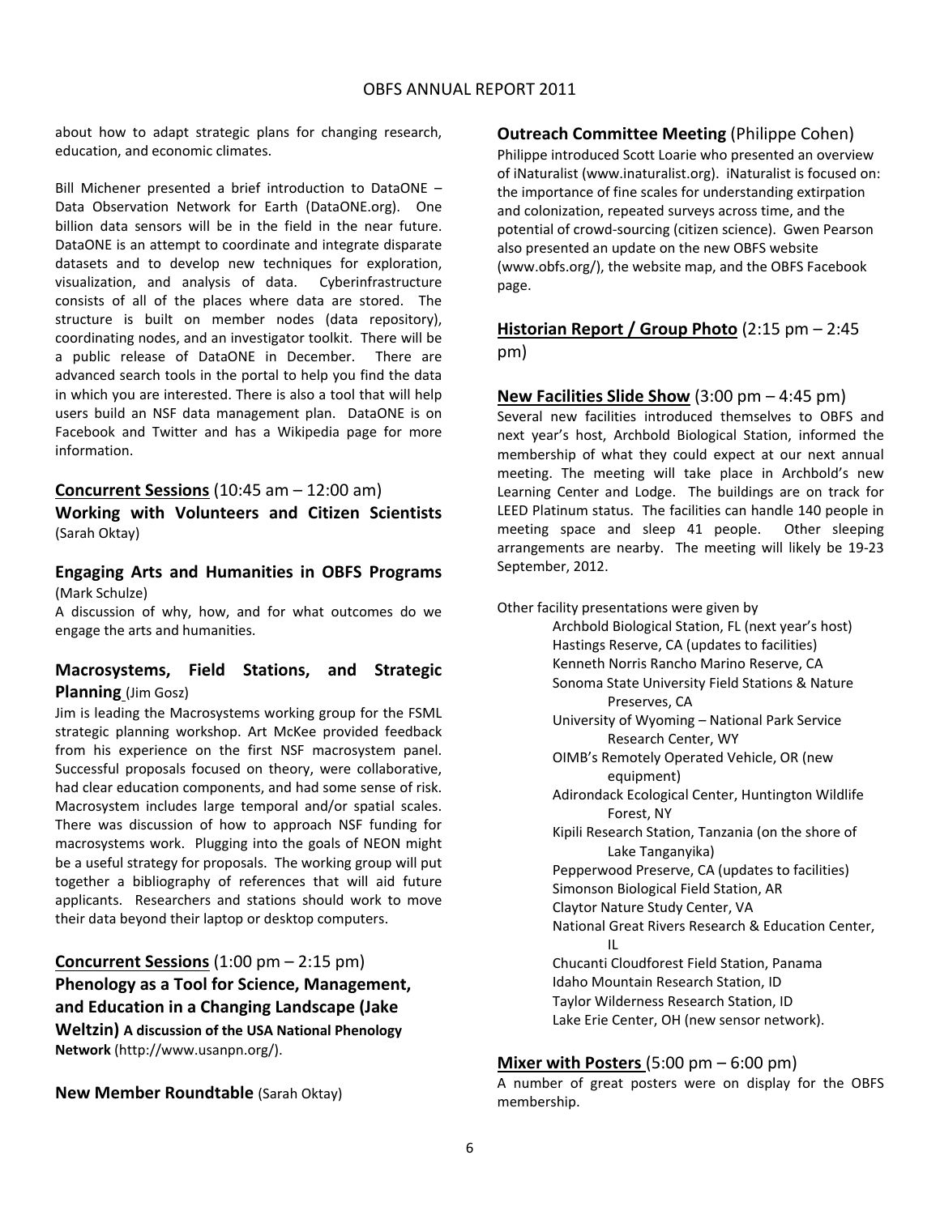about how to adapt strategic plans for changing research, education, and economic climates.

Bill Michener presented a brief introduction to DataONE – Data Observation Network for Earth (DataONE.org). One billion data sensors will be in the field in the near future. DataONE is an attempt to coordinate and integrate disparate datasets and to develop new techniques for exploration, visualization, and analysis of data. Cyberinfrastructure consists of all of the places where data are stored. The structure is built on member nodes (data repository), coordinating nodes, and an investigator toolkit. There will be a public release of DataONE in December. There are advanced search tools in the portal to help you find the data in which you are interested. There is also a tool that will help users build an NSF data management plan. DataONE is on Facebook and Twitter and has a Wikipedia page for more information.

**Concurrent Sessions** (10:45 am – 12:00 am)

**Working with Volunteers and Citizen Scientists** (Sarah Oktay)

**Engaging Arts and Humanities in OBFS Programs** (Mark Schulze)

A discussion of why, how, and for what outcomes do we engage the arts and humanities.

**Macrosystems, Field Stations, and Strategic Planning** (Jim Gosz)

Jim is leading the Macrosystems working group for the FSML strategic planning workshop. Art McKee provided feedback from his experience on the first NSF macrosystem panel. Successful proposals focused on theory, were collaborative, had clear education components, and had some sense of risk. Macrosystem includes large temporal and/or spatial scales. There was discussion of how to approach NSF funding for macrosystems work. Plugging into the goals of NEON might be a useful strategy for proposals. The working group will put together a bibliography of references that will aid future applicants. Researchers and stations should work to move their data beyond their laptop or desktop computers.

**Concurrent Sessions** (1:00 pm – 2:15 pm)

**Phenology as a Tool for Science, Management, and Education in a Changing Landscape (Jake Weltzin) A discussion of the USA National Phenology Network** (http://www.usanpn.org/).

**New Member Roundtable** (Sarah Oktay)

**Outreach Committee Meeting** (Philippe Cohen)

Philippe introduced Scott Loarie who presented an overview of iNaturalist (www.inaturalist.org). iNaturalist is focused on: the importance of fine scales for understanding extirpation and colonization, repeated surveys across time, and the potential of crowd-sourcing (citizen science). Gwen Pearson also presented an update on the new OBFS website (www.obfs.org/), the website map, and the OBFS Facebook page.

**Historian Report / Group Photo** (2:15 pm – 2:45 pm)

**New Facilities Slide Show** (3:00 pm – 4:45 pm)

Several new facilities introduced themselves to OBFS and next year's host, Archbold Biological Station, informed the membership of what they could expect at our next annual meeting. The meeting will take place in Archbold's new Learning Center and Lodge. The buildings are on track for LEED Platinum status. The facilities can handle 140 people in meeting space and sleep 41 people. Other sleeping arrangements are nearby. The meeting will likely be 19-23 September, 2012.

Other facility presentations were given by

- Archbold Biological Station, FL (next year's host)
- Hastings Reserve, CA (updates to facilities)
- Kenneth Norris Rancho Marino Reserve, CA
- Sonoma State University Field Stations & Nature Preserves, CA
- University of Wyoming – National Park Service Research Center, WY
- OIMB's Remotely Operated Vehicle, OR (new equipment)
- Adirondack Ecological Center, Huntington Wildlife Forest, NY
- Kipili Research Station, Tanzania (on the shore of Lake Tanganyika)
- Pepperwood Preserve, CA (updates to facilities)
- Simonson Biological Field Station, AR
- Claytor Nature Study Center, VA
- National Great Rivers Research & Education Center, IL
- Chucanti Cloudforest Field Station, Panama
- Idaho Mountain Research Station, ID
- Taylor Wilderness Research Station, ID
- Lake Erie Center, OH (new sensor network).

**Mixer with Posters** (5:00 pm – 6:00 pm)

A number of great posters were on display for the OBFS membership.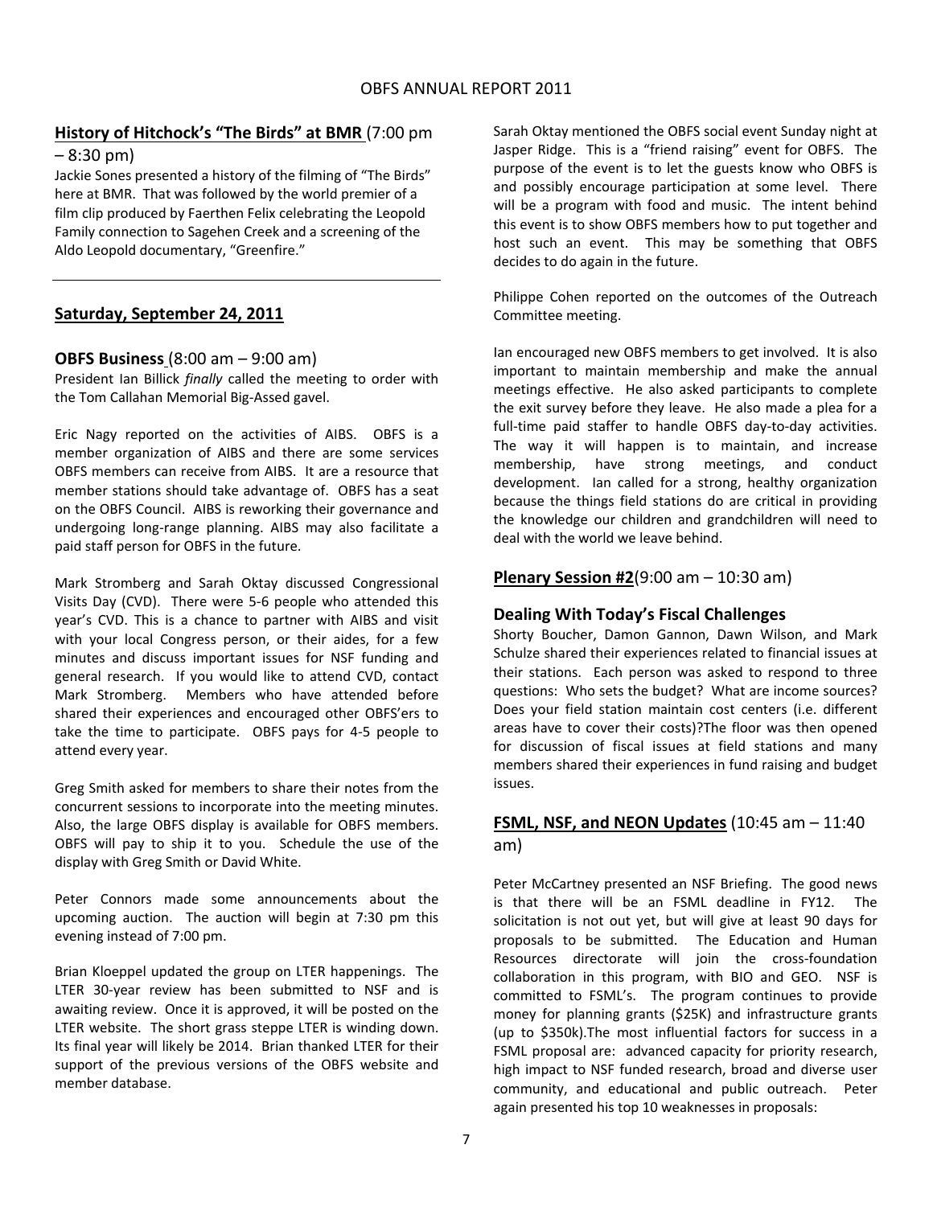## History of Hitchock's "The Birds" at BMR (7:00 pm – 8:30 pm)

Jackie Sones presented a history of the filming of "The Birds" here at BMR. That was followed by the world premier of a film clip produced by Faerthen Felix celebrating the Leopold Family connection to Sagehen Creek and a screening of the Aldo Leopold documentary, "Greenfire."

---

## Saturday, September 24, 2011

### OBFS Business (8:00 am – 9:00 am)

President Ian Billick *finally* called the meeting to order with the Tom Callahan Memorial Big-Assed gavel.

Eric Nagy reported on the activities of AIBS. OBFS is a member organization of AIBS and there are some services OBFS members can receive from AIBS. It are a resource that member stations should take advantage of. OBFS has a seat on the OBFS Council. AIBS is reworking their governance and undergoing long-range planning. AIBS may also facilitate a paid staff person for OBFS in the future.

Mark Stromberg and Sarah Oktay discussed Congressional Visits Day (CVD). There were 5-6 people who attended this year's CVD. This is a chance to partner with AIBS and visit with your local Congress person, or their aides, for a few minutes and discuss important issues for NSF funding and general research. If you would like to attend CVD, contact Mark Stromberg. Members who have attended before shared their experiences and encouraged other OBFS'ers to take the time to participate. OBFS pays for 4-5 people to attend every year.

Greg Smith asked for members to share their notes from the concurrent sessions to incorporate into the meeting minutes. Also, the large OBFS display is available for OBFS members. OBFS will pay to ship it to you. Schedule the use of the display with Greg Smith or David White.

Peter Connors made some announcements about the upcoming auction. The auction will begin at 7:30 pm this evening instead of 7:00 pm.

Brian Kloeppel updated the group on LTER happenings. The LTER 30-year review has been submitted to NSF and is awaiting review. Once it is approved, it will be posted on the LTER website. The short grass steppe LTER is winding down. Its final year will likely be 2014. Brian thanked LTER for their support of the previous versions of the OBFS website and member database.

Sarah Oktay mentioned the OBFS social event Sunday night at Jasper Ridge. This is a "friend raising" event for OBFS. The purpose of the event is to let the guests know who OBFS is and possibly encourage participation at some level. There will be a program with food and music. The intent behind this event is to show OBFS members how to put together and host such an event. This may be something that OBFS decides to do again in the future.

Philippe Cohen reported on the outcomes of the Outreach Committee meeting.

Ian encouraged new OBFS members to get involved. It is also important to maintain membership and make the annual meetings effective. He also asked participants to complete the exit survey before they leave. He also made a plea for a full-time paid staffer to handle OBFS day-to-day activities. The way it will happen is to maintain, and increase membership, have strong meetings, and conduct development. Ian called for a strong, healthy organization because the things field stations do are critical in providing the knowledge our children and grandchildren will need to deal with the world we leave behind.

### Plenary Session #2 (9:00 am – 10:30 am)

### Dealing With Today's Fiscal Challenges

Shorty Boucher, Damon Gannon, Dawn Wilson, and Mark Schulze shared their experiences related to financial issues at their stations. Each person was asked to respond to three questions: Who sets the budget? What are income sources? Does your field station maintain cost centers (i.e. different areas have to cover their costs)?The floor was then opened for discussion of fiscal issues at field stations and many members shared their experiences in fund raising and budget issues.

### FSML, NSF, and NEON Updates (10:45 am – 11:40 am)

Peter McCartney presented an NSF Briefing. The good news is that there will be an FSML deadline in FY12. The solicitation is not out yet, but will give at least 90 days for proposals to be submitted. The Education and Human Resources directorate will join the cross-foundation collaboration in this program, with BIO and GEO. NSF is committed to FSML's. The program continues to provide money for planning grants ($25K) and infrastructure grants (up to $350k).The most influential factors for success in a FSML proposal are: advanced capacity for priority research, high impact to NSF funded research, broad and diverse user community, and educational and public outreach. Peter again presented his top 10 weaknesses in proposals: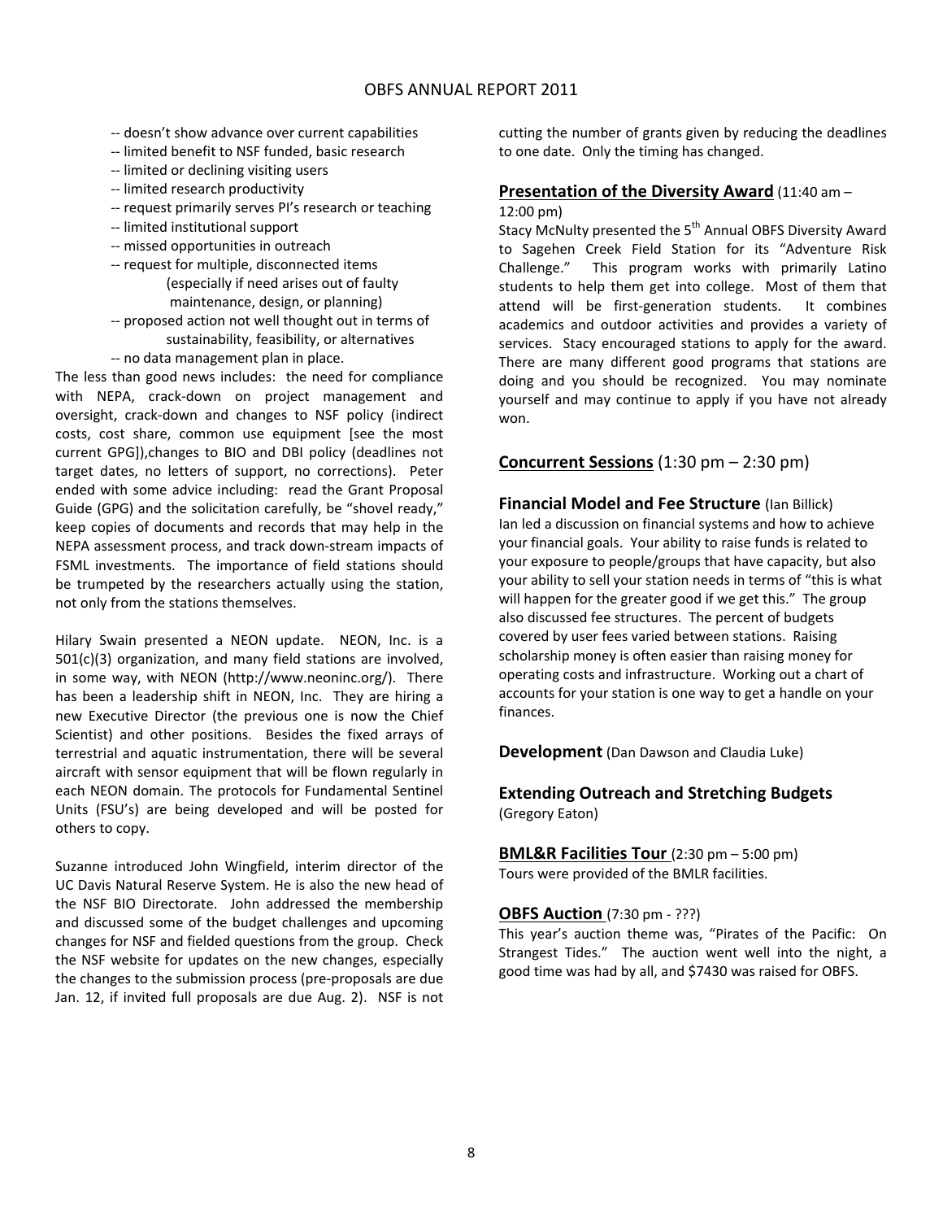-- doesn't show advance over current capabilities
-- limited benefit to NSF funded, basic research
-- limited or declining visiting users
-- limited research productivity
-- request primarily serves PI's research or teaching
-- limited institutional support
-- missed opportunities in outreach
-- request for multiple, disconnected items (especially if need arises out of faulty maintenance, design, or planning)
-- proposed action not well thought out in terms of sustainability, feasibility, or alternatives
-- no data management plan in place.

The less than good news includes: the need for compliance with NEPA, crack-down on project management and oversight, crack-down and changes to NSF policy (indirect costs, cost share, common use equipment [see the most current GPG]),changes to BIO and DBI policy (deadlines not target dates, no letters of support, no corrections). Peter ended with some advice including: read the Grant Proposal Guide (GPG) and the solicitation carefully, be "shovel ready," keep copies of documents and records that may help in the NEPA assessment process, and track down-stream impacts of FSML investments. The importance of field stations should be trumpeted by the researchers actually using the station, not only from the stations themselves.

Hilary Swain presented a NEON update. NEON, Inc. is a 501(c)(3) organization, and many field stations are involved, in some way, with NEON (http://www.neoninc.org/). There has been a leadership shift in NEON, Inc. They are hiring a new Executive Director (the previous one is now the Chief Scientist) and other positions. Besides the fixed arrays of terrestrial and aquatic instrumentation, there will be several aircraft with sensor equipment that will be flown regularly in each NEON domain. The protocols for Fundamental Sentinel Units (FSU's) are being developed and will be posted for others to copy.

Suzanne introduced John Wingfield, interim director of the UC Davis Natural Reserve System. He is also the new head of the NSF BIO Directorate. John addressed the membership and discussed some of the budget challenges and upcoming changes for NSF and fielded questions from the group. Check the NSF website for updates on the new changes, especially the changes to the submission process (pre-proposals are due Jan. 12, if invited full proposals are due Aug. 2). NSF is not cutting the number of grants given by reducing the deadlines to one date. Only the timing has changed.

## Presentation of the Diversity Award (11:40 am – 12:00 pm)

Stacy McNulty presented the 5th Annual OBFS Diversity Award to Sagehen Creek Field Station for its "Adventure Risk Challenge." This program works with primarily Latino students to help them get into college. Most of them that attend will be first-generation students. It combines academics and outdoor activities and provides a variety of services. Stacy encouraged stations to apply for the award. There are many different good programs that stations are doing and you should be recognized. You may nominate yourself and may continue to apply if you have not already won.

## Concurrent Sessions (1:30 pm – 2:30 pm)

### Financial Model and Fee Structure (Ian Billick)

Ian led a discussion on financial systems and how to achieve your financial goals. Your ability to raise funds is related to your exposure to people/groups that have capacity, but also your ability to sell your station needs in terms of "this is what will happen for the greater good if we get this." The group also discussed fee structures. The percent of budgets covered by user fees varied between stations. Raising scholarship money is often easier than raising money for operating costs and infrastructure. Working out a chart of accounts for your station is one way to get a handle on your finances.

### Development (Dan Dawson and Claudia Luke)

### Extending Outreach and Stretching Budgets (Gregory Eaton)

## BML&R Facilities Tour (2:30 pm – 5:00 pm)

Tours were provided of the BMLR facilities.

## OBFS Auction (7:30 pm - ???)

This year's auction theme was, "Pirates of the Pacific: On Strangest Tides." The auction went well into the night, a good time was had by all, and $7430 was raised for OBFS.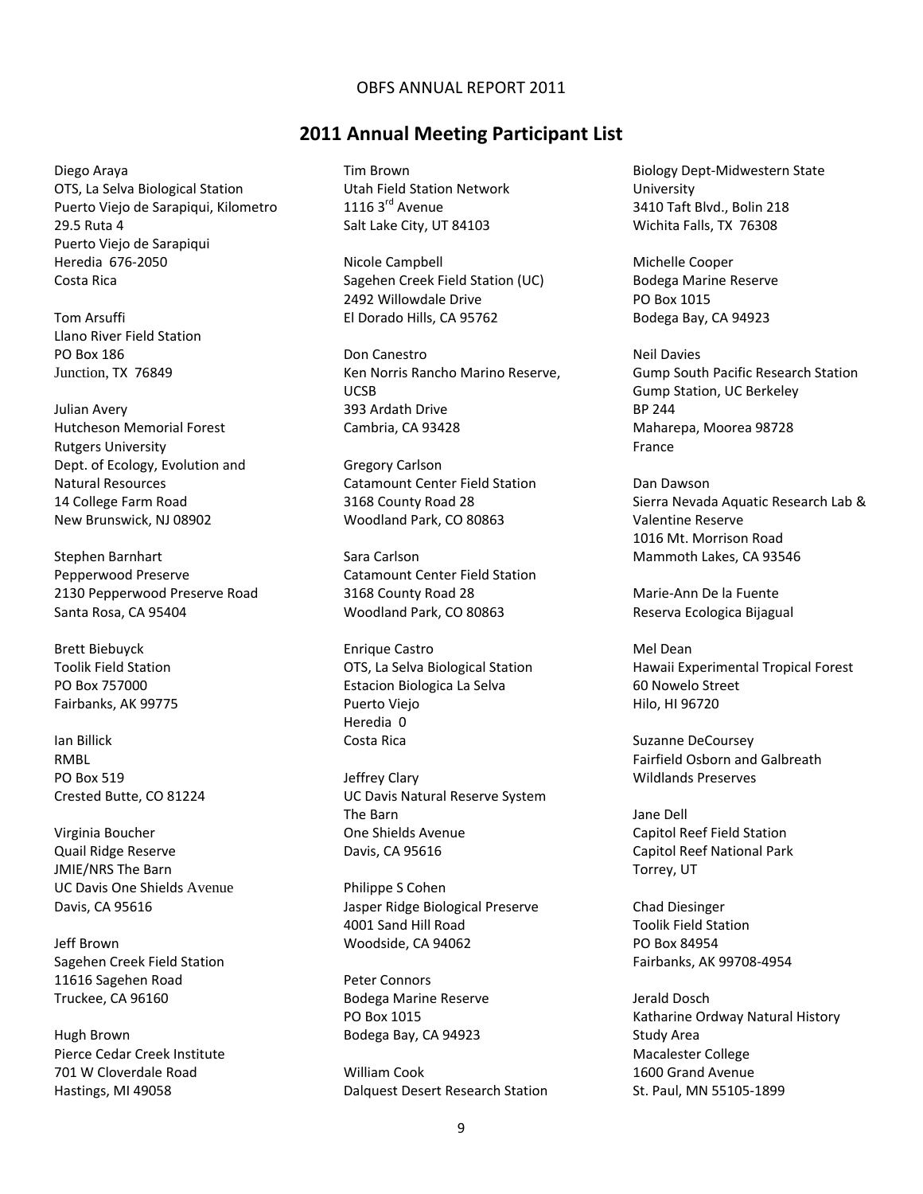## 2011 Annual Meeting Participant List

Diego Araya
OTS, La Selva Biological Station
Puerto Viejo de Sarapiqui, Kilometro 29.5 Ruta 4
Puerto Viejo de Sarapiqui
Heredia 676-2050
Costa Rica

Tom Arsuffi
Llano River Field Station
PO Box 186
Junction, TX 76849

Julian Avery
Hutcheson Memorial Forest
Rutgers University
Dept. of Ecology, Evolution and Natural Resources
14 College Farm Road
New Brunswick, NJ 08902

Stephen Barnhart
Pepperwood Preserve
2130 Pepperwood Preserve Road
Santa Rosa, CA 95404

Brett Biebuyck
Toolik Field Station
PO Box 757000
Fairbanks, AK 99775

Ian Billick
RMBL
PO Box 519
Crested Butte, CO 81224

Virginia Boucher
Quail Ridge Reserve
JMIE/NRS The Barn
UC Davis One Shields Avenue
Davis, CA 95616

Jeff Brown
Sagehen Creek Field Station
11616 Sagehen Road
Truckee, CA 96160

Hugh Brown
Pierce Cedar Creek Institute
701 W Cloverdale Road
Hastings, MI 49058

Tim Brown
Utah Field Station Network
1116 3rd Avenue
Salt Lake City, UT 84103

Nicole Campbell
Sagehen Creek Field Station (UC)
2492 Willowdale Drive
El Dorado Hills, CA 95762

Don Canestro
Ken Norris Rancho Marino Reserve, UCSB
393 Ardath Drive
Cambria, CA 93428

Gregory Carlson
Catamount Center Field Station
3168 County Road 28
Woodland Park, CO 80863

Sara Carlson
Catamount Center Field Station
3168 County Road 28
Woodland Park, CO 80863

Enrique Castro
OTS, La Selva Biological Station
Estacion Biologica La Selva
Puerto Viejo
Heredia 0
Costa Rica

Jeffrey Clary
UC Davis Natural Reserve System
The Barn
One Shields Avenue
Davis, CA 95616

Philippe S Cohen
Jasper Ridge Biological Preserve
4001 Sand Hill Road
Woodside, CA 94062

Peter Connors
Bodega Marine Reserve
PO Box 1015
Bodega Bay, CA 94923

William Cook
Dalquest Desert Research Station
Biology Dept-Midwestern State University
3410 Taft Blvd., Bolin 218
Wichita Falls, TX 76308

Michelle Cooper
Bodega Marine Reserve
PO Box 1015
Bodega Bay, CA 94923

Neil Davies
Gump South Pacific Research Station
Gump Station, UC Berkeley
BP 244
Maharepa, Moorea 98728
France

Dan Dawson
Sierra Nevada Aquatic Research Lab & Valentine Reserve
1016 Mt. Morrison Road
Mammoth Lakes, CA 93546

Marie-Ann De la Fuente
Reserva Ecologica Bijagual

Mel Dean
Hawaii Experimental Tropical Forest
60 Nowelo Street
Hilo, HI 96720

Suzanne DeCoursey
Fairfield Osborn and Galbreath Wildlands Preserves

Jane Dell
Capitol Reef Field Station
Capitol Reef National Park
Torrey, UT

Chad Diesinger
Toolik Field Station
PO Box 84954
Fairbanks, AK 99708-4954

Jerald Dosch
Katharine Ordway Natural History Study Area
Macalester College
1600 Grand Avenue
St. Paul, MN 55105-1899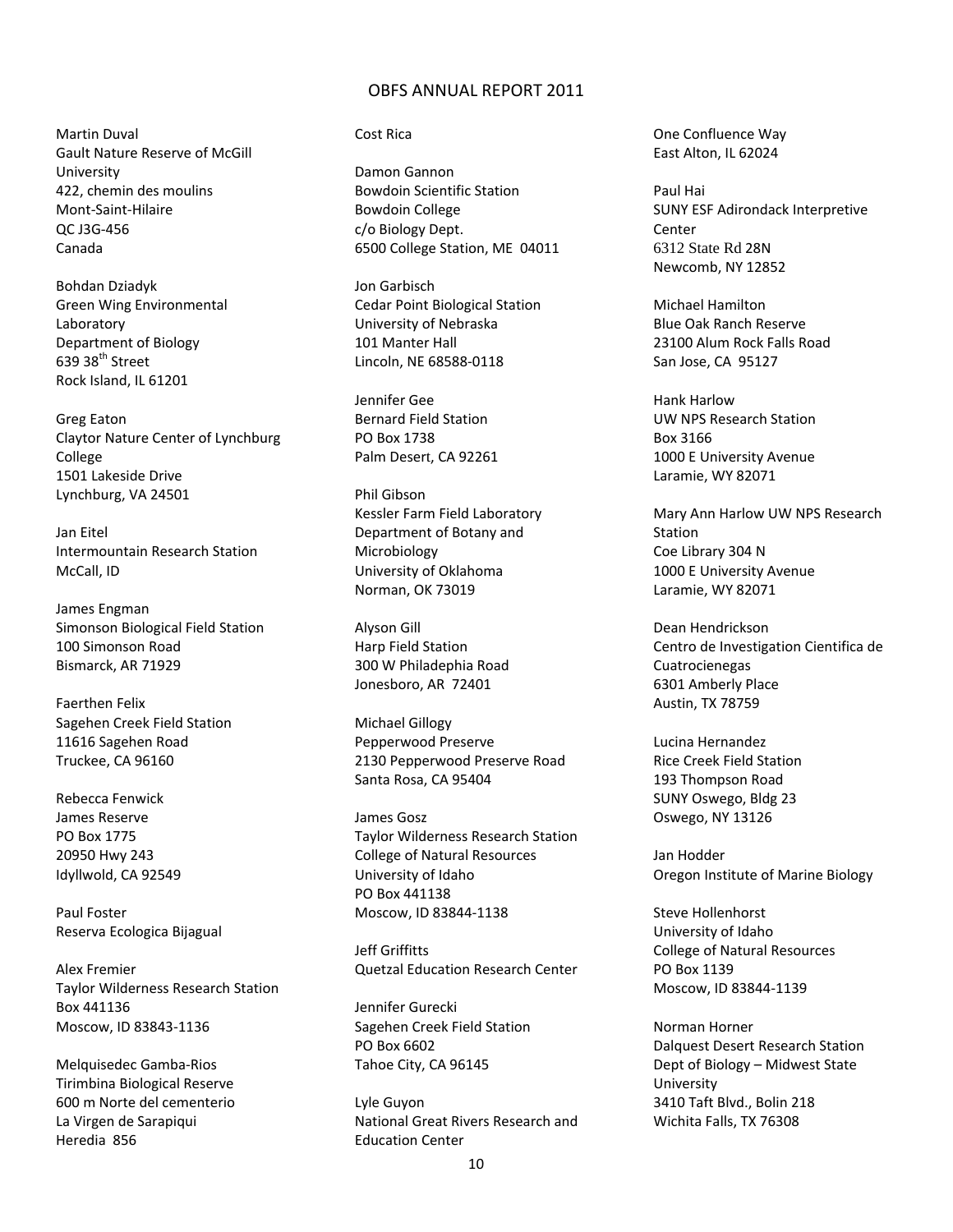Martin Duval
Gault Nature Reserve of McGill University
422, chemin des moulins
Mont-Saint-Hilaire
QC J3G-456
Canada

Bohdan Dziadyk
Green Wing Environmental Laboratory
Department of Biology
639 38th Street
Rock Island, IL 61201

Greg Eaton
Claytor Nature Center of Lynchburg College
1501 Lakeside Drive
Lynchburg, VA 24501

Jan Eitel
Intermountain Research Station
McCall, ID

James Engman
Simonson Biological Field Station
100 Simonson Road
Bismarck, AR 71929

Faerthen Felix
Sagehen Creek Field Station
11616 Sagehen Road
Truckee, CA 96160

Rebecca Fenwick
James Reserve
PO Box 1775
20950 Hwy 243
Idyllwold, CA 92549

Paul Foster
Reserva Ecologica Bijagual

Alex Fremier
Taylor Wilderness Research Station
Box 441136
Moscow, ID 83843-1136

Melquisedec Gamba-Rios
Tirimbina Biological Reserve
600 m Norte del cementerio
La Virgen de Sarapiqui
Heredia 856
Cost Rica

Damon Gannon
Bowdoin Scientific Station
Bowdoin College
c/o Biology Dept.
6500 College Station, ME 04011

Jon Garbisch
Cedar Point Biological Station
University of Nebraska
101 Manter Hall
Lincoln, NE 68588-0118

Jennifer Gee
Bernard Field Station
PO Box 1738
Palm Desert, CA 92261

Phil Gibson
Kessler Farm Field Laboratory
Department of Botany and Microbiology
University of Oklahoma
Norman, OK 73019

Alyson Gill
Harp Field Station
300 W Philadephia Road
Jonesboro, AR 72401

Michael Gillogy
Pepperwood Preserve
2130 Pepperwood Preserve Road
Santa Rosa, CA 95404

James Gosz
Taylor Wilderness Research Station
College of Natural Resources
University of Idaho
PO Box 441138
Moscow, ID 83844-1138

Jeff Griffitts
Quetzal Education Research Center

Jennifer Gurecki
Sagehen Creek Field Station
PO Box 6602
Tahoe City, CA 96145

Lyle Guyon
National Great Rivers Research and Education Center
One Confluence Way
East Alton, IL 62024

Paul Hai
SUNY ESF Adirondack Interpretive Center
6312 State Rd 28N
Newcomb, NY 12852

Michael Hamilton
Blue Oak Ranch Reserve
23100 Alum Rock Falls Road
San Jose, CA 95127

Hank Harlow
UW NPS Research Station
Box 3166
1000 E University Avenue
Laramie, WY 82071

Mary Ann Harlow UW NPS Research Station
Coe Library 304 N
1000 E University Avenue
Laramie, WY 82071

Dean Hendrickson
Centro de Investigation Cientifica de Cuatrocienegas
6301 Amberly Place
Austin, TX 78759

Lucina Hernandez
Rice Creek Field Station
193 Thompson Road
SUNY Oswego, Bldg 23
Oswego, NY 13126

Jan Hodder
Oregon Institute of Marine Biology

Steve Hollenhorst
University of Idaho
College of Natural Resources
PO Box 1139
Moscow, ID 83844-1139

Norman Horner
Dalquest Desert Research Station
Dept of Biology – Midwest State University
3410 Taft Blvd., Bolin 218
Wichita Falls, TX 76308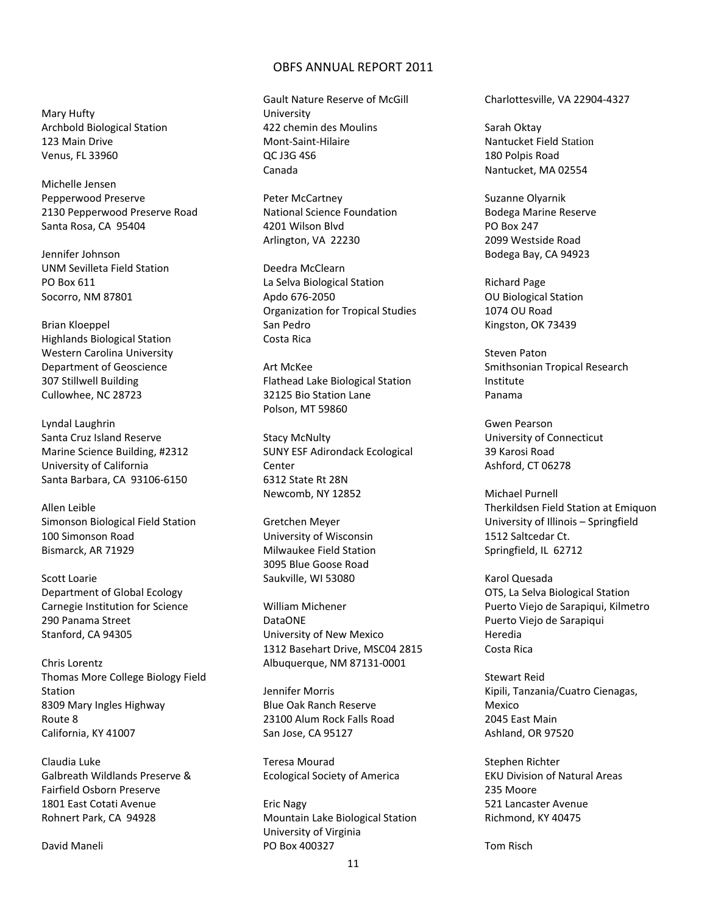Mary Hufty
Archbold Biological Station
123 Main Drive
Venus, FL 33960

Michelle Jensen
Pepperwood Preserve
2130 Pepperwood Preserve Road
Santa Rosa, CA 95404

Jennifer Johnson
UNM Sevilleta Field Station
PO Box 611
Socorro, NM 87801

Brian Kloeppel
Highlands Biological Station
Western Carolina University
Department of Geoscience
307 Stillwell Building
Cullowhee, NC 28723

Lyndal Laughrin
Santa Cruz Island Reserve
Marine Science Building, #2312
University of California
Santa Barbara, CA 93106-6150

Allen Leible
Simonson Biological Field Station
100 Simonson Road
Bismarck, AR 71929

Scott Loarie
Department of Global Ecology
Carnegie Institution for Science
290 Panama Street
Stanford, CA 94305

Chris Lorentz
Thomas More College Biology Field Station
8309 Mary Ingles Highway
Route 8
California, KY 41007

Claudia Luke
Galbreath Wildlands Preserve &
Fairfield Osborn Preserve
1801 East Cotati Avenue
Rohnert Park, CA 94928

David Maneli
Gault Nature Reserve of McGill University
422 chemin des Moulins
Mont-Saint-Hilaire
QC J3G 4S6
Canada

Peter McCartney
National Science Foundation
4201 Wilson Blvd
Arlington, VA 22230

Deedra McClearn
La Selva Biological Station
Apdo 676-2050
Organization for Tropical Studies
San Pedro
Costa Rica

Art McKee
Flathead Lake Biological Station
32125 Bio Station Lane
Polson, MT 59860

Stacy McNulty
SUNY ESF Adirondack Ecological Center
6312 State Rt 28N
Newcomb, NY 12852

Gretchen Meyer
University of Wisconsin
Milwaukee Field Station
3095 Blue Goose Road
Saukville, WI 53080

William Michener
DataONE
University of New Mexico
1312 Basehart Drive, MSC04 2815
Albuquerque, NM 87131-0001

Jennifer Morris
Blue Oak Ranch Reserve
23100 Alum Rock Falls Road
San Jose, CA 95127

Teresa Mourad
Ecological Society of America

Eric Nagy
Mountain Lake Biological Station
University of Virginia
PO Box 400327
Charlottesville, VA 22904-4327

Sarah Oktay
Nantucket Field Station
180 Polpis Road
Nantucket, MA 02554

Suzanne Olyarnik
Bodega Marine Reserve
PO Box 247
2099 Westside Road
Bodega Bay, CA 94923

Richard Page
OU Biological Station
1074 OU Road
Kingston, OK 73439

Steven Paton
Smithsonian Tropical Research Institute
Panama

Gwen Pearson
University of Connecticut
39 Karosi Road
Ashford, CT 06278

Michael Purnell
Therkildsen Field Station at Emiquon
University of Illinois – Springfield
1512 Saltcedar Ct.
Springfield, IL 62712

Karol Quesada
OTS, La Selva Biological Station
Puerto Viejo de Sarapiqui, Kilmetro
Puerto Viejo de Sarapiqui
Heredia
Costa Rica

Stewart Reid
Kipili, Tanzania/Cuatro Cienagas, Mexico
2045 East Main
Ashland, OR 97520

Stephen Richter
EKU Division of Natural Areas
235 Moore
521 Lancaster Avenue
Richmond, KY 40475

Tom Risch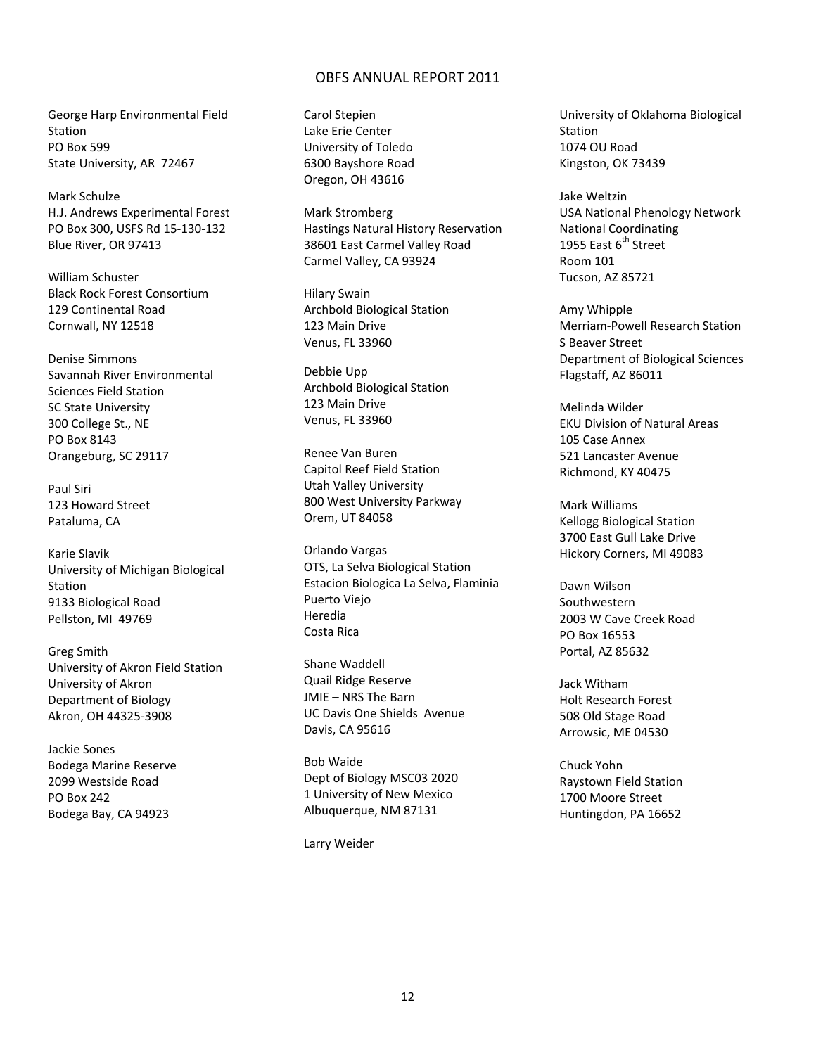George Harp Environmental Field Station
PO Box 599
State University, AR 72467

Mark Schulze
H.J. Andrews Experimental Forest
PO Box 300, USFS Rd 15-130-132
Blue River, OR 97413

William Schuster
Black Rock Forest Consortium
129 Continental Road
Cornwall, NY 12518

Denise Simmons
Savannah River Environmental Sciences Field Station
SC State University
300 College St., NE
PO Box 8143
Orangeburg, SC 29117

Paul Siri
123 Howard Street
Pataluma, CA

Karie Slavik
University of Michigan Biological Station
9133 Biological Road
Pellston, MI 49769

Greg Smith
University of Akron Field Station
University of Akron
Department of Biology
Akron, OH 44325-3908

Jackie Sones
Bodega Marine Reserve
2099 Westside Road
PO Box 242
Bodega Bay, CA 94923

Carol Stepien
Lake Erie Center
University of Toledo
6300 Bayshore Road
Oregon, OH 43616

Mark Stromberg
Hastings Natural History Reservation
38601 East Carmel Valley Road
Carmel Valley, CA 93924

Hilary Swain
Archbold Biological Station
123 Main Drive
Venus, FL 33960

Debbie Upp
Archbold Biological Station
123 Main Drive
Venus, FL 33960

Renee Van Buren
Capitol Reef Field Station
Utah Valley University
800 West University Parkway
Orem, UT 84058

Orlando Vargas
OTS, La Selva Biological Station
Estacion Biologica La Selva, Flaminia
Puerto Viejo
Heredia
Costa Rica

Shane Waddell
Quail Ridge Reserve
JMIE – NRS The Barn
UC Davis One Shields Avenue
Davis, CA 95616

Bob Waide
Dept of Biology MSC03 2020
1 University of New Mexico
Albuquerque, NM 87131

Larry Weider
University of Oklahoma Biological Station
1074 OU Road
Kingston, OK 73439

Jake Weltzin
USA National Phenology Network
National Coordinating
1955 East 6th Street
Room 101
Tucson, AZ 85721

Amy Whipple
Merriam-Powell Research Station
S Beaver Street
Department of Biological Sciences
Flagstaff, AZ 86011

Melinda Wilder
EKU Division of Natural Areas
105 Case Annex
521 Lancaster Avenue
Richmond, KY 40475

Mark Williams
Kellogg Biological Station
3700 East Gull Lake Drive
Hickory Corners, MI 49083

Dawn Wilson
Southwestern
2003 W Cave Creek Road
PO Box 16553
Portal, AZ 85632

Jack Witham
Holt Research Forest
508 Old Stage Road
Arrowsic, ME 04530

Chuck Yohn
Raystown Field Station
1700 Moore Street
Huntingdon, PA 16652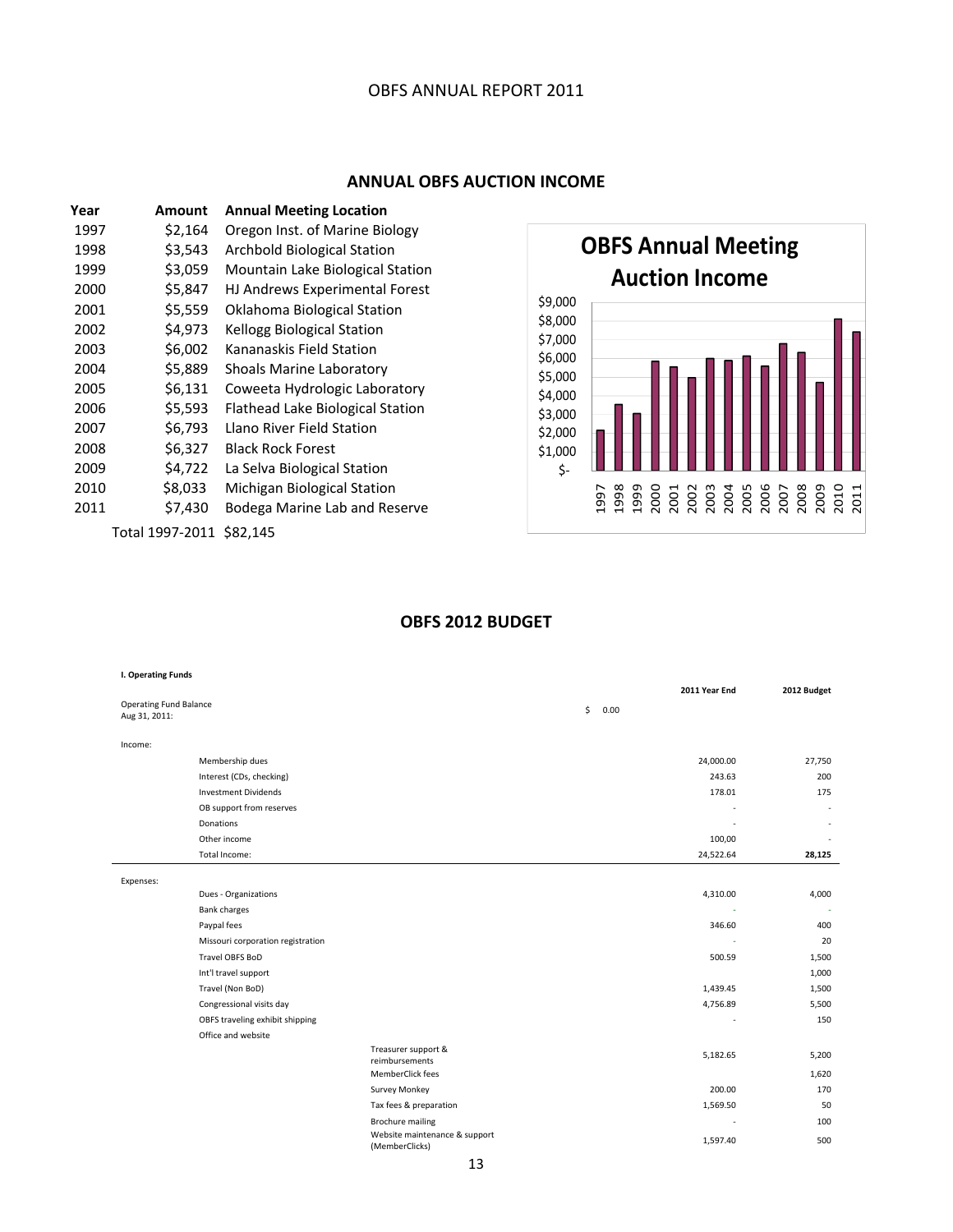## ANNUAL OBFS AUCTION INCOME

| Year | Amount | Annual Meeting Location |
|---|---|---|
| 1997 | $2,164 | Oregon Inst. of Marine Biology |
| 1998 | $3,543 | Archbold Biological Station |
| 1999 | $3,059 | Mountain Lake Biological Station |
| 2000 | $5,847 | HJ Andrews Experimental Forest |
| 2001 | $5,559 | Oklahoma Biological Station |
| 2002 | $4,973 | Kellogg Biological Station |
| 2003 | $6,002 | Kananaskis Field Station |
| 2004 | $5,889 | Shoals Marine Laboratory |
| 2005 | $6,131 | Coweeta Hydrologic Laboratory |
| 2006 | $5,593 | Flathead Lake Biological Station |
| 2007 | $6,793 | Llano River Field Station |
| 2008 | $6,327 | Black Rock Forest |
| 2009 | $4,722 | La Selva Biological Station |
| 2010 | $8,033 | Michigan Biological Station |
| 2011 | $7,430 | Bodega Marine Lab and Reserve |

Total 1997-2011 $82,145

**OBFS Annual Meeting Auction Income**

## OBFS 2012 BUDGET

**I. Operating Funds**

| | | 2011 Year End | 2012 Budget |
|---|---|---|---|
| Operating Fund Balance Aug 31, 2011: | | $ 0.00 | |
| Income: | | | |
| Membership dues | | 24,000.00 | 27,750 |
| Interest (CDs, checking) | | 243.63 | 200 |
| Investment Dividends | | 178.01 | 175 |
| OB support from reserves | | - | - |
| Donations | | - | - |
| Other income | | 100,00 | - |
| Total Income: | | 24,522.64 | **28,125** |
| Expenses: | | | |
| Dues - Organizations | | 4,310.00 | 4,000 |
| Bank charges | | - | - |
| Paypal fees | | 346.60 | 400 |
| Missouri corporation registration | | - | 20 |
| Travel OBFS BoD | | 500.59 | 1,500 |
| Int'l travel support | | | 1,000 |
| Travel (Non BoD) | | 1,439.45 | 1,500 |
| Congressional visits day | | 4,756.89 | 5,500 |
| OBFS traveling exhibit shipping | | - | 150 |
| Office and website | | | |
| | Treasurer support & reimbursements | 5,182.65 | 5,200 |
| | MemberClick fees | | 1,620 |
| | Survey Monkey | 200.00 | 170 |
| | Tax fees & preparation | 1,569.50 | 50 |
| | Brochure mailing | - | 100 |
| | Website maintenance & support (MemberClicks) | 1,597.40 | 500 |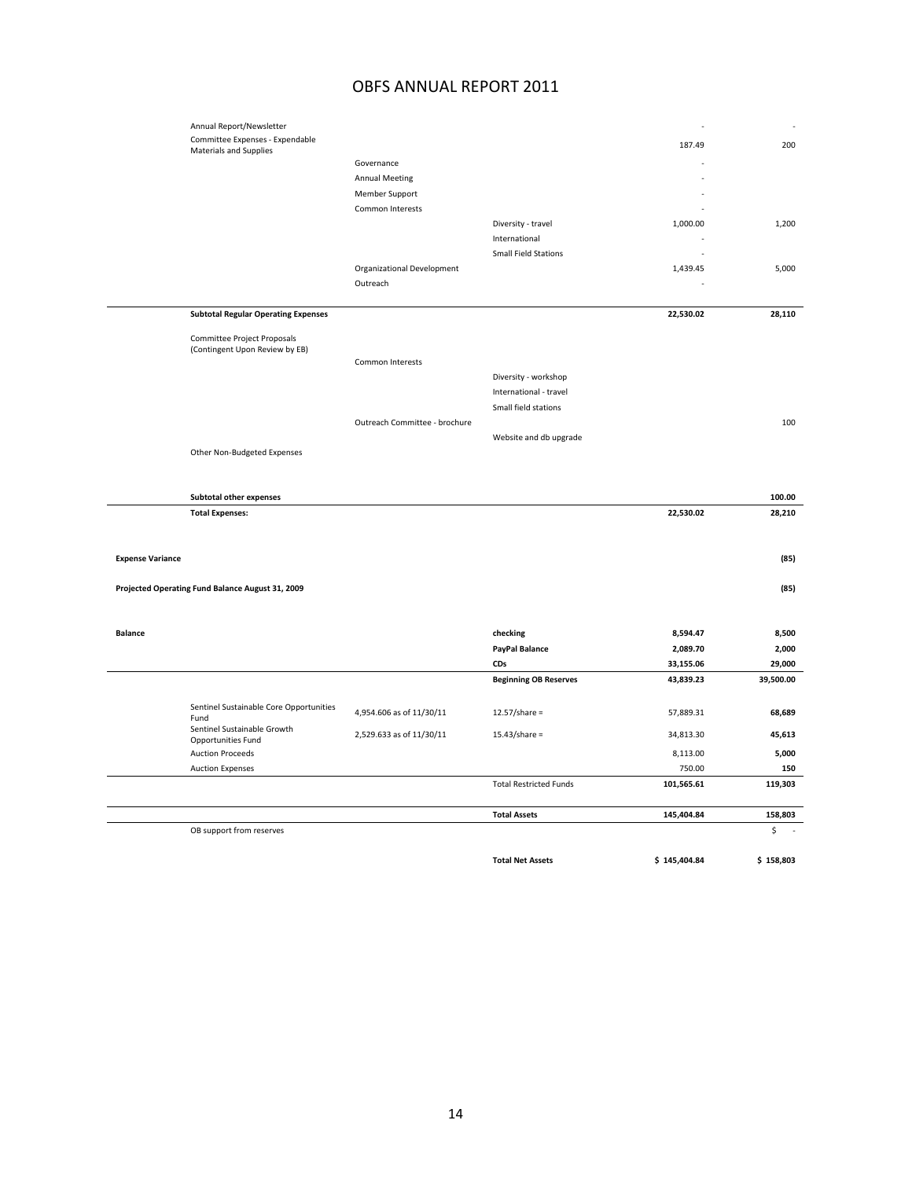| | | | | | |
|---|---|---|---|---|---|
| | Annual Report/Newsletter | | | - | - |
| | Committee Expenses - Expendable Materials and Supplies | | | 187.49 | 200 |
| | | Governance | | - | |
| | | Annual Meeting | | - | |
| | | Member Support | | - | |
| | | Common Interests | | - | |
| | | | Diversity - travel | 1,000.00 | 1,200 |
| | | | International | - | |
| | | | Small Field Stations | - | |
| | | Organizational Development | | 1,439.45 | 5,000 |
| | | Outreach | | - | |
| | **Subtotal Regular Operating Expenses** | | | **22,530.02** | **28,110** |
| | Committee Project Proposals (Contingent Upon Review by EB) | | | | |
| | | Common Interests | | | |
| | | | Diversity - workshop | | |
| | | | International - travel | | |
| | | | Small field stations | | |
| | | Outreach Committee - brochure | | | 100 |
| | | | Website and db upgrade | | |
| | Other Non-Budgeted Expenses | | | | |
| | **Subtotal other expenses** | | | | **100.00** |
| | **Total Expenses:** | | | **22,530.02** | **28,210** |
| **Expense Variance** | | | | | **(85)** |
| **Projected Operating Fund Balance August 31, 2009** | | | | | **(85)** |
| **Balance** | | | **checking** | **8,594.47** | **8,500** |
| | | | **PayPal Balance** | **2,089.70** | **2,000** |
| | | | **CDs** | **33,155.06** | **29,000** |
| | | | **Beginning OB Reserves** | **43,839.23** | **39,500.00** |
| | Sentinel Sustainable Core Opportunities Fund | 4,954.606 as of 11/30/11 | 12.57/share = | 57,889.31 | **68,689** |
| | Sentinel Sustainable Growth Opportunities Fund | 2,529.633 as of 11/30/11 | 15.43/share = | 34,813.30 | **45,613** |
| | Auction Proceeds | | | 8,113.00 | **5,000** |
| | Auction Expenses | | | 750.00 | **150** |
| | | | Total Restricted Funds | **101,565.61** | **119,303** |
| | | | **Total Assets** | **145,404.84** | **158,803** |
| | OB support from reserves | | | | $ - |
| | | | **Total Net Assets** | **$ 145,404.84** | **$ 158,803** |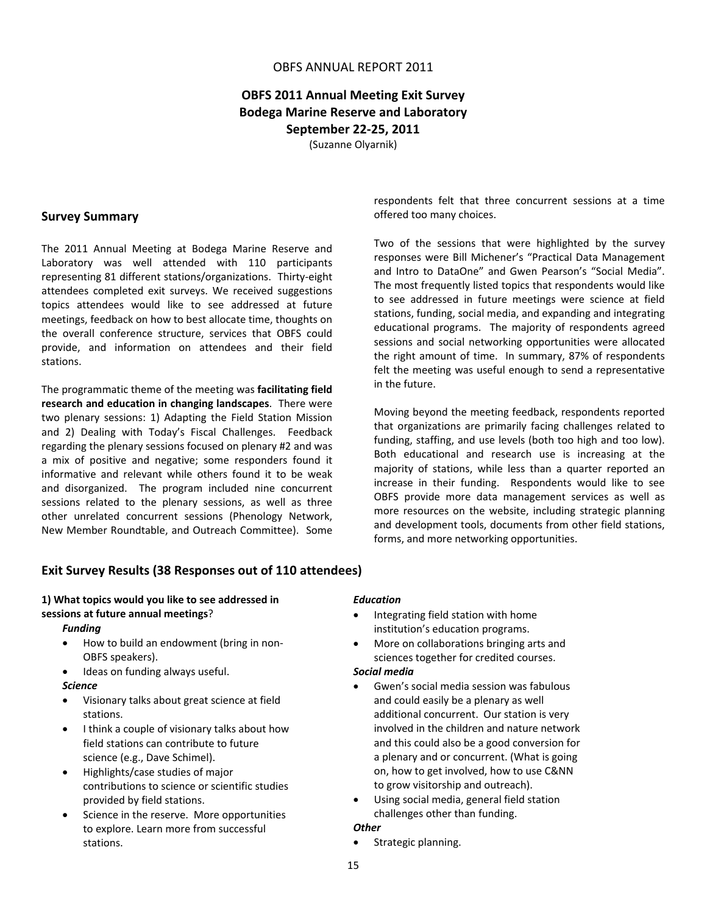OBFS ANNUAL REPORT 2011

# OBFS 2011 Annual Meeting Exit Survey
# Bodega Marine Reserve and Laboratory
# September 22-25, 2011

(Suzanne Olyarnik)

## Survey Summary

The 2011 Annual Meeting at Bodega Marine Reserve and Laboratory was well attended with 110 participants representing 81 different stations/organizations. Thirty-eight attendees completed exit surveys. We received suggestions topics attendees would like to see addressed at future meetings, feedback on how to best allocate time, thoughts on the overall conference structure, services that OBFS could provide, and information on attendees and their field stations.

The programmatic theme of the meeting was **facilitating field research and education in changing landscapes**. There were two plenary sessions: 1) Adapting the Field Station Mission and 2) Dealing with Today's Fiscal Challenges. Feedback regarding the plenary sessions focused on plenary #2 and was a mix of positive and negative; some responders found it informative and relevant while others found it to be weak and disorganized. The program included nine concurrent sessions related to the plenary sessions, as well as three other unrelated concurrent sessions (Phenology Network, New Member Roundtable, and Outreach Committee). Some respondents felt that three concurrent sessions at a time offered too many choices.

Two of the sessions that were highlighted by the survey responses were Bill Michener's "Practical Data Management and Intro to DataOne" and Gwen Pearson's "Social Media". The most frequently listed topics that respondents would like to see addressed in future meetings were science at field stations, funding, social media, and expanding and integrating educational programs. The majority of respondents agreed sessions and social networking opportunities were allocated the right amount of time. In summary, 87% of respondents felt the meeting was useful enough to send a representative in the future.

Moving beyond the meeting feedback, respondents reported that organizations are primarily facing challenges related to funding, staffing, and use levels (both too high and too low). Both educational and research use is increasing at the majority of stations, while less than a quarter reported an increase in their funding. Respondents would like to see OBFS provide more data management services as well as more resources on the website, including strategic planning and development tools, documents from other field stations, forms, and more networking opportunities.

## Exit Survey Results (38 Responses out of 110 attendees)

**1) What topics would you like to see addressed in sessions at future annual meetings**?

***Funding***

- How to build an endowment (bring in non-OBFS speakers).
- Ideas on funding always useful.

***Science***

- Visionary talks about great science at field stations.
- I think a couple of visionary talks about how field stations can contribute to future science (e.g., Dave Schimel).
- Highlights/case studies of major contributions to science or scientific studies provided by field stations.
- Science in the reserve. More opportunities to explore. Learn more from successful stations.

***Education***

- Integrating field station with home institution's education programs.
- More on collaborations bringing arts and sciences together for credited courses.

***Social media***

- Gwen's social media session was fabulous and could easily be a plenary as well additional concurrent. Our station is very involved in the children and nature network and this could also be a good conversion for a plenary and or concurrent. (What is going on, how to get involved, how to use C&NN to grow visitorship and outreach).
- Using social media, general field station challenges other than funding.

***Other***

- Strategic planning.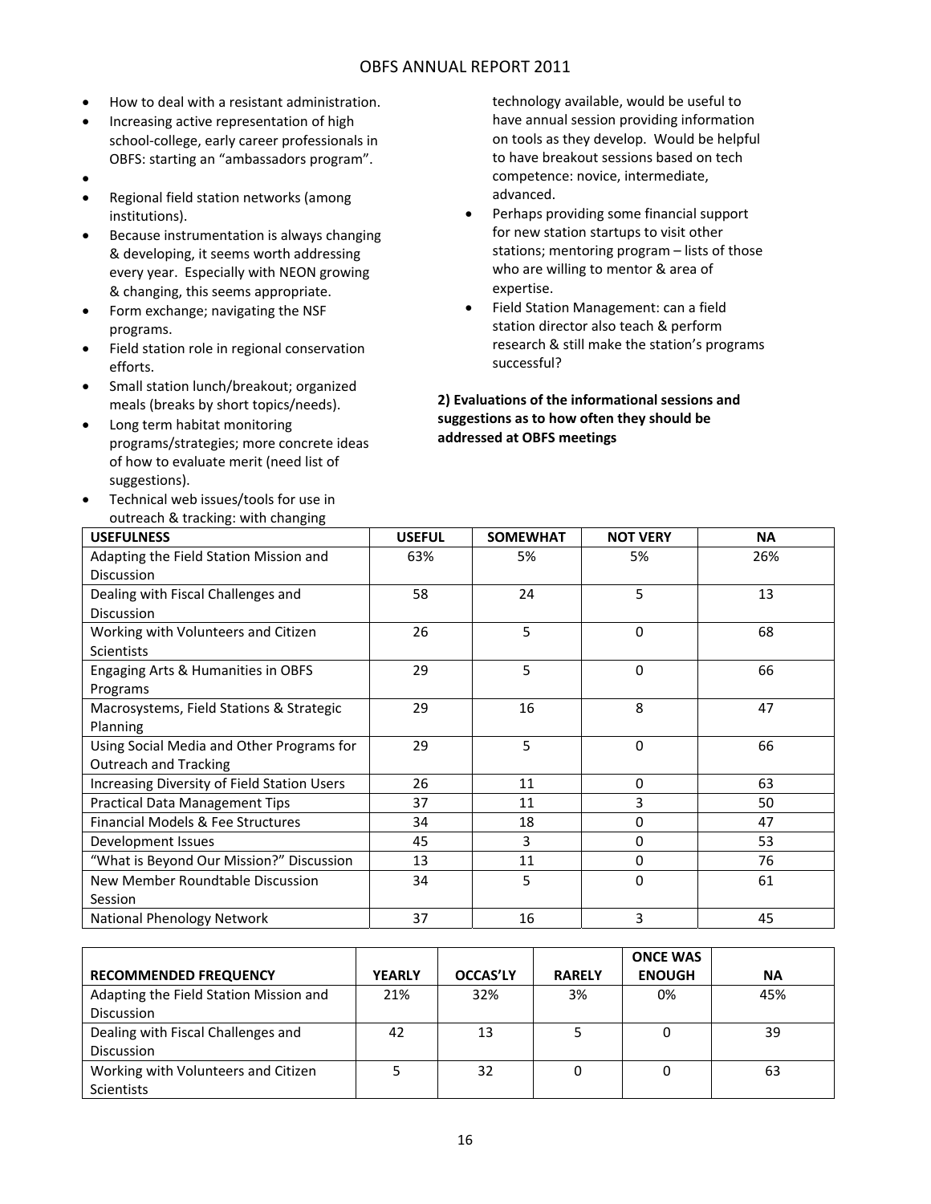- How to deal with a resistant administration.
- Increasing active representation of high school-college, early career professionals in OBFS: starting an "ambassadors program".
- 
- Regional field station networks (among institutions).
- Because instrumentation is always changing & developing, it seems worth addressing every year. Especially with NEON growing & changing, this seems appropriate.
- Form exchange; navigating the NSF programs.
- Field station role in regional conservation efforts.
- Small station lunch/breakout; organized meals (breaks by short topics/needs).
- Long term habitat monitoring programs/strategies; more concrete ideas of how to evaluate merit (need list of suggestions).
- Technical web issues/tools for use in outreach & tracking: with changing technology available, would be useful to have annual session providing information on tools as they develop. Would be helpful to have breakout sessions based on tech competence: novice, intermediate, advanced.
- Perhaps providing some financial support for new station startups to visit other stations; mentoring program – lists of those who are willing to mentor & area of expertise.
- Field Station Management: can a field station director also teach & perform research & still make the station's programs successful?

**2) Evaluations of the informational sessions and suggestions as to how often they should be addressed at OBFS meetings**

| USEFULNESS | USEFUL | SOMEWHAT | NOT VERY | NA |
|---|---|---|---|---|
| Adapting the Field Station Mission and Discussion | 63% | 5% | 5% | 26% |
| Dealing with Fiscal Challenges and Discussion | 58 | 24 | 5 | 13 |
| Working with Volunteers and Citizen Scientists | 26 | 5 | 0 | 68 |
| Engaging Arts & Humanities in OBFS Programs | 29 | 5 | 0 | 66 |
| Macrosystems, Field Stations & Strategic Planning | 29 | 16 | 8 | 47 |
| Using Social Media and Other Programs for Outreach and Tracking | 29 | 5 | 0 | 66 |
| Increasing Diversity of Field Station Users | 26 | 11 | 0 | 63 |
| Practical Data Management Tips | 37 | 11 | 3 | 50 |
| Financial Models & Fee Structures | 34 | 18 | 0 | 47 |
| Development Issues | 45 | 3 | 0 | 53 |
| "What is Beyond Our Mission?" Discussion | 13 | 11 | 0 | 76 |
| New Member Roundtable Discussion Session | 34 | 5 | 0 | 61 |
| National Phenology Network | 37 | 16 | 3 | 45 |

| RECOMMENDED FREQUENCY | YEARLY | OCCAS'LY | RARELY | ONCE WAS ENOUGH | NA |
|---|---|---|---|---|---|
| Adapting the Field Station Mission and Discussion | 21% | 32% | 3% | 0% | 45% |
| Dealing with Fiscal Challenges and Discussion | 42 | 13 | 5 | 0 | 39 |
| Working with Volunteers and Citizen Scientists | 5 | 32 | 0 | 0 | 63 |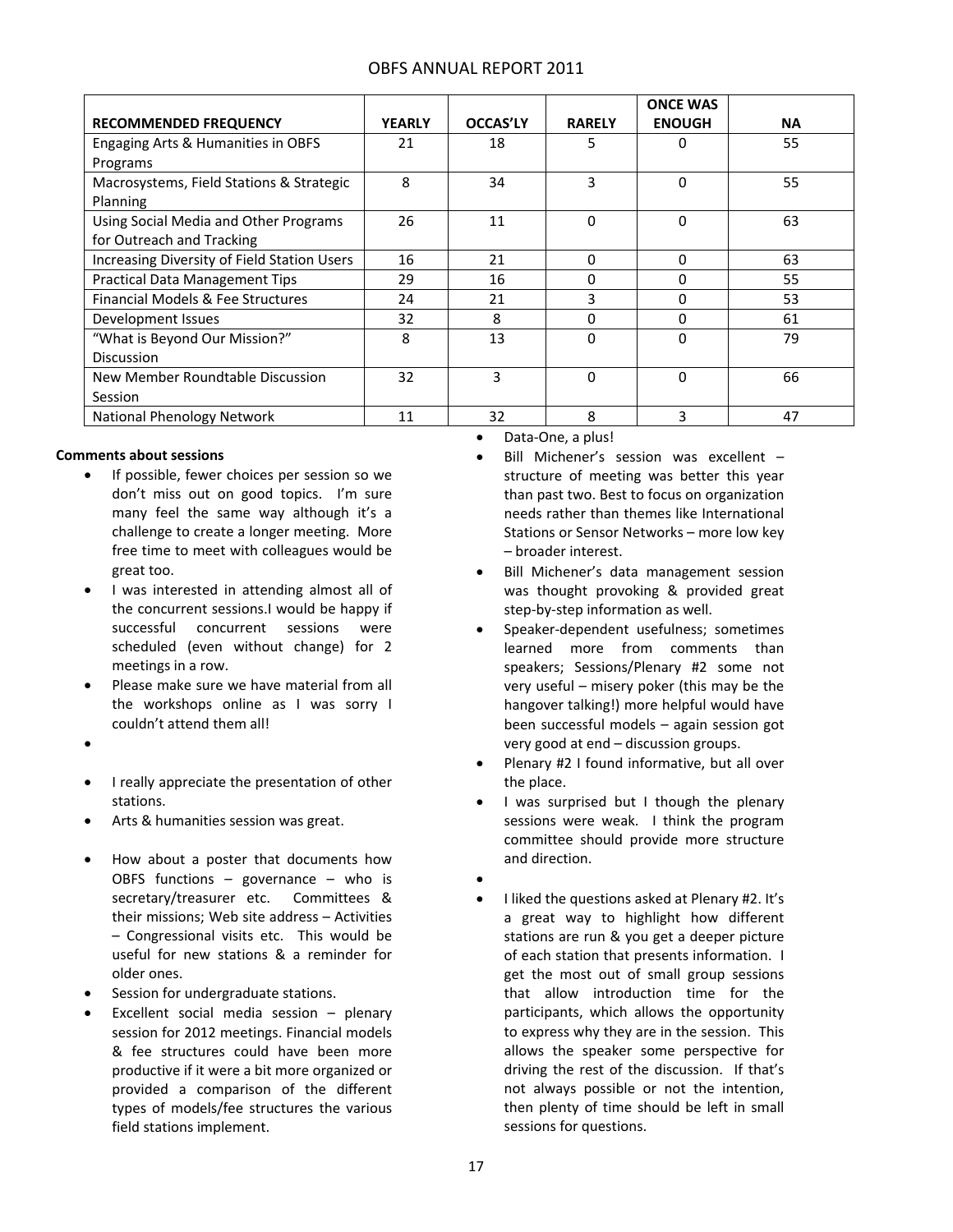| RECOMMENDED FREQUENCY | YEARLY | OCCAS'LY | RARELY | ONCE WAS ENOUGH | NA |
|---|---|---|---|---|---|
| Engaging Arts & Humanities in OBFS Programs | 21 | 18 | 5 | 0 | 55 |
| Macrosystems, Field Stations & Strategic Planning | 8 | 34 | 3 | 0 | 55 |
| Using Social Media and Other Programs for Outreach and Tracking | 26 | 11 | 0 | 0 | 63 |
| Increasing Diversity of Field Station Users | 16 | 21 | 0 | 0 | 63 |
| Practical Data Management Tips | 29 | 16 | 0 | 0 | 55 |
| Financial Models & Fee Structures | 24 | 21 | 3 | 0 | 53 |
| Development Issues | 32 | 8 | 0 | 0 | 61 |
| "What is Beyond Our Mission?" Discussion | 8 | 13 | 0 | 0 | 79 |
| New Member Roundtable Discussion Session | 32 | 3 | 0 | 0 | 66 |
| National Phenology Network | 11 | 32 | 8 | 3 | 47 |

**Comments about sessions**

- If possible, fewer choices per session so we don't miss out on good topics. I'm sure many feel the same way although it's a challenge to create a longer meeting. More free time to meet with colleagues would be great too.
- I was interested in attending almost all of the concurrent sessions.I would be happy if successful concurrent sessions were scheduled (even without change) for 2 meetings in a row.
- Please make sure we have material from all the workshops online as I was sorry I couldn't attend them all!
- I really appreciate the presentation of other stations.
- Arts & humanities session was great.
- How about a poster that documents how OBFS functions – governance – who is secretary/treasurer etc. Committees & their missions; Web site address – Activities – Congressional visits etc. This would be useful for new stations & a reminder for older ones.
- Session for undergraduate stations.
- Excellent social media session – plenary session for 2012 meetings. Financial models & fee structures could have been more productive if it were a bit more organized or provided a comparison of the different types of models/fee structures the various field stations implement.
- Data-One, a plus!
- Bill Michener's session was excellent – structure of meeting was better this year than past two. Best to focus on organization needs rather than themes like International Stations or Sensor Networks – more low key – broader interest.
- Bill Michener's data management session was thought provoking & provided great step-by-step information as well.
- Speaker-dependent usefulness; sometimes learned more from comments than speakers; Sessions/Plenary #2 some not very useful – misery poker (this may be the hangover talking!) more helpful would have been successful models – again session got very good at end – discussion groups.
- Plenary #2 I found informative, but all over the place.
- I was surprised but I though the plenary sessions were weak. I think the program committee should provide more structure and direction.
- I liked the questions asked at Plenary #2. It's a great way to highlight how different stations are run & you get a deeper picture of each station that presents information. I get the most out of small group sessions that allow introduction time for the participants, which allows the opportunity to express why they are in the session. This allows the speaker some perspective for driving the rest of the discussion. If that's not always possible or not the intention, then plenty of time should be left in small sessions for questions.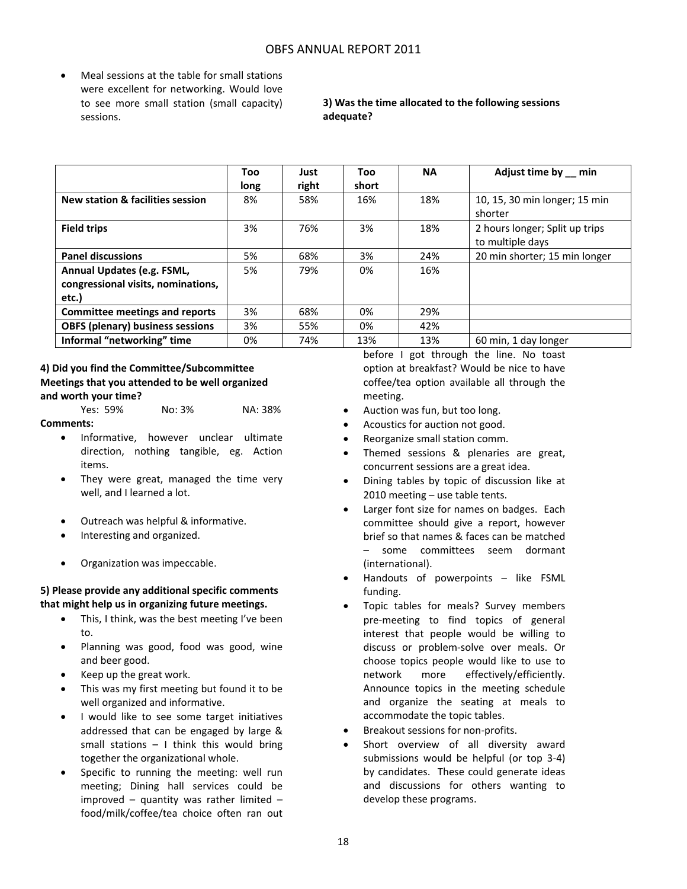- Meal sessions at the table for small stations were excellent for networking. Would love to see more small station (small capacity) sessions.

**3) Was the time allocated to the following sessions adequate?**

| | Too long | Just right | Too short | NA | Adjust time by __ min |
|---|---|---|---|---|---|
| **New station & facilities session** | 8% | 58% | 16% | 18% | 10, 15, 30 min longer; 15 min shorter |
| **Field trips** | 3% | 76% | 3% | 18% | 2 hours longer; Split up trips to multiple days |
| **Panel discussions** | 5% | 68% | 3% | 24% | 20 min shorter; 15 min longer |
| **Annual Updates (e.g. FSML, congressional visits, nominations, etc.)** | 5% | 79% | 0% | 16% | |
| **Committee meetings and reports** | 3% | 68% | 0% | 29% | |
| **OBFS (plenary) business sessions** | 3% | 55% | 0% | 42% | |
| **Informal "networking" time** | 0% | 74% | 13% | 13% | 60 min, 1 day longer |

**4) Did you find the Committee/Subcommittee Meetings that you attended to be well organized and worth your time?**

Yes: 59% No: 3% NA: 38%

**Comments:**

- Informative, however unclear ultimate direction, nothing tangible, eg. Action items.
- They were great, managed the time very well, and I learned a lot.
- Outreach was helpful & informative.
- Interesting and organized.
- Organization was impeccable.

**5) Please provide any additional specific comments that might help us in organizing future meetings.**

- This, I think, was the best meeting I've been to.
- Planning was good, food was good, wine and beer good.
- Keep up the great work.
- This was my first meeting but found it to be well organized and informative.
- I would like to see some target initiatives addressed that can be engaged by large & small stations – I think this would bring together the organizational whole.
- Specific to running the meeting: well run meeting; Dining hall services could be improved – quantity was rather limited – food/milk/coffee/tea choice often ran out before I got through the line. No toast option at breakfast? Would be nice to have coffee/tea option available all through the meeting.
- Auction was fun, but too long.
- Acoustics for auction not good.
- Reorganize small station comm.
- Themed sessions & plenaries are great, concurrent sessions are a great idea.
- Dining tables by topic of discussion like at 2010 meeting – use table tents.
- Larger font size for names on badges. Each committee should give a report, however brief so that names & faces can be matched – some committees seem dormant (international).
- Handouts of powerpoints – like FSML funding.
- Topic tables for meals? Survey members pre-meeting to find topics of general interest that people would be willing to discuss or problem-solve over meals. Or choose topics people would like to use to network more effectively/efficiently. Announce topics in the meeting schedule and organize the seating at meals to accommodate the topic tables.
- Breakout sessions for non-profits.
- Short overview of all diversity award submissions would be helpful (or top 3-4) by candidates. These could generate ideas and discussions for others wanting to develop these programs.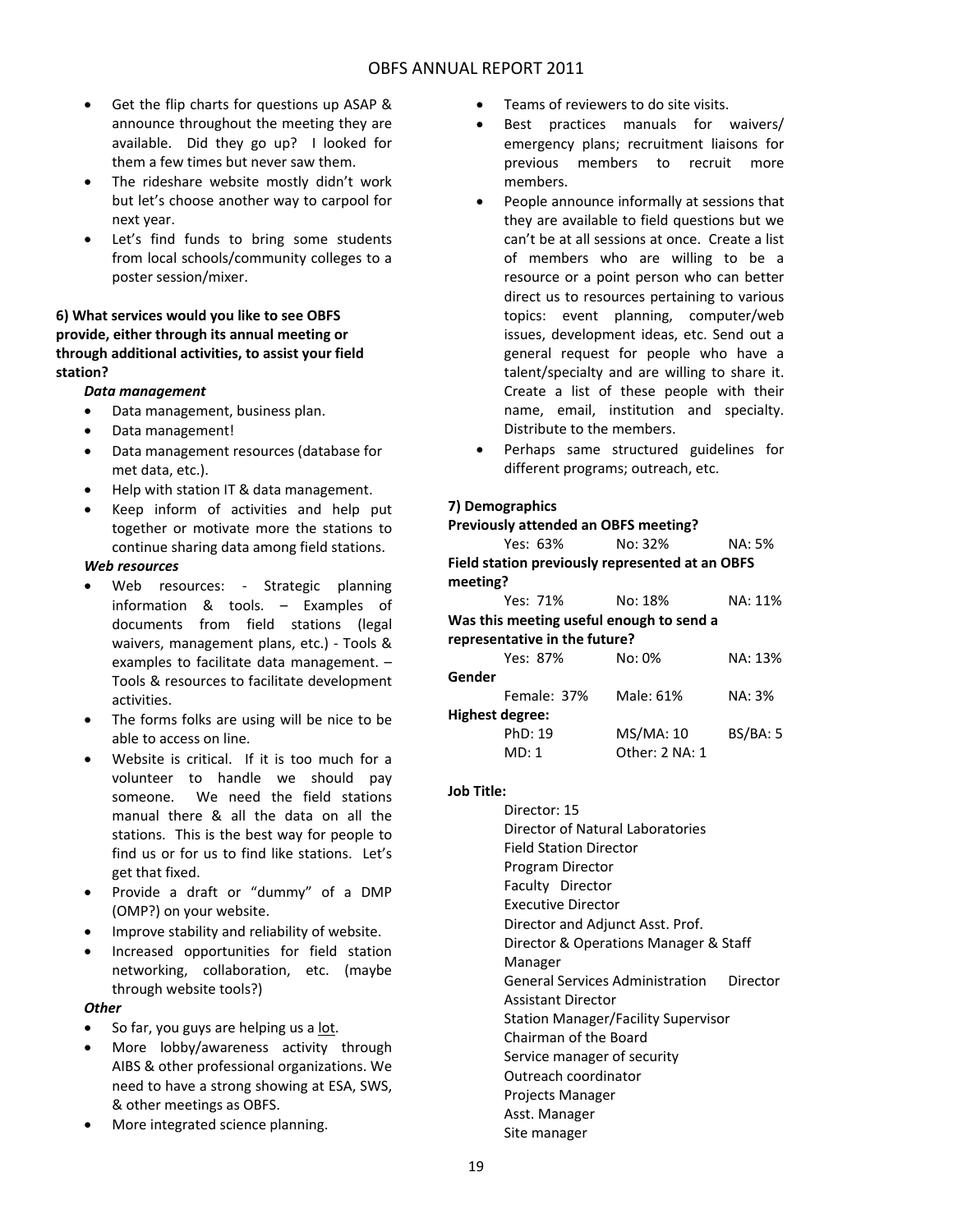- Get the flip charts for questions up ASAP & announce throughout the meeting they are available. Did they go up? I looked for them a few times but never saw them.
- The rideshare website mostly didn't work but let's choose another way to carpool for next year.
- Let's find funds to bring some students from local schools/community colleges to a poster session/mixer.

**6) What services would you like to see OBFS provide, either through its annual meeting or through additional activities, to assist your field station?**

***Data management***

- Data management, business plan.
- Data management!
- Data management resources (database for met data, etc.).
- Help with station IT & data management.
- Keep inform of activities and help put together or motivate more the stations to continue sharing data among field stations.

***Web resources***

- Web resources: - Strategic planning information & tools. – Examples of documents from field stations (legal waivers, management plans, etc.) - Tools & examples to facilitate data management. – Tools & resources to facilitate development activities.
- The forms folks are using will be nice to be able to access on line.
- Website is critical. If it is too much for a volunteer to handle we should pay someone. We need the field stations manual there & all the data on all the stations. This is the best way for people to find us or for us to find like stations. Let's get that fixed.
- Provide a draft or "dummy" of a DMP (OMP?) on your website.
- Improve stability and reliability of website.
- Increased opportunities for field station networking, collaboration, etc. (maybe through website tools?)

***Other***

- So far, you guys are helping us a <u>lot</u>.
- More lobby/awareness activity through AIBS & other professional organizations. We need to have a strong showing at ESA, SWS, & other meetings as OBFS.
- More integrated science planning.
- Teams of reviewers to do site visits.
- Best practices manuals for waivers/ emergency plans; recruitment liaisons for previous members to recruit more members.
- People announce informally at sessions that they are available to field questions but we can't be at all sessions at once. Create a list of members who are willing to be a resource or a point person who can better direct us to resources pertaining to various topics: event planning, computer/web issues, development ideas, etc. Send out a general request for people who have a talent/specialty and are willing to share it. Create a list of these people with their name, email, institution and specialty. Distribute to the members.
- Perhaps same structured guidelines for different programs; outreach, etc.

**7) Demographics**

**Previously attended an OBFS meeting?**

Yes: 63% No: 32% NA: 5%

**Field station previously represented at an OBFS meeting?**

Yes: 71% No: 18% NA: 11%

**Was this meeting useful enough to send a representative in the future?**

Yes: 87% No: 0% NA: 13%

**Gender**

Female: 37% Male: 61% NA: 3%

**Highest degree:**

PhD: 19 MS/MA: 10 BS/BA: 5
MD: 1 Other: 2 NA: 1

**Job Title:**

Director: 15
Director of Natural Laboratories
Field Station Director
Program Director
Faculty Director
Executive Director
Director and Adjunct Asst. Prof.
Director & Operations Manager & Staff Manager
General Services Administration Director
Assistant Director
Station Manager/Facility Supervisor
Chairman of the Board
Service manager of security
Outreach coordinator
Projects Manager
Asst. Manager
Site manager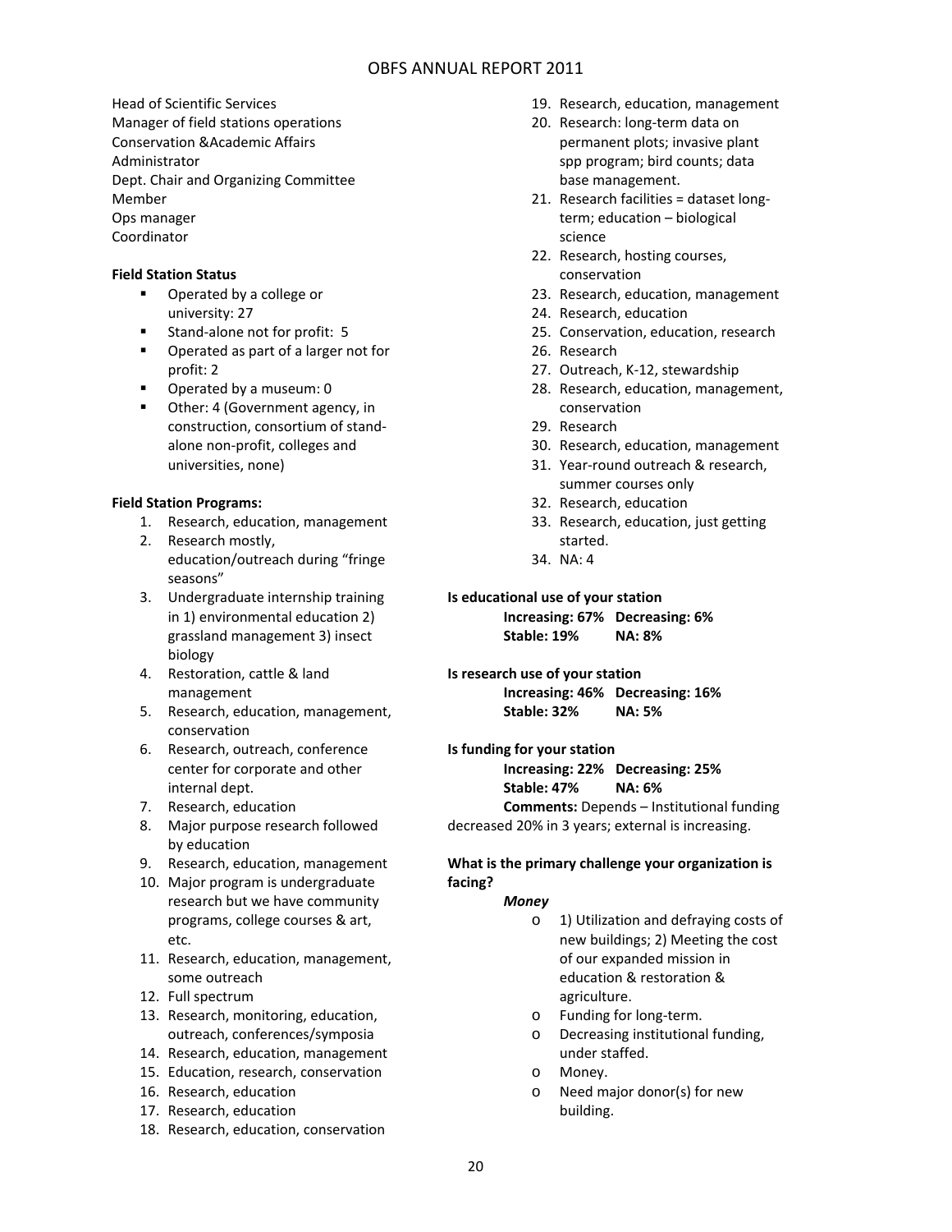Head of Scientific Services
Manager of field stations operations
Conservation &Academic Affairs
Administrator
Dept. Chair and Organizing Committee
Member
Ops manager
Coordinator

**Field Station Status**

- Operated by a college or university: 27
- Stand-alone not for profit: 5
- Operated as part of a larger not for profit: 2
- Operated by a museum: 0
- Other: 4 (Government agency, in construction, consortium of stand-alone non-profit, colleges and universities, none)

**Field Station Programs:**

1. Research, education, management
2. Research mostly, education/outreach during "fringe seasons"
3. Undergraduate internship training in 1) environmental education 2) grassland management 3) insect biology
4. Restoration, cattle & land management
5. Research, education, management, conservation
6. Research, outreach, conference center for corporate and other internal dept.
7. Research, education
8. Major purpose research followed by education
9. Research, education, management
10. Major program is undergraduate research but we have community programs, college courses & art, etc.
11. Research, education, management, some outreach
12. Full spectrum
13. Research, monitoring, education, outreach, conferences/symposia
14. Research, education, management
15. Education, research, conservation
16. Research, education
17. Research, education
18. Research, education, conservation
19. Research, education, management
20. Research: long-term data on permanent plots; invasive plant spp program; bird counts; data base management.
21. Research facilities = dataset long-term; education – biological science
22. Research, hosting courses, conservation
23. Research, education, management
24. Research, education
25. Conservation, education, research
26. Research
27. Outreach, K-12, stewardship
28. Research, education, management, conservation
29. Research
30. Research, education, management
31. Year-round outreach & research, summer courses only
32. Research, education
33. Research, education, just getting started.
34. NA: 4

**Is educational use of your station**

**Increasing: 67% Decreasing: 6%**
**Stable: 19% NA: 8%**

**Is research use of your station**

**Increasing: 46% Decreasing: 16%**
**Stable: 32% NA: 5%**

**Is funding for your station**

**Increasing: 22% Decreasing: 25%**
**Stable: 47% NA: 6%**

**Comments:** Depends – Institutional funding decreased 20% in 3 years; external is increasing.

**What is the primary challenge your organization is facing?**

***Money***

- 1) Utilization and defraying costs of new buildings; 2) Meeting the cost of our expanded mission in education & restoration & agriculture.
- Funding for long-term.
- Decreasing institutional funding, under staffed.
- Money.
- Need major donor(s) for new building.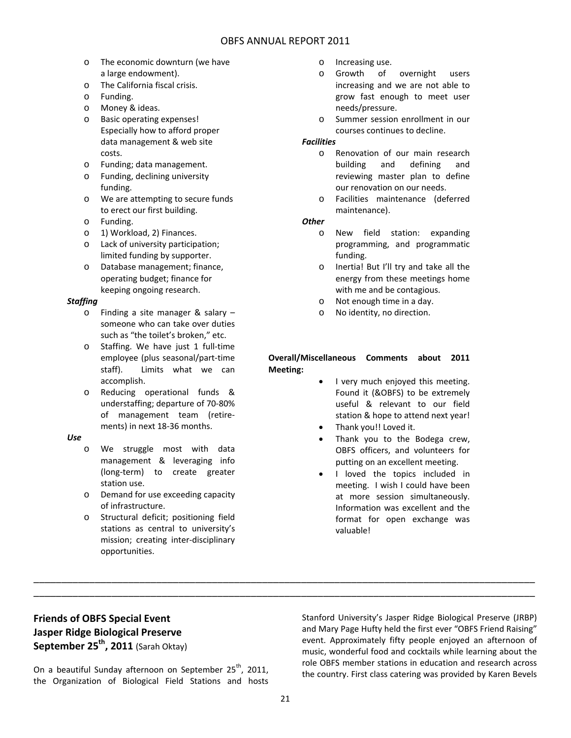- The economic downturn (we have a large endowment).
- The California fiscal crisis.
- Funding.
- Money & ideas.
- Basic operating expenses! Especially how to afford proper data management & web site costs.
- Funding; data management.
- Funding, declining university funding.
- We are attempting to secure funds to erect our first building.
- Funding.
- 1) Workload, 2) Finances.
- Lack of university participation; limited funding by supporter.
- Database management; finance, operating budget; finance for keeping ongoing research.

***Staffing***

- Finding a site manager & salary – someone who can take over duties such as "the toilet's broken," etc.
- Staffing. We have just 1 full-time employee (plus seasonal/part-time staff). Limits what we can accomplish.
- Reducing operational funds & understaffing; departure of 70-80% of management team (retirements) in next 18-36 months.

***Use***

- We struggle most with data management & leveraging info (long-term) to create greater station use.
- Demand for use exceeding capacity of infrastructure.
- Structural deficit; positioning field stations as central to university's mission; creating inter-disciplinary opportunities.
- Increasing use.
- Growth of overnight users increasing and we are not able to grow fast enough to meet user needs/pressure.
- Summer session enrollment in our courses continues to decline.

***Facilities***

- Renovation of our main research building and defining and reviewing master plan to define our renovation on our needs.
- Facilities maintenance (deferred maintenance).

***Other***

- New field station: expanding programming, and programmatic funding.
- Inertia! But I'll try and take all the energy from these meetings home with me and be contagious.
- Not enough time in a day.
- No identity, no direction.

**Overall/Miscellaneous Comments about 2011 Meeting:**

- I very much enjoyed this meeting. Found it (&OBFS) to be extremely useful & relevant to our field station & hope to attend next year!
- Thank you!! Loved it.
- Thank you to the Bodega crew, OBFS officers, and volunteers for putting on an excellent meeting.
- I loved the topics included in meeting. I wish I could have been at more session simultaneously. Information was excellent and the format for open exchange was valuable!

---

## Friends of OBFS Special Event Jasper Ridge Biological Preserve September 25th, 2011 (Sarah Oktay)

On a beautiful Sunday afternoon on September 25th, 2011, the Organization of Biological Field Stations and hosts Stanford University's Jasper Ridge Biological Preserve (JRBP) and Mary Page Hufty held the first ever "OBFS Friend Raising" event. Approximately fifty people enjoyed an afternoon of music, wonderful food and cocktails while learning about the role OBFS member stations in education and research across the country. First class catering was provided by Karen Bevels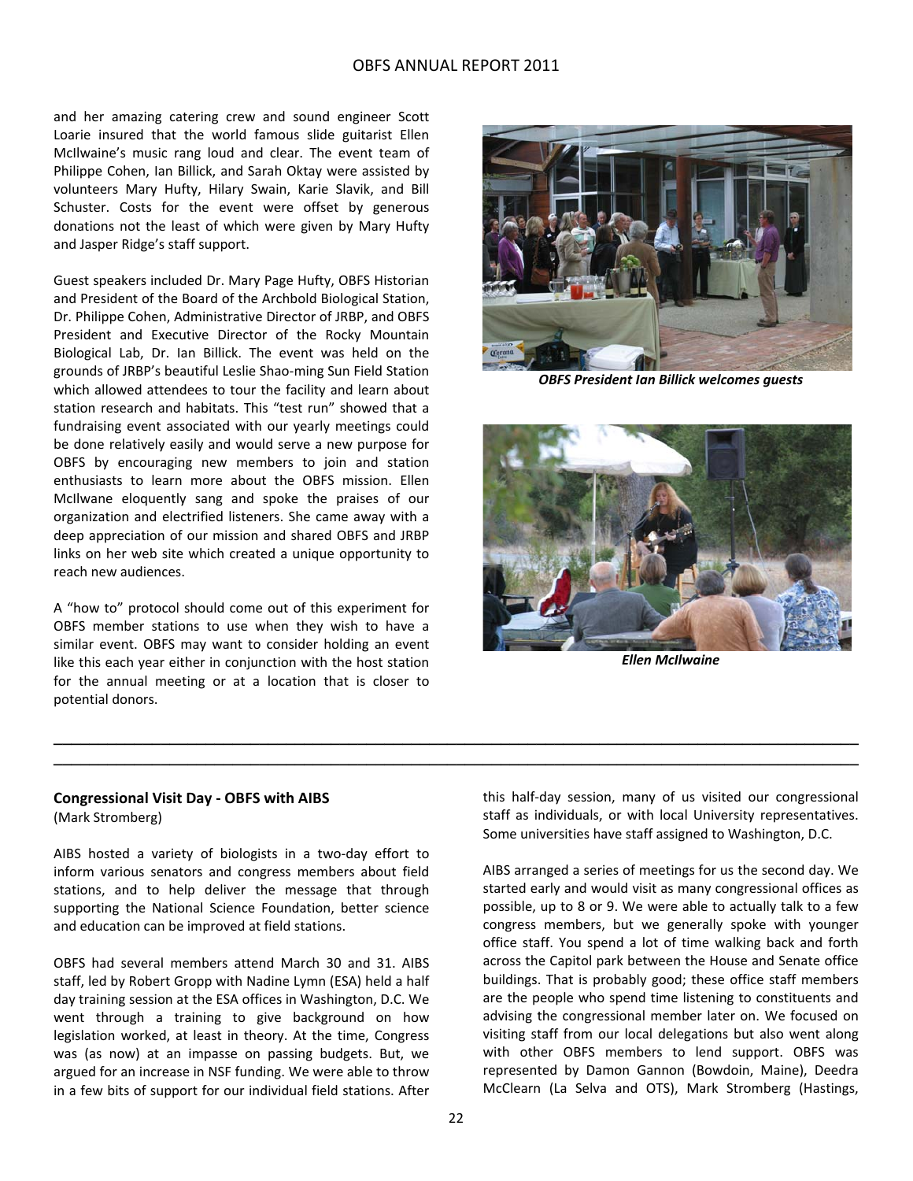and her amazing catering crew and sound engineer Scott Loarie insured that the world famous slide guitarist Ellen McIlwaine's music rang loud and clear. The event team of Philippe Cohen, Ian Billick, and Sarah Oktay were assisted by volunteers Mary Hufty, Hilary Swain, Karie Slavik, and Bill Schuster. Costs for the event were offset by generous donations not the least of which were given by Mary Hufty and Jasper Ridge's staff support.

Guest speakers included Dr. Mary Page Hufty, OBFS Historian and President of the Board of the Archbold Biological Station, Dr. Philippe Cohen, Administrative Director of JRBP, and OBFS President and Executive Director of the Rocky Mountain Biological Lab, Dr. Ian Billick. The event was held on the grounds of JRBP's beautiful Leslie Shao-ming Sun Field Station which allowed attendees to tour the facility and learn about station research and habitats. This "test run" showed that a fundraising event associated with our yearly meetings could be done relatively easily and would serve a new purpose for OBFS by encouraging new members to join and station enthusiasts to learn more about the OBFS mission. Ellen McIlwane eloquently sang and spoke the praises of our organization and electrified listeners. She came away with a deep appreciation of our mission and shared OBFS and JRBP links on her web site which created a unique opportunity to reach new audiences.

A "how to" protocol should come out of this experiment for OBFS member stations to use when they wish to have a similar event. OBFS may want to consider holding an event like this each year either in conjunction with the host station for the annual meeting or at a location that is closer to potential donors.

***OBFS President Ian Billick welcomes guests***

***Ellen McIlwaine***

---

### Congressional Visit Day - OBFS with AIBS

(Mark Stromberg)

AIBS hosted a variety of biologists in a two-day effort to inform various senators and congress members about field stations, and to help deliver the message that through supporting the National Science Foundation, better science and education can be improved at field stations.

OBFS had several members attend March 30 and 31. AIBS staff, led by Robert Gropp with Nadine Lymn (ESA) held a half day training session at the ESA offices in Washington, D.C. We went through a training to give background on how legislation worked, at least in theory. At the time, Congress was (as now) at an impasse on passing budgets. But, we argued for an increase in NSF funding. We were able to throw in a few bits of support for our individual field stations. After this half-day session, many of us visited our congressional staff as individuals, or with local University representatives. Some universities have staff assigned to Washington, D.C.

AIBS arranged a series of meetings for us the second day. We started early and would visit as many congressional offices as possible, up to 8 or 9. We were able to actually talk to a few congress members, but we generally spoke with younger office staff. You spend a lot of time walking back and forth across the Capitol park between the House and Senate office buildings. That is probably good; these office staff members are the people who spend time listening to constituents and advising the congressional member later on. We focused on visiting staff from our local delegations but also went along with other OBFS members to lend support. OBFS was represented by Damon Gannon (Bowdoin, Maine), Deedra McClearn (La Selva and OTS), Mark Stromberg (Hastings,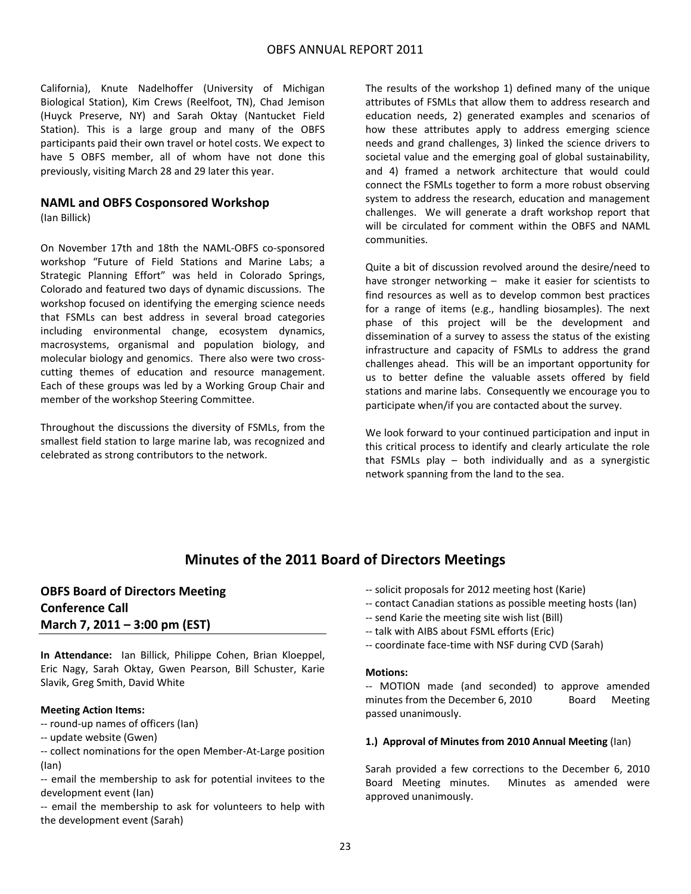California), Knute Nadelhoffer (University of Michigan Biological Station), Kim Crews (Reelfoot, TN), Chad Jemison (Huyck Preserve, NY) and Sarah Oktay (Nantucket Field Station). This is a large group and many of the OBFS participants paid their own travel or hotel costs. We expect to have 5 OBFS member, all of whom have not done this previously, visiting March 28 and 29 later this year.

### NAML and OBFS Cosponsored Workshop

(Ian Billick)

On November 17th and 18th the NAML-OBFS co-sponsored workshop "Future of Field Stations and Marine Labs; a Strategic Planning Effort" was held in Colorado Springs, Colorado and featured two days of dynamic discussions. The workshop focused on identifying the emerging science needs that FSMLs can best address in several broad categories including environmental change, ecosystem dynamics, macrosystems, organismal and population biology, and molecular biology and genomics. There also were two cross-cutting themes of education and resource management. Each of these groups was led by a Working Group Chair and member of the workshop Steering Committee.

Throughout the discussions the diversity of FSMLs, from the smallest field station to large marine lab, was recognized and celebrated as strong contributors to the network.

The results of the workshop 1) defined many of the unique attributes of FSMLs that allow them to address research and education needs, 2) generated examples and scenarios of how these attributes apply to address emerging science needs and grand challenges, 3) linked the science drivers to societal value and the emerging goal of global sustainability, and 4) framed a network architecture that would could connect the FSMLs together to form a more robust observing system to address the research, education and management challenges. We will generate a draft workshop report that will be circulated for comment within the OBFS and NAML communities.

Quite a bit of discussion revolved around the desire/need to have stronger networking – make it easier for scientists to find resources as well as to develop common best practices for a range of items (e.g., handling biosamples). The next phase of this project will be the development and dissemination of a survey to assess the status of the existing infrastructure and capacity of FSMLs to address the grand challenges ahead. This will be an important opportunity for us to better define the valuable assets offered by field stations and marine labs. Consequently we encourage you to participate when/if you are contacted about the survey.

We look forward to your continued participation and input in this critical process to identify and clearly articulate the role that FSMLs play – both individually and as a synergistic network spanning from the land to the sea.

## Minutes of the 2011 Board of Directors Meetings

### OBFS Board of Directors Meeting Conference Call March 7, 2011 – 3:00 pm (EST)

**In Attendance:** Ian Billick, Philippe Cohen, Brian Kloeppel, Eric Nagy, Sarah Oktay, Gwen Pearson, Bill Schuster, Karie Slavik, Greg Smith, David White

**Meeting Action Items:**

-- round-up names of officers (Ian)
-- update website (Gwen)
-- collect nominations for the open Member-At-Large position (Ian)
-- email the membership to ask for potential invitees to the development event (Ian)
-- email the membership to ask for volunteers to help with the development event (Sarah)
-- solicit proposals for 2012 meeting host (Karie)
-- contact Canadian stations as possible meeting hosts (Ian)
-- send Karie the meeting site wish list (Bill)
-- talk with AIBS about FSML efforts (Eric)
-- coordinate face-time with NSF during CVD (Sarah)

**Motions:**

-- MOTION made (and seconded) to approve amended minutes from the December 6, 2010 Board Meeting passed unanimously.

**1.) Approval of Minutes from 2010 Annual Meeting** (Ian)

Sarah provided a few corrections to the December 6, 2010 Board Meeting minutes. Minutes as amended were approved unanimously.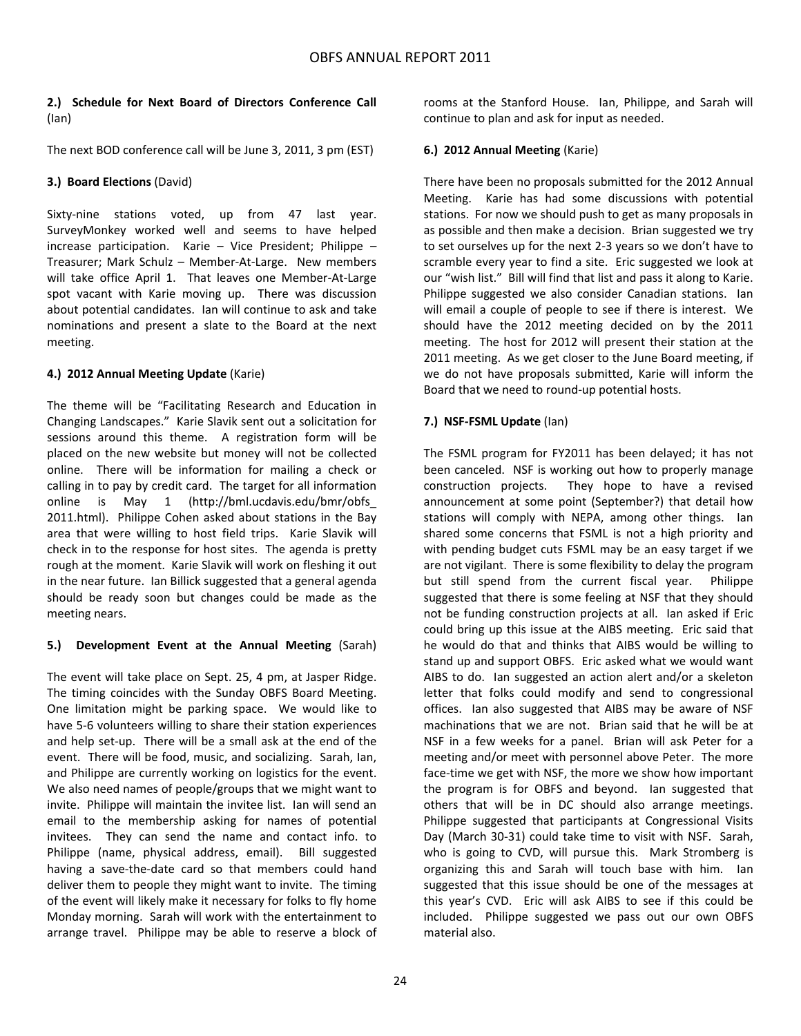**2.) Schedule for Next Board of Directors Conference Call** (Ian)

The next BOD conference call will be June 3, 2011, 3 pm (EST)

**3.) Board Elections** (David)

Sixty-nine stations voted, up from 47 last year. SurveyMonkey worked well and seems to have helped increase participation. Karie – Vice President; Philippe – Treasurer; Mark Schulz – Member-At-Large. New members will take office April 1. That leaves one Member-At-Large spot vacant with Karie moving up. There was discussion about potential candidates. Ian will continue to ask and take nominations and present a slate to the Board at the next meeting.

**4.) 2012 Annual Meeting Update** (Karie)

The theme will be "Facilitating Research and Education in Changing Landscapes." Karie Slavik sent out a solicitation for sessions around this theme. A registration form will be placed on the new website but money will not be collected online. There will be information for mailing a check or calling in to pay by credit card. The target for all information online is May 1 (http://bml.ucdavis.edu/bmr/obfs_2011.html). Philippe Cohen asked about stations in the Bay area that were willing to host field trips. Karie Slavik will check in to the response for host sites. The agenda is pretty rough at the moment. Karie Slavik will work on fleshing it out in the near future. Ian Billick suggested that a general agenda should be ready soon but changes could be made as the meeting nears.

**5.) Development Event at the Annual Meeting** (Sarah)

The event will take place on Sept. 25, 4 pm, at Jasper Ridge. The timing coincides with the Sunday OBFS Board Meeting. One limitation might be parking space. We would like to have 5-6 volunteers willing to share their station experiences and help set-up. There will be a small ask at the end of the event. There will be food, music, and socializing. Sarah, Ian, and Philippe are currently working on logistics for the event. We also need names of people/groups that we might want to invite. Philippe will maintain the invitee list. Ian will send an email to the membership asking for names of potential invitees. They can send the name and contact info. to Philippe (name, physical address, email). Bill suggested having a save-the-date card so that members could hand deliver them to people they might want to invite. The timing of the event will likely make it necessary for folks to fly home Monday morning. Sarah will work with the entertainment to arrange travel. Philippe may be able to reserve a block of rooms at the Stanford House. Ian, Philippe, and Sarah will continue to plan and ask for input as needed.

**6.) 2012 Annual Meeting** (Karie)

There have been no proposals submitted for the 2012 Annual Meeting. Karie has had some discussions with potential stations. For now we should push to get as many proposals in as possible and then make a decision. Brian suggested we try to set ourselves up for the next 2-3 years so we don't have to scramble every year to find a site. Eric suggested we look at our "wish list." Bill will find that list and pass it along to Karie. Philippe suggested we also consider Canadian stations. Ian will email a couple of people to see if there is interest. We should have the 2012 meeting decided on by the 2011 meeting. The host for 2012 will present their station at the 2011 meeting. As we get closer to the June Board meeting, if we do not have proposals submitted, Karie will inform the Board that we need to round-up potential hosts.

**7.) NSF-FSML Update** (Ian)

The FSML program for FY2011 has been delayed; it has not been canceled. NSF is working out how to properly manage construction projects. They hope to have a revised announcement at some point (September?) that detail how stations will comply with NEPA, among other things. Ian shared some concerns that FSML is not a high priority and with pending budget cuts FSML may be an easy target if we are not vigilant. There is some flexibility to delay the program but still spend from the current fiscal year. Philippe suggested that there is some feeling at NSF that they should not be funding construction projects at all. Ian asked if Eric could bring up this issue at the AIBS meeting. Eric said that he would do that and thinks that AIBS would be willing to stand up and support OBFS. Eric asked what we would want AIBS to do. Ian suggested an action alert and/or a skeleton letter that folks could modify and send to congressional offices. Ian also suggested that AIBS may be aware of NSF machinations that we are not. Brian said that he will be at NSF in a few weeks for a panel. Brian will ask Peter for a meeting and/or meet with personnel above Peter. The more face-time we get with NSF, the more we show how important the program is for OBFS and beyond. Ian suggested that others that will be in DC should also arrange meetings. Philippe suggested that participants at Congressional Visits Day (March 30-31) could take time to visit with NSF. Sarah, who is going to CVD, will pursue this. Mark Stromberg is organizing this and Sarah will touch base with him. Ian suggested that this issue should be one of the messages at this year's CVD. Eric will ask AIBS to see if this could be included. Philippe suggested we pass out our own OBFS material also.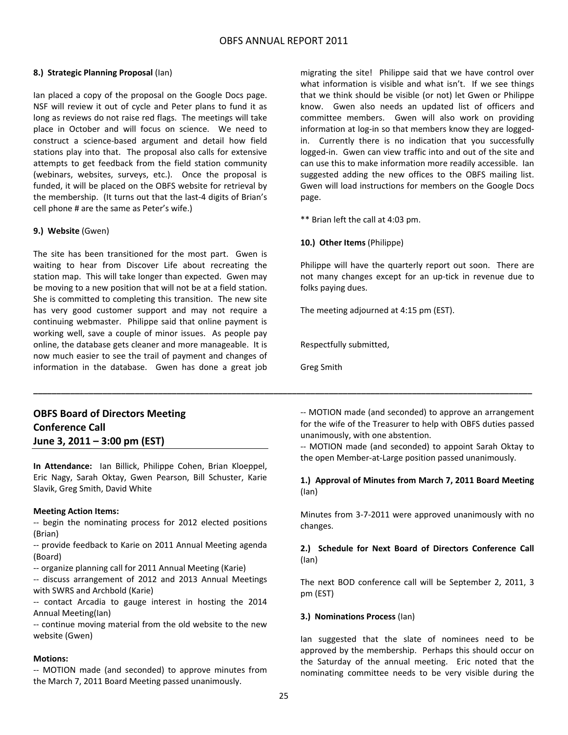**8.) Strategic Planning Proposal** (Ian)

Ian placed a copy of the proposal on the Google Docs page. NSF will review it out of cycle and Peter plans to fund it as long as reviews do not raise red flags. The meetings will take place in October and will focus on science. We need to construct a science-based argument and detail how field stations play into that. The proposal also calls for extensive attempts to get feedback from the field station community (webinars, websites, surveys, etc.). Once the proposal is funded, it will be placed on the OBFS website for retrieval by the membership. (It turns out that the last-4 digits of Brian's cell phone # are the same as Peter's wife.)

**9.) Website** (Gwen)

The site has been transitioned for the most part. Gwen is waiting to hear from Discover Life about recreating the station map. This will take longer than expected. Gwen may be moving to a new position that will not be at a field station. She is committed to completing this transition. The new site has very good customer support and may not require a continuing webmaster. Philippe said that online payment is working well, save a couple of minor issues. As people pay online, the database gets cleaner and more manageable. It is now much easier to see the trail of payment and changes of information in the database. Gwen has done a great job migrating the site! Philippe said that we have control over what information is visible and what isn't. If we see things that we think should be visible (or not) let Gwen or Philippe know. Gwen also needs an updated list of officers and committee members. Gwen will also work on providing information at log-in so that members know they are logged-in. Currently there is no indication that you successfully logged-in. Gwen can view traffic into and out of the site and can use this to make information more readily accessible. Ian suggested adding the new offices to the OBFS mailing list. Gwen will load instructions for members on the Google Docs page.

** Brian left the call at 4:03 pm.

**10.) Other Items** (Philippe)

Philippe will have the quarterly report out soon. There are not many changes except for an up-tick in revenue due to folks paying dues.

The meeting adjourned at 4:15 pm (EST).

Respectfully submitted,

Greg Smith

---

## OBFS Board of Directors Meeting
## Conference Call
## June 3, 2011 – 3:00 pm (EST)

**In Attendance:** Ian Billick, Philippe Cohen, Brian Kloeppel, Eric Nagy, Sarah Oktay, Gwen Pearson, Bill Schuster, Karie Slavik, Greg Smith, David White

**Meeting Action Items:**

-- begin the nominating process for 2012 elected positions (Brian)

-- provide feedback to Karie on 2011 Annual Meeting agenda (Board)

-- organize planning call for 2011 Annual Meeting (Karie)

-- discuss arrangement of 2012 and 2013 Annual Meetings with SWRS and Archbold (Karie)

-- contact Arcadia to gauge interest in hosting the 2014 Annual Meeting(Ian)

-- continue moving material from the old website to the new website (Gwen)

**Motions:**

-- MOTION made (and seconded) to approve minutes from the March 7, 2011 Board Meeting passed unanimously.

-- MOTION made (and seconded) to approve an arrangement for the wife of the Treasurer to help with OBFS duties passed unanimously, with one abstention.

-- MOTION made (and seconded) to appoint Sarah Oktay to the open Member-at-Large position passed unanimously.

**1.) Approval of Minutes from March 7, 2011 Board Meeting** (Ian)

Minutes from 3-7-2011 were approved unanimously with no changes.

**2.) Schedule for Next Board of Directors Conference Call** (Ian)

The next BOD conference call will be September 2, 2011, 3 pm (EST)

**3.) Nominations Process** (Ian)

Ian suggested that the slate of nominees need to be approved by the membership. Perhaps this should occur on the Saturday of the annual meeting. Eric noted that the nominating committee needs to be very visible during the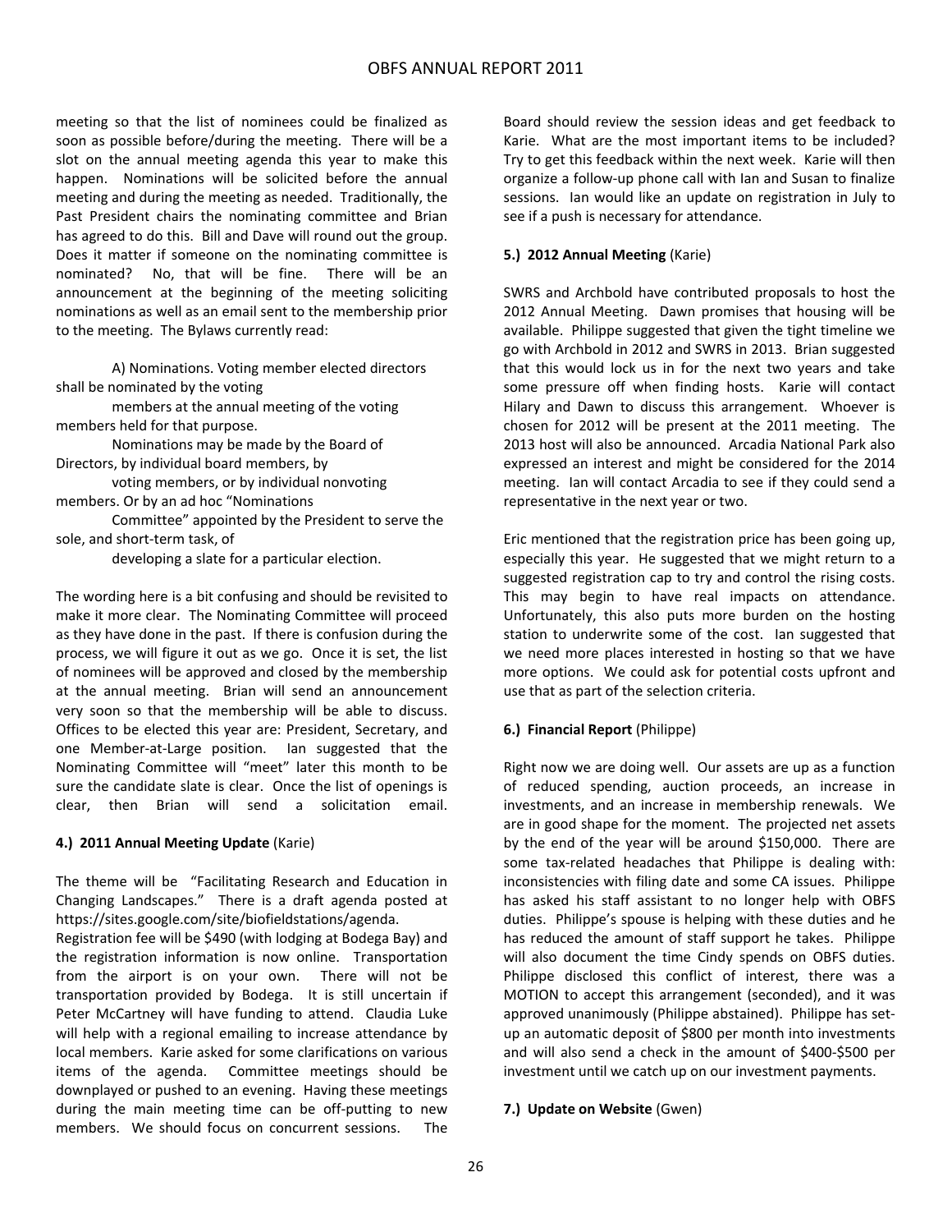meeting so that the list of nominees could be finalized as soon as possible before/during the meeting. There will be a slot on the annual meeting agenda this year to make this happen. Nominations will be solicited before the annual meeting and during the meeting as needed. Traditionally, the Past President chairs the nominating committee and Brian has agreed to do this. Bill and Dave will round out the group. Does it matter if someone on the nominating committee is nominated? No, that will be fine. There will be an announcement at the beginning of the meeting soliciting nominations as well as an email sent to the membership prior to the meeting. The Bylaws currently read:

> A) Nominations. Voting member elected directors shall be nominated by the voting
> members at the annual meeting of the voting members held for that purpose.
> Nominations may be made by the Board of Directors, by individual board members, by
> voting members, or by individual nonvoting members. Or by an ad hoc "Nominations
> Committee" appointed by the President to serve the sole, and short-term task, of
> developing a slate for a particular election.

The wording here is a bit confusing and should be revisited to make it more clear. The Nominating Committee will proceed as they have done in the past. If there is confusion during the process, we will figure it out as we go. Once it is set, the list of nominees will be approved and closed by the membership at the annual meeting. Brian will send an announcement very soon so that the membership will be able to discuss. Offices to be elected this year are: President, Secretary, and one Member-at-Large position. Ian suggested that the Nominating Committee will "meet" later this month to be sure the candidate slate is clear. Once the list of openings is clear, then Brian will send a solicitation email.

**4.) 2011 Annual Meeting Update** (Karie)

The theme will be "Facilitating Research and Education in Changing Landscapes." There is a draft agenda posted at https://sites.google.com/site/biofieldstations/agenda.
Registration fee will be $490 (with lodging at Bodega Bay) and the registration information is now online. Transportation from the airport is on your own. There will not be transportation provided by Bodega. It is still uncertain if Peter McCartney will have funding to attend. Claudia Luke will help with a regional emailing to increase attendance by local members. Karie asked for some clarifications on various items of the agenda. Committee meetings should be downplayed or pushed to an evening. Having these meetings during the main meeting time can be off-putting to new members. We should focus on concurrent sessions. The Board should review the session ideas and get feedback to Karie. What are the most important items to be included? Try to get this feedback within the next week. Karie will then organize a follow-up phone call with Ian and Susan to finalize sessions. Ian would like an update on registration in July to see if a push is necessary for attendance.

**5.) 2012 Annual Meeting** (Karie)

SWRS and Archbold have contributed proposals to host the 2012 Annual Meeting. Dawn promises that housing will be available. Philippe suggested that given the tight timeline we go with Archbold in 2012 and SWRS in 2013. Brian suggested that this would lock us in for the next two years and take some pressure off when finding hosts. Karie will contact Hilary and Dawn to discuss this arrangement. Whoever is chosen for 2012 will be present at the 2011 meeting. The 2013 host will also be announced. Arcadia National Park also expressed an interest and might be considered for the 2014 meeting. Ian will contact Arcadia to see if they could send a representative in the next year or two.

Eric mentioned that the registration price has been going up, especially this year. He suggested that we might return to a suggested registration cap to try and control the rising costs. This may begin to have real impacts on attendance. Unfortunately, this also puts more burden on the hosting station to underwrite some of the cost. Ian suggested that we need more places interested in hosting so that we have more options. We could ask for potential costs upfront and use that as part of the selection criteria.

**6.) Financial Report** (Philippe)

Right now we are doing well. Our assets are up as a function of reduced spending, auction proceeds, an increase in investments, and an increase in membership renewals. We are in good shape for the moment. The projected net assets by the end of the year will be around $150,000. There are some tax-related headaches that Philippe is dealing with: inconsistencies with filing date and some CA issues. Philippe has asked his staff assistant to no longer help with OBFS duties. Philippe's spouse is helping with these duties and he has reduced the amount of staff support he takes. Philippe will also document the time Cindy spends on OBFS duties. Philippe disclosed this conflict of interest, there was a MOTION to accept this arrangement (seconded), and it was approved unanimously (Philippe abstained). Philippe has set-up an automatic deposit of $800 per month into investments and will also send a check in the amount of $400-$500 per investment until we catch up on our investment payments.

**7.) Update on Website** (Gwen)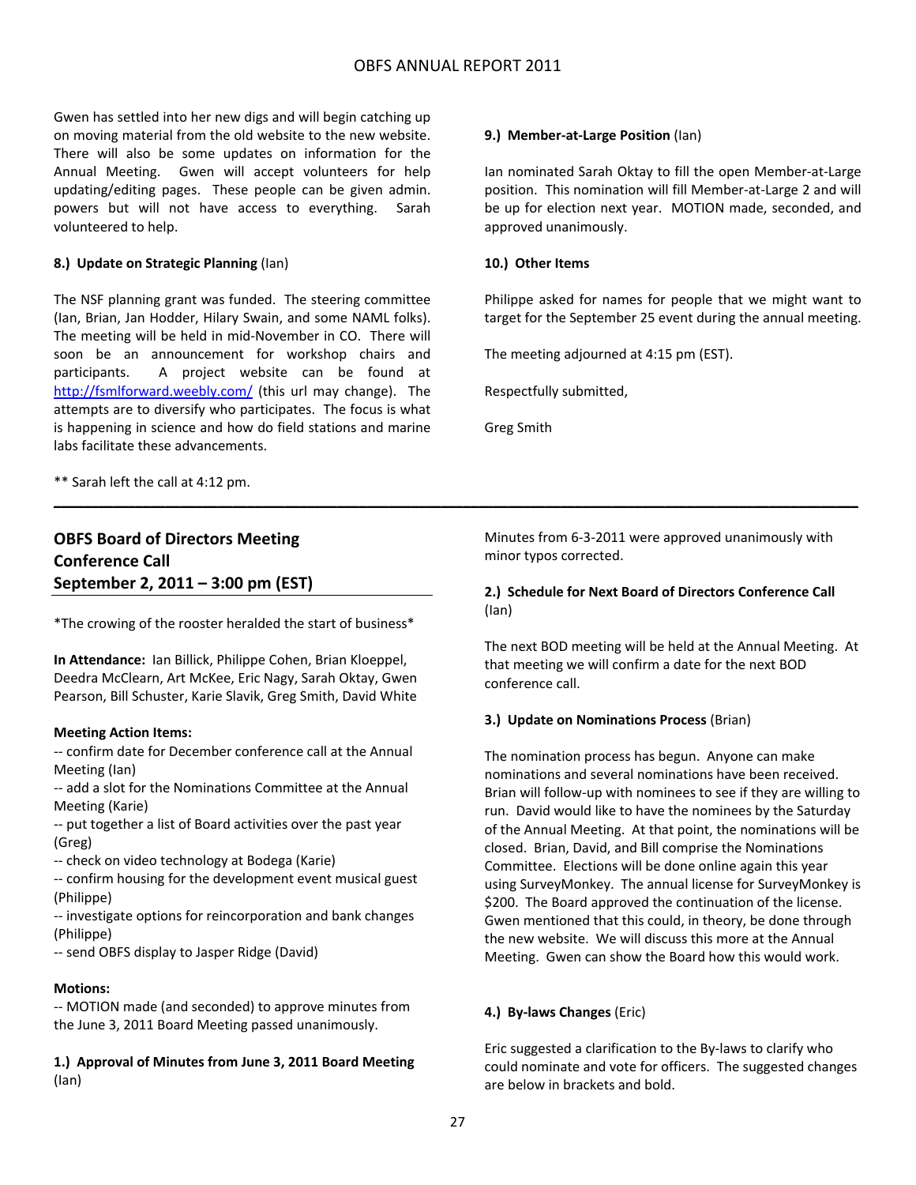Gwen has settled into her new digs and will begin catching up on moving material from the old website to the new website. There will also be some updates on information for the Annual Meeting. Gwen will accept volunteers for help updating/editing pages. These people can be given admin. powers but will not have access to everything. Sarah volunteered to help.

**8.) Update on Strategic Planning** (Ian)

The NSF planning grant was funded. The steering committee (Ian, Brian, Jan Hodder, Hilary Swain, and some NAML folks). The meeting will be held in mid-November in CO. There will soon be an announcement for workshop chairs and participants. A project website can be found at http://fsmlforward.weebly.com/ (this url may change). The attempts are to diversify who participates. The focus is what is happening in science and how do field stations and marine labs facilitate these advancements.

** Sarah left the call at 4:12 pm.

**9.) Member-at-Large Position** (Ian)

Ian nominated Sarah Oktay to fill the open Member-at-Large position. This nomination will fill Member-at-Large 2 and will be up for election next year. MOTION made, seconded, and approved unanimously.

**10.) Other Items**

Philippe asked for names for people that we might want to target for the September 25 event during the annual meeting.

The meeting adjourned at 4:15 pm (EST).

Respectfully submitted,

Greg Smith

---

## OBFS Board of Directors Meeting Conference Call September 2, 2011 – 3:00 pm (EST)

*The crowing of the rooster heralded the start of business*

**In Attendance:** Ian Billick, Philippe Cohen, Brian Kloeppel, Deedra McClearn, Art McKee, Eric Nagy, Sarah Oktay, Gwen Pearson, Bill Schuster, Karie Slavik, Greg Smith, David White

**Meeting Action Items:**

-- confirm date for December conference call at the Annual Meeting (Ian)
-- add a slot for the Nominations Committee at the Annual Meeting (Karie)
-- put together a list of Board activities over the past year (Greg)
-- check on video technology at Bodega (Karie)
-- confirm housing for the development event musical guest (Philippe)
-- investigate options for reincorporation and bank changes (Philippe)
-- send OBFS display to Jasper Ridge (David)

**Motions:**

-- MOTION made (and seconded) to approve minutes from the June 3, 2011 Board Meeting passed unanimously.

**1.) Approval of Minutes from June 3, 2011 Board Meeting** (Ian)

Minutes from 6-3-2011 were approved unanimously with minor typos corrected.

**2.) Schedule for Next Board of Directors Conference Call** (Ian)

The next BOD meeting will be held at the Annual Meeting. At that meeting we will confirm a date for the next BOD conference call.

**3.) Update on Nominations Process** (Brian)

The nomination process has begun. Anyone can make nominations and several nominations have been received. Brian will follow-up with nominees to see if they are willing to run. David would like to have the nominees by the Saturday of the Annual Meeting. At that point, the nominations will be closed. Brian, David, and Bill comprise the Nominations Committee. Elections will be done online again this year using SurveyMonkey. The annual license for SurveyMonkey is $200. The Board approved the continuation of the license. Gwen mentioned that this could, in theory, be done through the new website. We will discuss this more at the Annual Meeting. Gwen can show the Board how this would work.

**4.) By-laws Changes** (Eric)

Eric suggested a clarification to the By-laws to clarify who could nominate and vote for officers. The suggested changes are below in brackets and bold.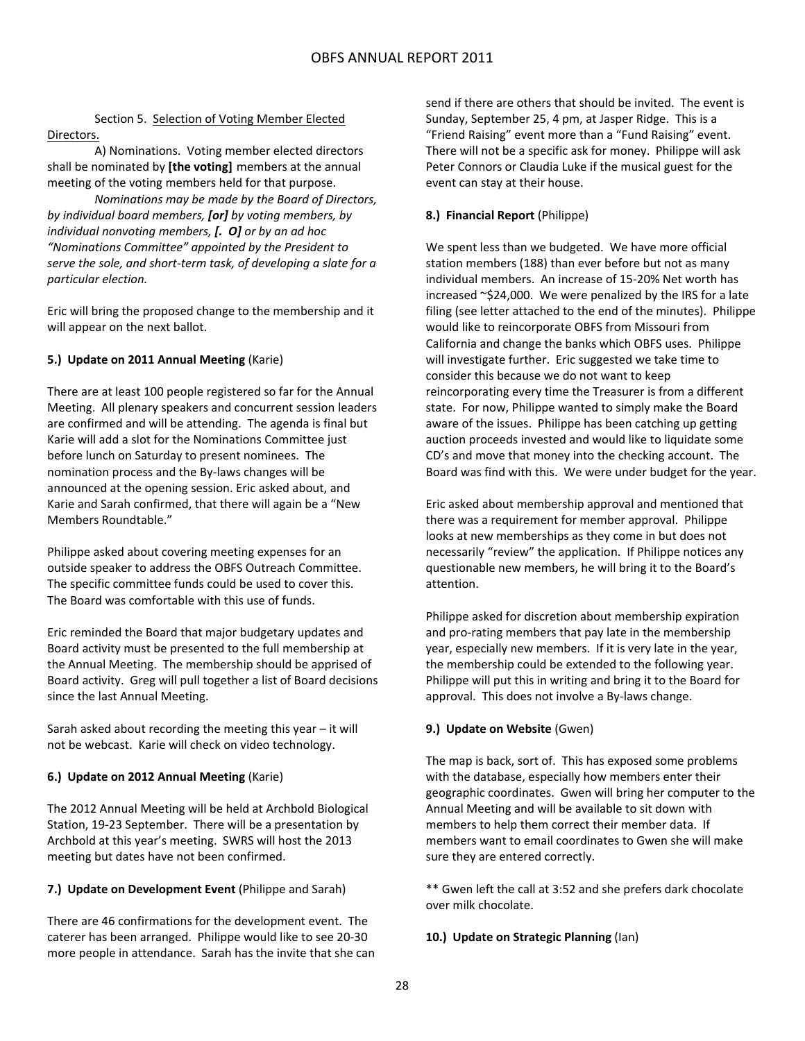Section 5. <u>Selection of Voting Member Elected Directors.</u>

A) Nominations. Voting member elected directors shall be nominated by **[the voting]** members at the annual meeting of the voting members held for that purpose.

*Nominations may be made by the Board of Directors, by individual board members, **[or]** by voting members, by individual nonvoting members, **[. O]** or by an ad hoc "Nominations Committee" appointed by the President to serve the sole, and short-term task, of developing a slate for a particular election.*

Eric will bring the proposed change to the membership and it will appear on the next ballot.

**5.) Update on 2011 Annual Meeting** (Karie)

There are at least 100 people registered so far for the Annual Meeting. All plenary speakers and concurrent session leaders are confirmed and will be attending. The agenda is final but Karie will add a slot for the Nominations Committee just before lunch on Saturday to present nominees. The nomination process and the By-laws changes will be announced at the opening session. Eric asked about, and Karie and Sarah confirmed, that there will again be a "New Members Roundtable."

Philippe asked about covering meeting expenses for an outside speaker to address the OBFS Outreach Committee. The specific committee funds could be used to cover this. The Board was comfortable with this use of funds.

Eric reminded the Board that major budgetary updates and Board activity must be presented to the full membership at the Annual Meeting. The membership should be apprised of Board activity. Greg will pull together a list of Board decisions since the last Annual Meeting.

Sarah asked about recording the meeting this year – it will not be webcast. Karie will check on video technology.

**6.) Update on 2012 Annual Meeting** (Karie)

The 2012 Annual Meeting will be held at Archbold Biological Station, 19-23 September. There will be a presentation by Archbold at this year's meeting. SWRS will host the 2013 meeting but dates have not been confirmed.

**7.) Update on Development Event** (Philippe and Sarah)

There are 46 confirmations for the development event. The caterer has been arranged. Philippe would like to see 20-30 more people in attendance. Sarah has the invite that she can send if there are others that should be invited. The event is Sunday, September 25, 4 pm, at Jasper Ridge. This is a "Friend Raising" event more than a "Fund Raising" event. There will not be a specific ask for money. Philippe will ask Peter Connors or Claudia Luke if the musical guest for the event can stay at their house.

**8.) Financial Report** (Philippe)

We spent less than we budgeted. We have more official station members (188) than ever before but not as many individual members. An increase of 15-20% Net worth has increased ~$24,000. We were penalized by the IRS for a late filing (see letter attached to the end of the minutes). Philippe would like to reincorporate OBFS from Missouri from California and change the banks which OBFS uses. Philippe will investigate further. Eric suggested we take time to consider this because we do not want to keep reincorporating every time the Treasurer is from a different state. For now, Philippe wanted to simply make the Board aware of the issues. Philippe has been catching up getting auction proceeds invested and would like to liquidate some CD's and move that money into the checking account. The Board was find with this. We were under budget for the year.

Eric asked about membership approval and mentioned that there was a requirement for member approval. Philippe looks at new memberships as they come in but does not necessarily "review" the application. If Philippe notices any questionable new members, he will bring it to the Board's attention.

Philippe asked for discretion about membership expiration and pro-rating members that pay late in the membership year, especially new members. If it is very late in the year, the membership could be extended to the following year. Philippe will put this in writing and bring it to the Board for approval. This does not involve a By-laws change.

**9.) Update on Website** (Gwen)

The map is back, sort of. This has exposed some problems with the database, especially how members enter their geographic coordinates. Gwen will bring her computer to the Annual Meeting and will be available to sit down with members to help them correct their member data. If members want to email coordinates to Gwen she will make sure they are entered correctly.

** Gwen left the call at 3:52 and she prefers dark chocolate over milk chocolate.

**10.) Update on Strategic Planning** (Ian)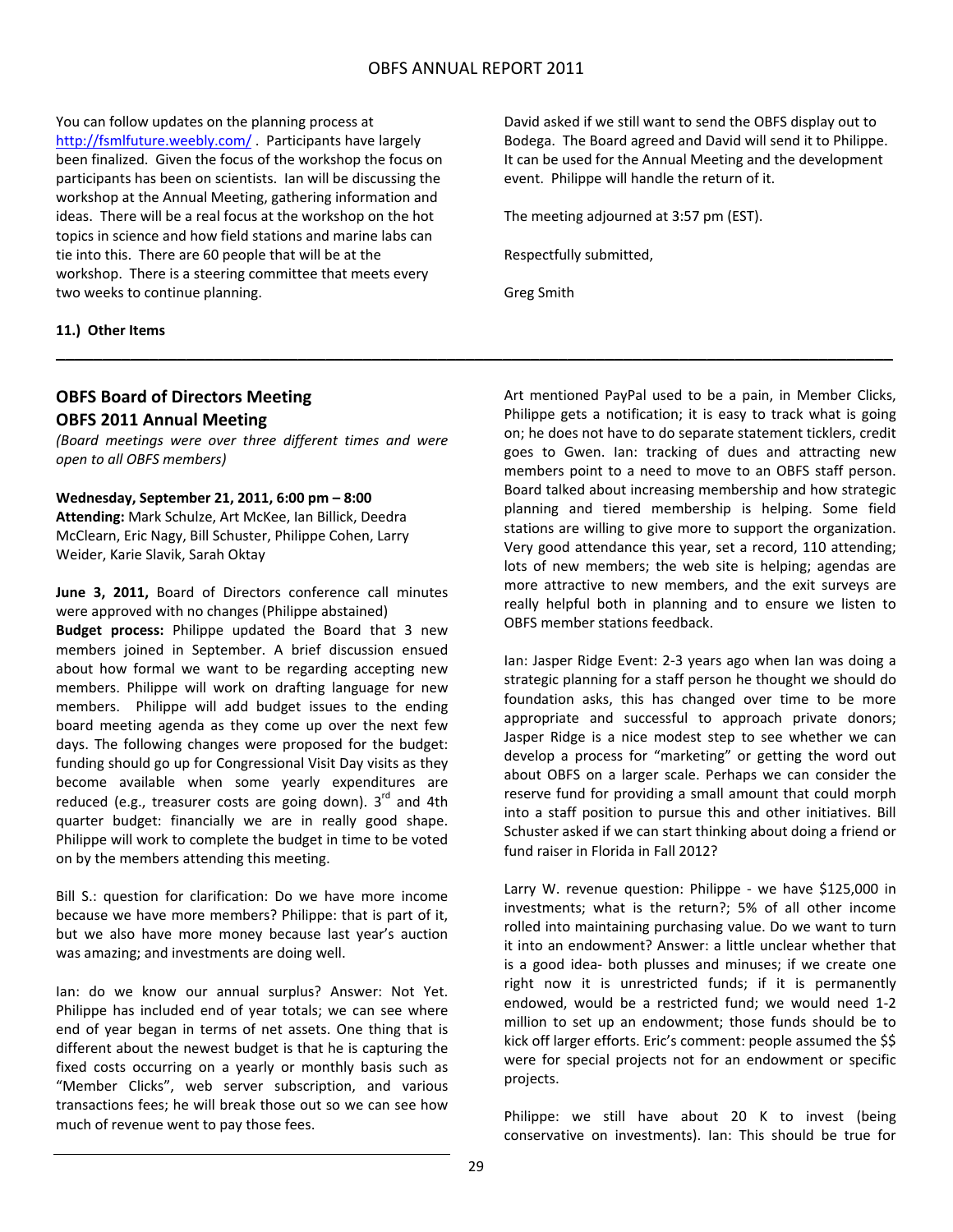You can follow updates on the planning process at http://fsmlfuture.weebly.com/ . Participants have largely been finalized. Given the focus of the workshop the focus on participants has been on scientists. Ian will be discussing the workshop at the Annual Meeting, gathering information and ideas. There will be a real focus at the workshop on the hot topics in science and how field stations and marine labs can tie into this. There are 60 people that will be at the workshop. There is a steering committee that meets every two weeks to continue planning.

**11.) Other Items**

David asked if we still want to send the OBFS display out to Bodega. The Board agreed and David will send it to Philippe. It can be used for the Annual Meeting and the development event. Philippe will handle the return of it.

The meeting adjourned at 3:57 pm (EST).

Respectfully submitted,

Greg Smith

---

## OBFS Board of Directors Meeting
## OBFS 2011 Annual Meeting

*(Board meetings were over three different times and were open to all OBFS members)*

**Wednesday, September 21, 2011, 6:00 pm – 8:00**
**Attending:** Mark Schulze, Art McKee, Ian Billick, Deedra McClearn, Eric Nagy, Bill Schuster, Philippe Cohen, Larry Weider, Karie Slavik, Sarah Oktay

**June 3, 2011,** Board of Directors conference call minutes were approved with no changes (Philippe abstained)

**Budget process:** Philippe updated the Board that 3 new members joined in September. A brief discussion ensued about how formal we want to be regarding accepting new members. Philippe will work on drafting language for new members. Philippe will add budget issues to the ending board meeting agenda as they come up over the next few days. The following changes were proposed for the budget: funding should go up for Congressional Visit Day visits as they become available when some yearly expenditures are reduced (e.g., treasurer costs are going down). 3rd and 4th quarter budget: financially we are in really good shape. Philippe will work to complete the budget in time to be voted on by the members attending this meeting.

Bill S.: question for clarification: Do we have more income because we have more members? Philippe: that is part of it, but we also have more money because last year's auction was amazing; and investments are doing well.

Ian: do we know our annual surplus? Answer: Not Yet. Philippe has included end of year totals; we can see where end of year began in terms of net assets. One thing that is different about the newest budget is that he is capturing the fixed costs occurring on a yearly or monthly basis such as "Member Clicks", web server subscription, and various transactions fees; he will break those out so we can see how much of revenue went to pay those fees.

Art mentioned PayPal used to be a pain, in Member Clicks, Philippe gets a notification; it is easy to track what is going on; he does not have to do separate statement ticklers, credit goes to Gwen. Ian: tracking of dues and attracting new members point to a need to move to an OBFS staff person. Board talked about increasing membership and how strategic planning and tiered membership is helping. Some field stations are willing to give more to support the organization. Very good attendance this year, set a record, 110 attending; lots of new members; the web site is helping; agendas are more attractive to new members, and the exit surveys are really helpful both in planning and to ensure we listen to OBFS member stations feedback.

Ian: Jasper Ridge Event: 2-3 years ago when Ian was doing a strategic planning for a staff person he thought we should do foundation asks, this has changed over time to be more appropriate and successful to approach private donors; Jasper Ridge is a nice modest step to see whether we can develop a process for "marketing" or getting the word out about OBFS on a larger scale. Perhaps we can consider the reserve fund for providing a small amount that could morph into a staff position to pursue this and other initiatives. Bill Schuster asked if we can start thinking about doing a friend or fund raiser in Florida in Fall 2012?

Larry W. revenue question: Philippe - we have $125,000 in investments; what is the return?; 5% of all other income rolled into maintaining purchasing value. Do we want to turn it into an endowment? Answer: a little unclear whether that is a good idea- both plusses and minuses; if we create one right now it is unrestricted funds; if it is permanently endowed, would be a restricted fund; we would need 1-2 million to set up an endowment; those funds should be to kick off larger efforts. Eric's comment: people assumed the $$ were for special projects not for an endowment or specific projects.

Philippe: we still have about 20 K to invest (being conservative on investments). Ian: This should be true for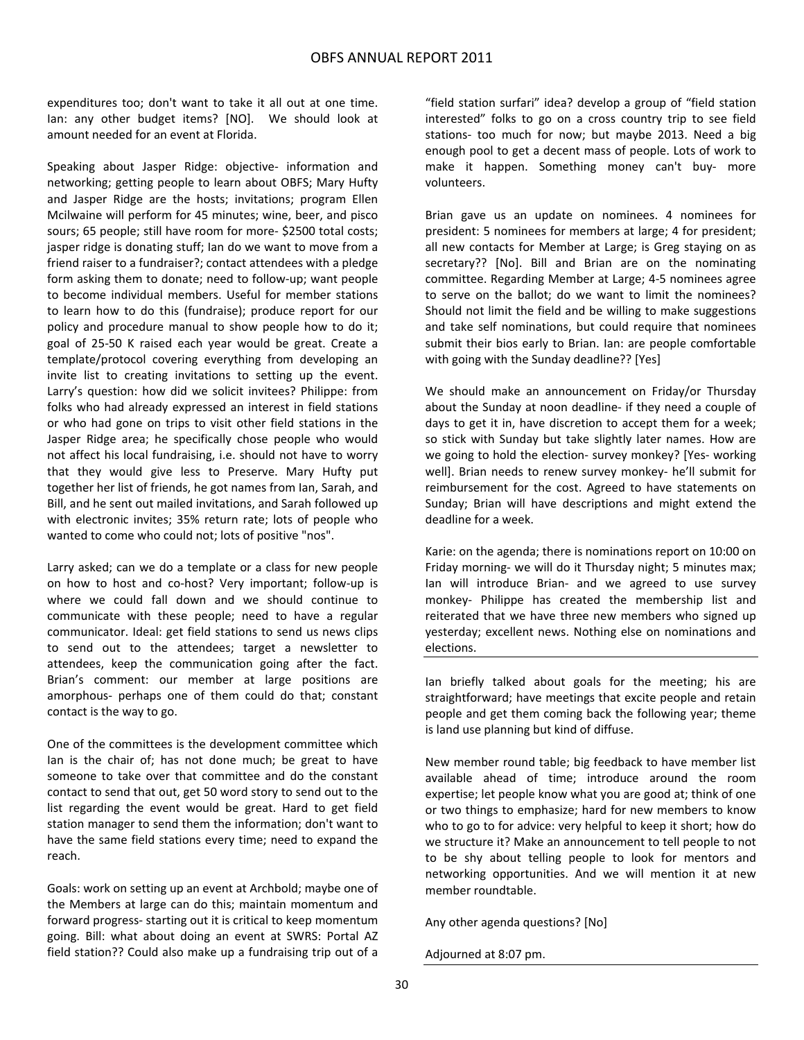expenditures too; don't want to take it all out at one time. Ian: any other budget items? [NO]. We should look at amount needed for an event at Florida.

Speaking about Jasper Ridge: objective- information and networking; getting people to learn about OBFS; Mary Hufty and Jasper Ridge are the hosts; invitations; program Ellen Mcilwaine will perform for 45 minutes; wine, beer, and pisco sours; 65 people; still have room for more- $2500 total costs; jasper ridge is donating stuff; Ian do we want to move from a friend raiser to a fundraiser?; contact attendees with a pledge form asking them to donate; need to follow-up; want people to become individual members. Useful for member stations to learn how to do this (fundraise); produce report for our policy and procedure manual to show people how to do it; goal of 25-50 K raised each year would be great. Create a template/protocol covering everything from developing an invite list to creating invitations to setting up the event. Larry's question: how did we solicit invitees? Philippe: from folks who had already expressed an interest in field stations or who had gone on trips to visit other field stations in the Jasper Ridge area; he specifically chose people who would not affect his local fundraising, i.e. should not have to worry that they would give less to Preserve. Mary Hufty put together her list of friends, he got names from Ian, Sarah, and Bill, and he sent out mailed invitations, and Sarah followed up with electronic invites; 35% return rate; lots of people who wanted to come who could not; lots of positive "nos".

Larry asked; can we do a template or a class for new people on how to host and co-host? Very important; follow-up is where we could fall down and we should continue to communicate with these people; need to have a regular communicator. Ideal: get field stations to send us news clips to send out to the attendees; target a newsletter to attendees, keep the communication going after the fact. Brian's comment: our member at large positions are amorphous- perhaps one of them could do that; constant contact is the way to go.

One of the committees is the development committee which Ian is the chair of; has not done much; be great to have someone to take over that committee and do the constant contact to send that out, get 50 word story to send out to the list regarding the event would be great. Hard to get field station manager to send them the information; don't want to have the same field stations every time; need to expand the reach.

Goals: work on setting up an event at Archbold; maybe one of the Members at large can do this; maintain momentum and forward progress- starting out it is critical to keep momentum going. Bill: what about doing an event at SWRS: Portal AZ field station?? Could also make up a fundraising trip out of a "field station surfari" idea? develop a group of "field station interested" folks to go on a cross country trip to see field stations- too much for now; but maybe 2013. Need a big enough pool to get a decent mass of people. Lots of work to make it happen. Something money can't buy- more volunteers.

Brian gave us an update on nominees. 4 nominees for president: 5 nominees for members at large; 4 for president; all new contacts for Member at Large; is Greg staying on as secretary?? [No]. Bill and Brian are on the nominating committee. Regarding Member at Large; 4-5 nominees agree to serve on the ballot; do we want to limit the nominees? Should not limit the field and be willing to make suggestions and take self nominations, but could require that nominees submit their bios early to Brian. Ian: are people comfortable with going with the Sunday deadline?? [Yes]

We should make an announcement on Friday/or Thursday about the Sunday at noon deadline- if they need a couple of days to get it in, have discretion to accept them for a week; so stick with Sunday but take slightly later names. How are we going to hold the election- survey monkey? [Yes- working well]. Brian needs to renew survey monkey- he'll submit for reimbursement for the cost. Agreed to have statements on Sunday; Brian will have descriptions and might extend the deadline for a week.

Karie: on the agenda; there is nominations report on 10:00 on Friday morning- we will do it Thursday night; 5 minutes max; Ian will introduce Brian- and we agreed to use survey monkey- Philippe has created the membership list and reiterated that we have three new members who signed up yesterday; excellent news. Nothing else on nominations and elections.

---

Ian briefly talked about goals for the meeting; his are straightforward; have meetings that excite people and retain people and get them coming back the following year; theme is land use planning but kind of diffuse.

New member round table; big feedback to have member list available ahead of time; introduce around the room expertise; let people know what you are good at; think of one or two things to emphasize; hard for new members to know who to go to for advice: very helpful to keep it short; how do we structure it? Make an announcement to tell people to not to be shy about telling people to look for mentors and networking opportunities. And we will mention it at new member roundtable.

Any other agenda questions? [No]

Adjourned at 8:07 pm.

---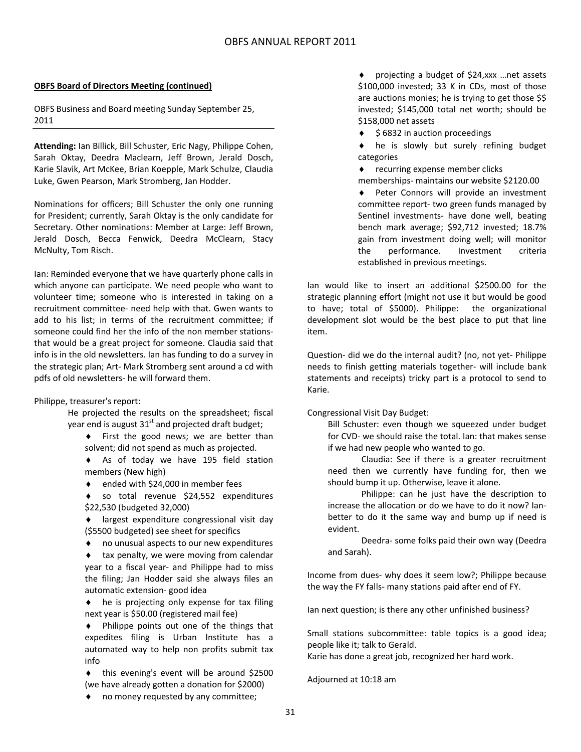**OBFS Board of Directors Meeting (continued)**

OBFS Business and Board meeting Sunday September 25, 2011

---

**Attending:** Ian Billick, Bill Schuster, Eric Nagy, Philippe Cohen, Sarah Oktay, Deedra Maclearn, Jeff Brown, Jerald Dosch, Karie Slavik, Art McKee, Brian Koepple, Mark Schulze, Claudia Luke, Gwen Pearson, Mark Stromberg, Jan Hodder.

Nominations for officers; Bill Schuster the only one running for President; currently, Sarah Oktay is the only candidate for Secretary. Other nominations: Member at Large: Jeff Brown, Jerald Dosch, Becca Fenwick, Deedra McClearn, Stacy McNulty, Tom Risch.

Ian: Reminded everyone that we have quarterly phone calls in which anyone can participate. We need people who want to volunteer time; someone who is interested in taking on a recruitment committee- need help with that. Gwen wants to add to his list; in terms of the recruitment committee; if someone could find her the info of the non member stations- that would be a great project for someone. Claudia said that info is in the old newsletters. Ian has funding to do a survey in the strategic plan; Art- Mark Stromberg sent around a cd with pdfs of old newsletters- he will forward them.

Philippe, treasurer's report:

He projected the results on the spreadsheet; fiscal year end is august 31st and projected draft budget;

- First the good news; we are better than solvent; did not spend as much as projected.
- As of today we have 195 field station members (New high)
- ended with $24,000 in member fees
- so total revenue $24,552 expenditures $22,530 (budgeted 32,000)
- largest expenditure congressional visit day ($5500 budgeted) see sheet for specifics
- no unusual aspects to our new expenditures
- tax penalty, we were moving from calendar year to a fiscal year- and Philippe had to miss the filing; Jan Hodder said she always files an automatic extension- good idea
- he is projecting only expense for tax filing next year is $50.00 (registered mail fee)
- Philippe points out one of the things that expedites filing is Urban Institute has a automated way to help non profits submit tax info
- this evening's event will be around $2500 (we have already gotten a donation for $2000)
- no money requested by any committee;
- projecting a budget of $24,xxx …net assets $100,000 invested; 33 K in CDs, most of those are auctions monies; he is trying to get those $$ invested; $145,000 total net worth; should be $158,000 net assets
- $ 6832 in auction proceedings
- he is slowly but surely refining budget categories
- recurring expense member clicks memberships- maintains our website $2120.00
- Peter Connors will provide an investment committee report- two green funds managed by Sentinel investments- have done well, beating bench mark average; $92,712 invested; 18.7% gain from investment doing well; will monitor the performance. Investment criteria established in previous meetings.

Ian would like to insert an additional $2500.00 for the strategic planning effort (might not use it but would be good to have; total of $5000). Philippe: the organizational development slot would be the best place to put that line item.

Question- did we do the internal audit? (no, not yet- Philippe needs to finish getting materials together- will include bank statements and receipts) tricky part is a protocol to send to Karie.

Congressional Visit Day Budget:

Bill Schuster: even though we squeezed under budget for CVD- we should raise the total. Ian: that makes sense if we had new people who wanted to go.

Claudia: See if there is a greater recruitment need then we currently have funding for, then we should bump it up. Otherwise, leave it alone.

Philippe: can he just have the description to increase the allocation or do we have to do it now? Ian- better to do it the same way and bump up if need is evident.

Deedra- some folks paid their own way (Deedra and Sarah).

Income from dues- why does it seem low?; Philippe because the way the FY falls- many stations paid after end of FY.

Ian next question; is there any other unfinished business?

Small stations subcommittee: table topics is a good idea; people like it; talk to Gerald.
Karie has done a great job, recognized her hard work.

Adjourned at 10:18 am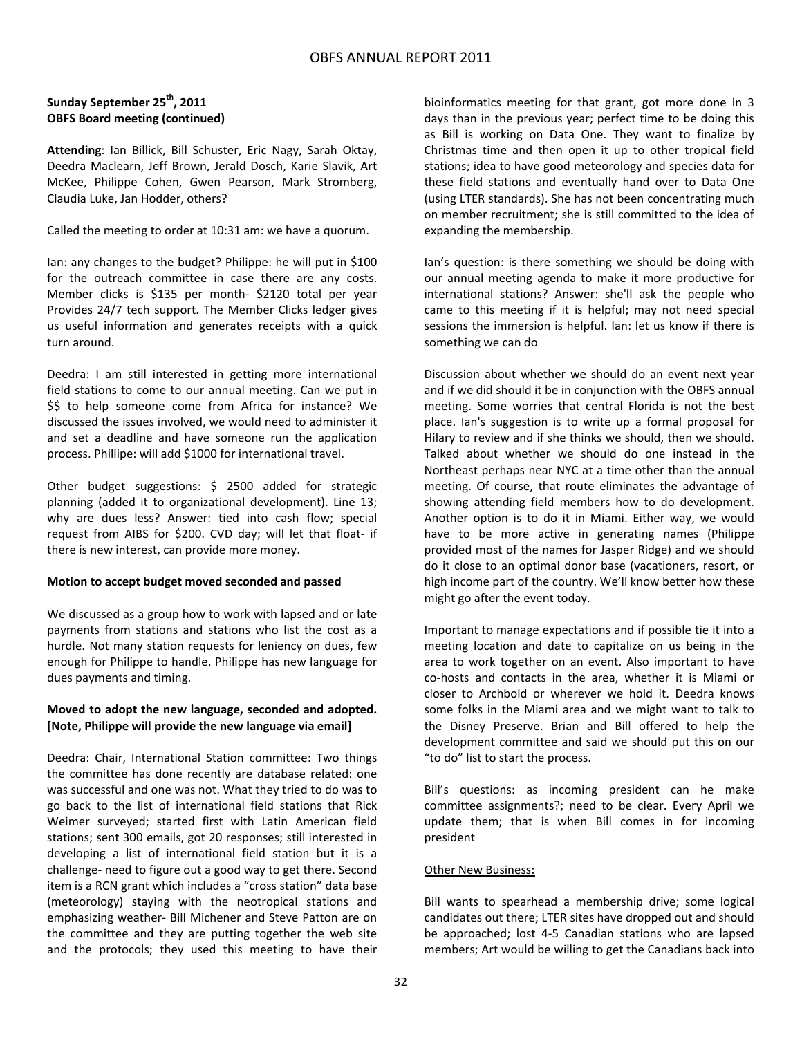**Sunday September 25th, 2011**
**OBFS Board meeting (continued)**

**Attending**: Ian Billick, Bill Schuster, Eric Nagy, Sarah Oktay, Deedra Maclearn, Jeff Brown, Jerald Dosch, Karie Slavik, Art McKee, Philippe Cohen, Gwen Pearson, Mark Stromberg, Claudia Luke, Jan Hodder, others?

Called the meeting to order at 10:31 am: we have a quorum.

Ian: any changes to the budget? Philippe: he will put in $100 for the outreach committee in case there are any costs. Member clicks is $135 per month- $2120 total per year Provides 24/7 tech support. The Member Clicks ledger gives us useful information and generates receipts with a quick turn around.

Deedra: I am still interested in getting more international field stations to come to our annual meeting. Can we put in $$ to help someone come from Africa for instance? We discussed the issues involved, we would need to administer it and set a deadline and have someone run the application process. Phillipe: will add $1000 for international travel.

Other budget suggestions: $ 2500 added for strategic planning (added it to organizational development). Line 13; why are dues less? Answer: tied into cash flow; special request from AIBS for $200. CVD day; will let that float- if there is new interest, can provide more money.

**Motion to accept budget moved seconded and passed**

We discussed as a group how to work with lapsed and or late payments from stations and stations who list the cost as a hurdle. Not many station requests for leniency on dues, few enough for Philippe to handle. Philippe has new language for dues payments and timing.

**Moved to adopt the new language, seconded and adopted. [Note, Philippe will provide the new language via email]**

Deedra: Chair, International Station committee: Two things the committee has done recently are database related: one was successful and one was not. What they tried to do was to go back to the list of international field stations that Rick Weimer surveyed; started first with Latin American field stations; sent 300 emails, got 20 responses; still interested in developing a list of international field station but it is a challenge- need to figure out a good way to get there. Second item is a RCN grant which includes a "cross station" data base (meteorology) staying with the neotropical stations and emphasizing weather- Bill Michener and Steve Patton are on the committee and they are putting together the web site and the protocols; they used this meeting to have their bioinformatics meeting for that grant, got more done in 3 days than in the previous year; perfect time to be doing this as Bill is working on Data One. They want to finalize by Christmas time and then open it up to other tropical field stations; idea to have good meteorology and species data for these field stations and eventually hand over to Data One (using LTER standards). She has not been concentrating much on member recruitment; she is still committed to the idea of expanding the membership.

Ian's question: is there something we should be doing with our annual meeting agenda to make it more productive for international stations? Answer: she'll ask the people who came to this meeting if it is helpful; may not need special sessions the immersion is helpful. Ian: let us know if there is something we can do

Discussion about whether we should do an event next year and if we did should it be in conjunction with the OBFS annual meeting. Some worries that central Florida is not the best place. Ian's suggestion is to write up a formal proposal for Hilary to review and if she thinks we should, then we should. Talked about whether we should do one instead in the Northeast perhaps near NYC at a time other than the annual meeting. Of course, that route eliminates the advantage of showing attending field members how to do development. Another option is to do it in Miami. Either way, we would have to be more active in generating names (Philippe provided most of the names for Jasper Ridge) and we should do it close to an optimal donor base (vacationers, resort, or high income part of the country. We'll know better how these might go after the event today.

Important to manage expectations and if possible tie it into a meeting location and date to capitalize on us being in the area to work together on an event. Also important to have co-hosts and contacts in the area, whether it is Miami or closer to Archbold or wherever we hold it. Deedra knows some folks in the Miami area and we might want to talk to the Disney Preserve. Brian and Bill offered to help the development committee and said we should put this on our "to do" list to start the process.

Bill's questions: as incoming president can he make committee assignments?; need to be clear. Every April we update them; that is when Bill comes in for incoming president

<u>Other New Business:</u>

Bill wants to spearhead a membership drive; some logical candidates out there; LTER sites have dropped out and should be approached; lost 4-5 Canadian stations who are lapsed members; Art would be willing to get the Canadians back into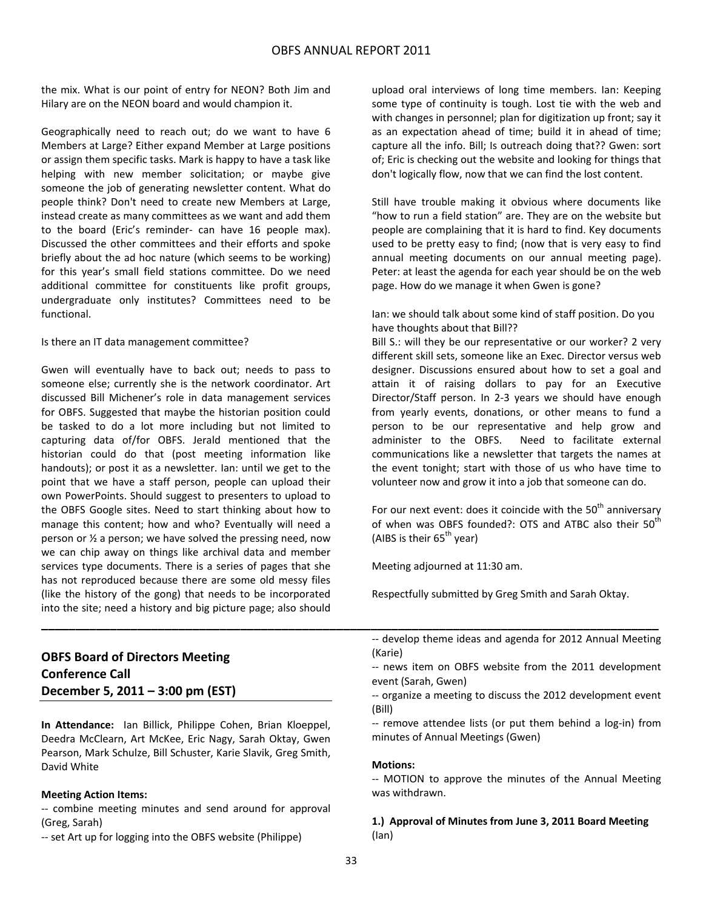the mix. What is our point of entry for NEON? Both Jim and Hilary are on the NEON board and would champion it.

Geographically need to reach out; do we want to have 6 Members at Large? Either expand Member at Large positions or assign them specific tasks. Mark is happy to have a task like helping with new member solicitation; or maybe give someone the job of generating newsletter content. What do people think? Don't need to create new Members at Large, instead create as many committees as we want and add them to the board (Eric's reminder- can have 16 people max). Discussed the other committees and their efforts and spoke briefly about the ad hoc nature (which seems to be working) for this year's small field stations committee. Do we need additional committee for constituents like profit groups, undergraduate only institutes? Committees need to be functional.

Is there an IT data management committee?

Gwen will eventually have to back out; needs to pass to someone else; currently she is the network coordinator. Art discussed Bill Michener's role in data management services for OBFS. Suggested that maybe the historian position could be tasked to do a lot more including but not limited to capturing data of/for OBFS. Jerald mentioned that the historian could do that (post meeting information like handouts); or post it as a newsletter. Ian: until we get to the point that we have a staff person, people can upload their own PowerPoints. Should suggest to presenters to upload to the OBFS Google sites. Need to start thinking about how to manage this content; how and who? Eventually will need a person or ½ a person; we have solved the pressing need, now we can chip away on things like archival data and member services type documents. There is a series of pages that she has not reproduced because there are some old messy files (like the history of the gong) that needs to be incorporated into the site; need a history and big picture page; also should upload oral interviews of long time members. Ian: Keeping some type of continuity is tough. Lost tie with the web and with changes in personnel; plan for digitization up front; say it as an expectation ahead of time; build it in ahead of time; capture all the info. Bill; Is outreach doing that?? Gwen: sort of; Eric is checking out the website and looking for things that don't logically flow, now that we can find the lost content.

Still have trouble making it obvious where documents like "how to run a field station" are. They are on the website but people are complaining that it is hard to find. Key documents used to be pretty easy to find; (now that is very easy to find annual meeting documents on our annual meeting page). Peter: at least the agenda for each year should be on the web page. How do we manage it when Gwen is gone?

Ian: we should talk about some kind of staff position. Do you have thoughts about that Bill??

Bill S.: will they be our representative or our worker? 2 very different skill sets, someone like an Exec. Director versus web designer. Discussions ensured about how to set a goal and attain it of raising dollars to pay for an Executive Director/Staff person. In 2-3 years we should have enough from yearly events, donations, or other means to fund a person to be our representative and help grow and administer to the OBFS. Need to facilitate external communications like a newsletter that targets the names at the event tonight; start with those of us who have time to volunteer now and grow it into a job that someone can do.

For our next event: does it coincide with the 50th anniversary of when was OBFS founded?: OTS and ATBC also their 50th (AIBS is their 65th year)

Meeting adjourned at 11:30 am.

Respectfully submitted by Greg Smith and Sarah Oktay.

---

## OBFS Board of Directors Meeting
## Conference Call
## December 5, 2011 – 3:00 pm (EST)

**In Attendance:** Ian Billick, Philippe Cohen, Brian Kloeppel, Deedra McClearn, Art McKee, Eric Nagy, Sarah Oktay, Gwen Pearson, Mark Schulze, Bill Schuster, Karie Slavik, Greg Smith, David White

**Meeting Action Items:**

-- combine meeting minutes and send around for approval (Greg, Sarah)

-- set Art up for logging into the OBFS website (Philippe)

-- develop theme ideas and agenda for 2012 Annual Meeting (Karie)

-- news item on OBFS website from the 2011 development event (Sarah, Gwen)

-- organize a meeting to discuss the 2012 development event (Bill)

-- remove attendee lists (or put them behind a log-in) from minutes of Annual Meetings (Gwen)

**Motions:**

-- MOTION to approve the minutes of the Annual Meeting was withdrawn.

**1.) Approval of Minutes from June 3, 2011 Board Meeting** (Ian)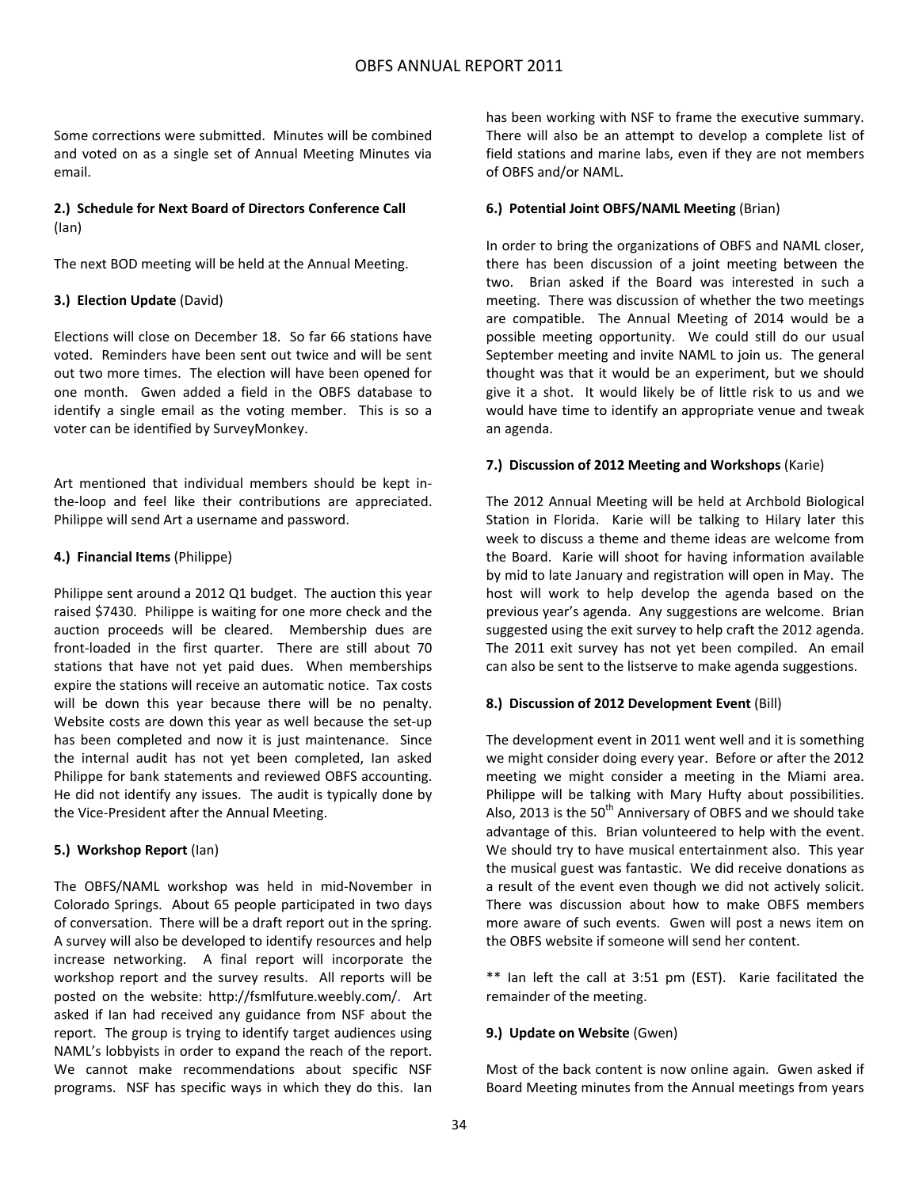Some corrections were submitted. Minutes will be combined and voted on as a single set of Annual Meeting Minutes via email.

**2.) Schedule for Next Board of Directors Conference Call** (Ian)

The next BOD meeting will be held at the Annual Meeting.

**3.) Election Update** (David)

Elections will close on December 18. So far 66 stations have voted. Reminders have been sent out twice and will be sent out two more times. The election will have been opened for one month. Gwen added a field in the OBFS database to identify a single email as the voting member. This is so a voter can be identified by SurveyMonkey.

Art mentioned that individual members should be kept in-the-loop and feel like their contributions are appreciated. Philippe will send Art a username and password.

**4.) Financial Items** (Philippe)

Philippe sent around a 2012 Q1 budget. The auction this year raised $7430. Philippe is waiting for one more check and the auction proceeds will be cleared. Membership dues are front-loaded in the first quarter. There are still about 70 stations that have not yet paid dues. When memberships expire the stations will receive an automatic notice. Tax costs will be down this year because there will be no penalty. Website costs are down this year as well because the set-up has been completed and now it is just maintenance. Since the internal audit has not yet been completed, Ian asked Philippe for bank statements and reviewed OBFS accounting. He did not identify any issues. The audit is typically done by the Vice-President after the Annual Meeting.

**5.) Workshop Report** (Ian)

The OBFS/NAML workshop was held in mid-November in Colorado Springs. About 65 people participated in two days of conversation. There will be a draft report out in the spring. A survey will also be developed to identify resources and help increase networking. A final report will incorporate the workshop report and the survey results. All reports will be posted on the website: http://fsmlfuture.weebly.com/. Art asked if Ian had received any guidance from NSF about the report. The group is trying to identify target audiences using NAML's lobbyists in order to expand the reach of the report. We cannot make recommendations about specific NSF programs. NSF has specific ways in which they do this. Ian has been working with NSF to frame the executive summary. There will also be an attempt to develop a complete list of field stations and marine labs, even if they are not members of OBFS and/or NAML.

**6.) Potential Joint OBFS/NAML Meeting** (Brian)

In order to bring the organizations of OBFS and NAML closer, there has been discussion of a joint meeting between the two. Brian asked if the Board was interested in such a meeting. There was discussion of whether the two meetings are compatible. The Annual Meeting of 2014 would be a possible meeting opportunity. We could still do our usual September meeting and invite NAML to join us. The general thought was that it would be an experiment, but we should give it a shot. It would likely be of little risk to us and we would have time to identify an appropriate venue and tweak an agenda.

**7.) Discussion of 2012 Meeting and Workshops** (Karie)

The 2012 Annual Meeting will be held at Archbold Biological Station in Florida. Karie will be talking to Hilary later this week to discuss a theme and theme ideas are welcome from the Board. Karie will shoot for having information available by mid to late January and registration will open in May. The host will work to help develop the agenda based on the previous year's agenda. Any suggestions are welcome. Brian suggested using the exit survey to help craft the 2012 agenda. The 2011 exit survey has not yet been compiled. An email can also be sent to the listserve to make agenda suggestions.

**8.) Discussion of 2012 Development Event** (Bill)

The development event in 2011 went well and it is something we might consider doing every year. Before or after the 2012 meeting we might consider a meeting in the Miami area. Philippe will be talking with Mary Hufty about possibilities. Also, 2013 is the 50$^{th}$ Anniversary of OBFS and we should take advantage of this. Brian volunteered to help with the event. We should try to have musical entertainment also. This year the musical guest was fantastic. We did receive donations as a result of the event even though we did not actively solicit. There was discussion about how to make OBFS members more aware of such events. Gwen will post a news item on the OBFS website if someone will send her content.

** Ian left the call at 3:51 pm (EST). Karie facilitated the remainder of the meeting.

**9.) Update on Website** (Gwen)

Most of the back content is now online again. Gwen asked if Board Meeting minutes from the Annual meetings from years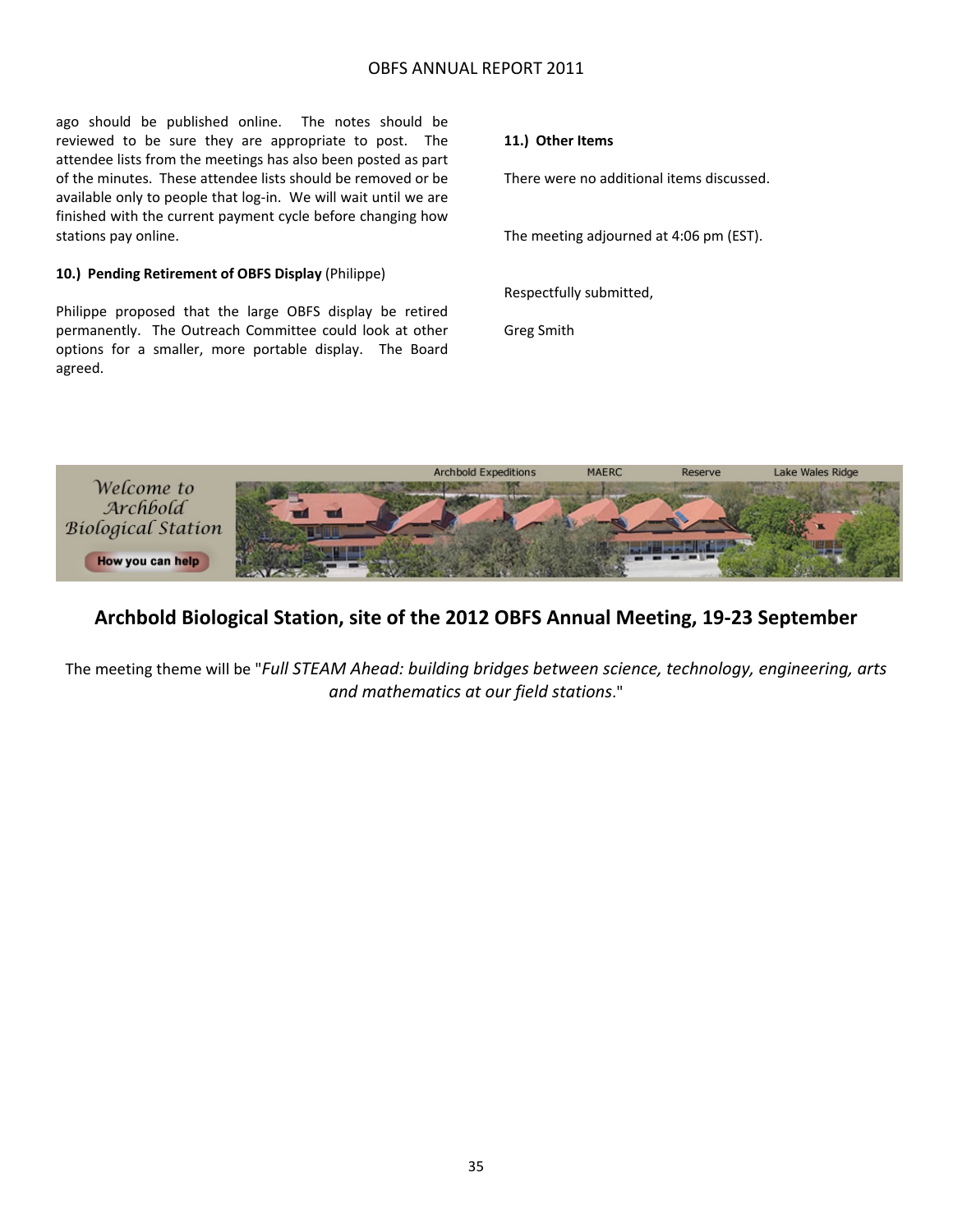ago should be published online. The notes should be reviewed to be sure they are appropriate to post. The attendee lists from the meetings has also been posted as part of the minutes. These attendee lists should be removed or be available only to people that log-in. We will wait until we are finished with the current payment cycle before changing how stations pay online.

**10.) Pending Retirement of OBFS Display** (Philippe)

Philippe proposed that the large OBFS display be retired permanently. The Outreach Committee could look at other options for a smaller, more portable display. The Board agreed.

**11.) Other Items**

There were no additional items discussed.

The meeting adjourned at 4:06 pm (EST).

Respectfully submitted,

Greg Smith

Welcome to Archbold Biological Station

How you can help

Archbold Expeditions

MAERC

Reserve

Lake Wales Ridge

## Archbold Biological Station, site of the 2012 OBFS Annual Meeting, 19-23 September

The meeting theme will be "*Full STEAM Ahead: building bridges between science, technology, engineering, arts and mathematics at our field stations*."